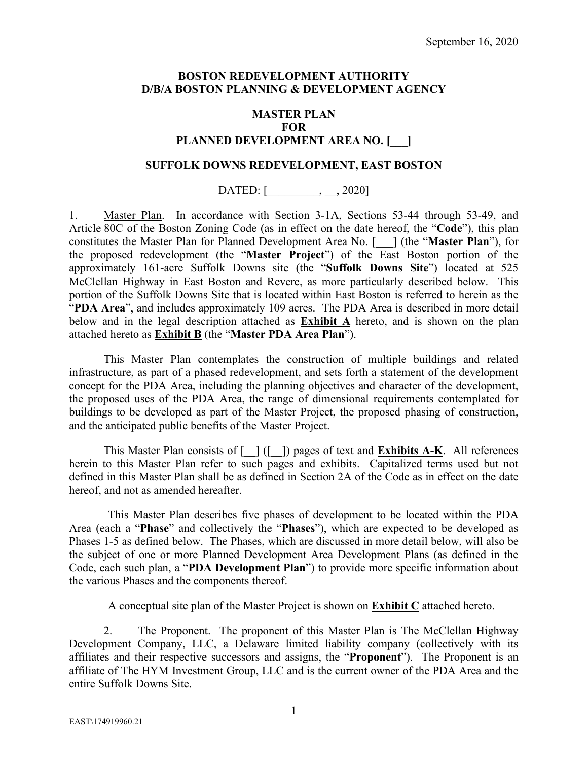September 16, 2020

**BOSTON REDEVELOPMENT AUTHORITY**
**D/B/A BOSTON PLANNING & DEVELOPMENT AGENCY**

**MASTER PLAN**
**FOR**
**PLANNED DEVELOPMENT AREA NO. [___]**

**SUFFOLK DOWNS REDEVELOPMENT, EAST BOSTON**

DATED: [_________, __, 2020]

1. Master Plan. In accordance with Section 3-1A, Sections 53-44 through 53-49, and Article 80C of the Boston Zoning Code (as in effect on the date hereof, the "**Code**"), this plan constitutes the Master Plan for Planned Development Area No. [___] (the "**Master Plan**"), for the proposed redevelopment (the "**Master Project**") of the East Boston portion of the approximately 161-acre Suffolk Downs site (the "**Suffolk Downs Site**") located at 525 McClellan Highway in East Boston and Revere, as more particularly described below. This portion of the Suffolk Downs Site that is located within East Boston is referred to herein as the "**PDA Area**", and includes approximately 109 acres. The PDA Area is described in more detail below and in the legal description attached as **Exhibit A** hereto, and is shown on the plan attached hereto as **Exhibit B** (the "**Master PDA Area Plan**").

This Master Plan contemplates the construction of multiple buildings and related infrastructure, as part of a phased redevelopment, and sets forth a statement of the development concept for the PDA Area, including the planning objectives and character of the development, the proposed uses of the PDA Area, the range of dimensional requirements contemplated for buildings to be developed as part of the Master Project, the proposed phasing of construction, and the anticipated public benefits of the Master Project.

This Master Plan consists of [__] ([__]) pages of text and **Exhibits A-K**. All references herein to this Master Plan refer to such pages and exhibits. Capitalized terms used but not defined in this Master Plan shall be as defined in Section 2A of the Code as in effect on the date hereof, and not as amended hereafter.

This Master Plan describes five phases of development to be located within the PDA Area (each a "**Phase**" and collectively the "**Phases**"), which are expected to be developed as Phases 1-5 as defined below. The Phases, which are discussed in more detail below, will also be the subject of one or more Planned Development Area Development Plans (as defined in the Code, each such plan, a "**PDA Development Plan**") to provide more specific information about the various Phases and the components thereof.

A conceptual site plan of the Master Project is shown on **Exhibit C** attached hereto.

2. The Proponent. The proponent of this Master Plan is The McClellan Highway Development Company, LLC, a Delaware limited liability company (collectively with its affiliates and their respective successors and assigns, the "**Proponent**"). The Proponent is an affiliate of The HYM Investment Group, LLC and is the current owner of the PDA Area and the entire Suffolk Downs Site.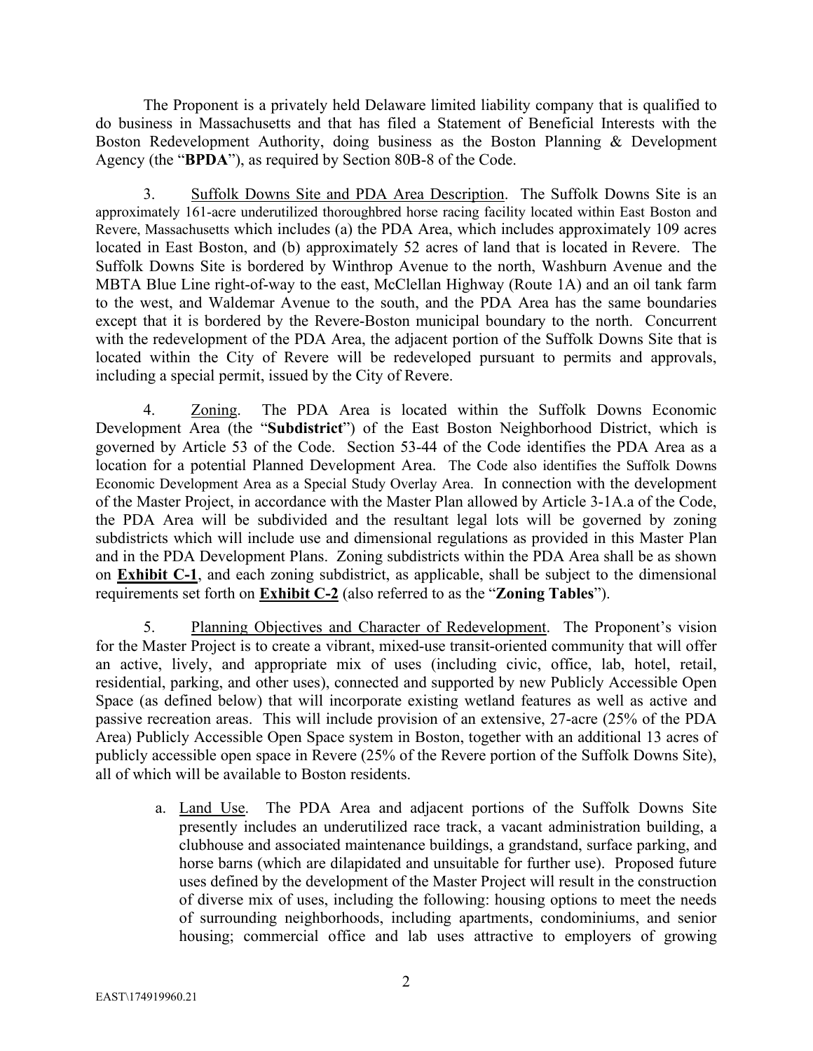The Proponent is a privately held Delaware limited liability company that is qualified to do business in Massachusetts and that has filed a Statement of Beneficial Interests with the Boston Redevelopment Authority, doing business as the Boston Planning & Development Agency (the "**BPDA**"), as required by Section 80B-8 of the Code.

3. Suffolk Downs Site and PDA Area Description. The Suffolk Downs Site is an approximately 161-acre underutilized thoroughbred horse racing facility located within East Boston and Revere, Massachusetts which includes (a) the PDA Area, which includes approximately 109 acres located in East Boston, and (b) approximately 52 acres of land that is located in Revere. The Suffolk Downs Site is bordered by Winthrop Avenue to the north, Washburn Avenue and the MBTA Blue Line right-of-way to the east, McClellan Highway (Route 1A) and an oil tank farm to the west, and Waldemar Avenue to the south, and the PDA Area has the same boundaries except that it is bordered by the Revere-Boston municipal boundary to the north. Concurrent with the redevelopment of the PDA Area, the adjacent portion of the Suffolk Downs Site that is located within the City of Revere will be redeveloped pursuant to permits and approvals, including a special permit, issued by the City of Revere.

4. Zoning. The PDA Area is located within the Suffolk Downs Economic Development Area (the "**Subdistrict**") of the East Boston Neighborhood District, which is governed by Article 53 of the Code. Section 53-44 of the Code identifies the PDA Area as a location for a potential Planned Development Area. The Code also identifies the Suffolk Downs Economic Development Area as a Special Study Overlay Area. In connection with the development of the Master Project, in accordance with the Master Plan allowed by Article 3-1A.a of the Code, the PDA Area will be subdivided and the resultant legal lots will be governed by zoning subdistricts which will include use and dimensional regulations as provided in this Master Plan and in the PDA Development Plans. Zoning subdistricts within the PDA Area shall be as shown on **Exhibit C-1**, and each zoning subdistrict, as applicable, shall be subject to the dimensional requirements set forth on **Exhibit C-2** (also referred to as the "**Zoning Tables**").

5. Planning Objectives and Character of Redevelopment. The Proponent's vision for the Master Project is to create a vibrant, mixed-use transit-oriented community that will offer an active, lively, and appropriate mix of uses (including civic, office, lab, hotel, retail, residential, parking, and other uses), connected and supported by new Publicly Accessible Open Space (as defined below) that will incorporate existing wetland features as well as active and passive recreation areas. This will include provision of an extensive, 27-acre (25% of the PDA Area) Publicly Accessible Open Space system in Boston, together with an additional 13 acres of publicly accessible open space in Revere (25% of the Revere portion of the Suffolk Downs Site), all of which will be available to Boston residents.

a. Land Use. The PDA Area and adjacent portions of the Suffolk Downs Site presently includes an underutilized race track, a vacant administration building, a clubhouse and associated maintenance buildings, a grandstand, surface parking, and horse barns (which are dilapidated and unsuitable for further use). Proposed future uses defined by the development of the Master Project will result in the construction of diverse mix of uses, including the following: housing options to meet the needs of surrounding neighborhoods, including apartments, condominiums, and senior housing; commercial office and lab uses attractive to employers of growing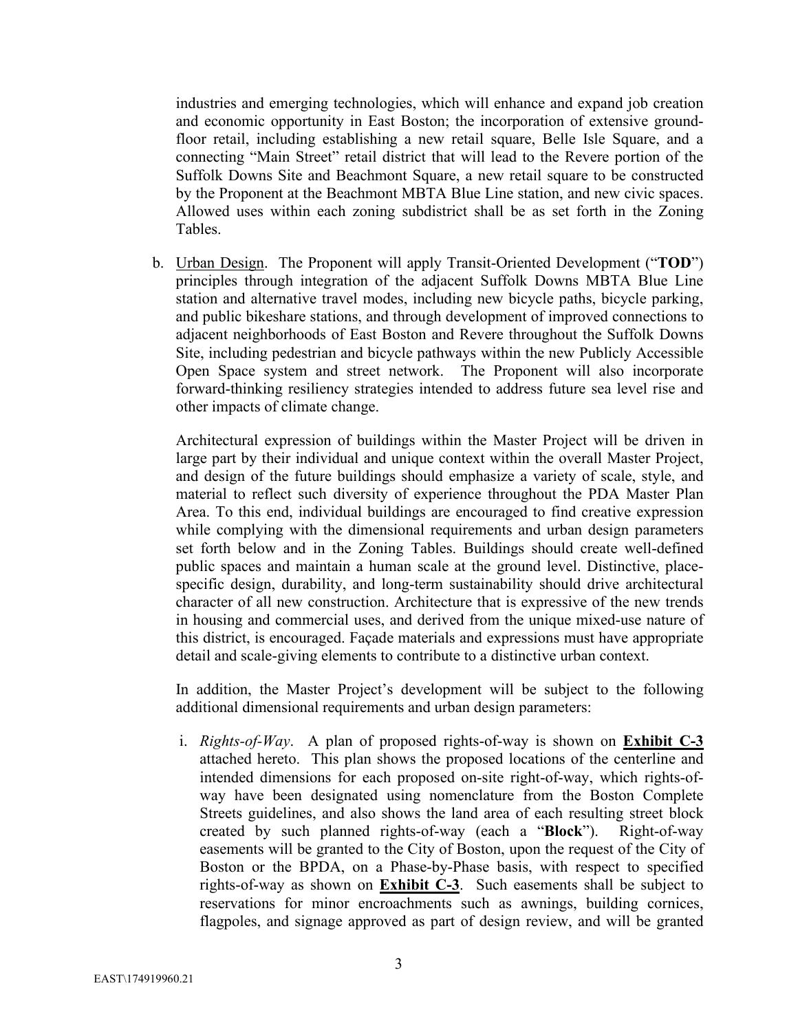industries and emerging technologies, which will enhance and expand job creation and economic opportunity in East Boston; the incorporation of extensive ground-floor retail, including establishing a new retail square, Belle Isle Square, and a connecting "Main Street" retail district that will lead to the Revere portion of the Suffolk Downs Site and Beachmont Square, a new retail square to be constructed by the Proponent at the Beachmont MBTA Blue Line station, and new civic spaces. Allowed uses within each zoning subdistrict shall be as set forth in the Zoning Tables.

b. Urban Design. The Proponent will apply Transit-Oriented Development ("**TOD**") principles through integration of the adjacent Suffolk Downs MBTA Blue Line station and alternative travel modes, including new bicycle paths, bicycle parking, and public bikeshare stations, and through development of improved connections to adjacent neighborhoods of East Boston and Revere throughout the Suffolk Downs Site, including pedestrian and bicycle pathways within the new Publicly Accessible Open Space system and street network. The Proponent will also incorporate forward-thinking resiliency strategies intended to address future sea level rise and other impacts of climate change.

   Architectural expression of buildings within the Master Project will be driven in large part by their individual and unique context within the overall Master Project, and design of the future buildings should emphasize a variety of scale, style, and material to reflect such diversity of experience throughout the PDA Master Plan Area. To this end, individual buildings are encouraged to find creative expression while complying with the dimensional requirements and urban design parameters set forth below and in the Zoning Tables. Buildings should create well-defined public spaces and maintain a human scale at the ground level. Distinctive, place-specific design, durability, and long-term sustainability should drive architectural character of all new construction. Architecture that is expressive of the new trends in housing and commercial uses, and derived from the unique mixed-use nature of this district, is encouraged. Façade materials and expressions must have appropriate detail and scale-giving elements to contribute to a distinctive urban context.

   In addition, the Master Project's development will be subject to the following additional dimensional requirements and urban design parameters:

   i. *Rights-of-Way*. A plan of proposed rights-of-way is shown on **Exhibit C-3** attached hereto. This plan shows the proposed locations of the centerline and intended dimensions for each proposed on-site right-of-way, which rights-of-way have been designated using nomenclature from the Boston Complete Streets guidelines, and also shows the land area of each resulting street block created by such planned rights-of-way (each a "**Block**"). Right-of-way easements will be granted to the City of Boston, upon the request of the City of Boston or the BPDA, on a Phase-by-Phase basis, with respect to specified rights-of-way as shown on **Exhibit C-3**. Such easements shall be subject to reservations for minor encroachments such as awnings, building cornices, flagpoles, and signage approved as part of design review, and will be granted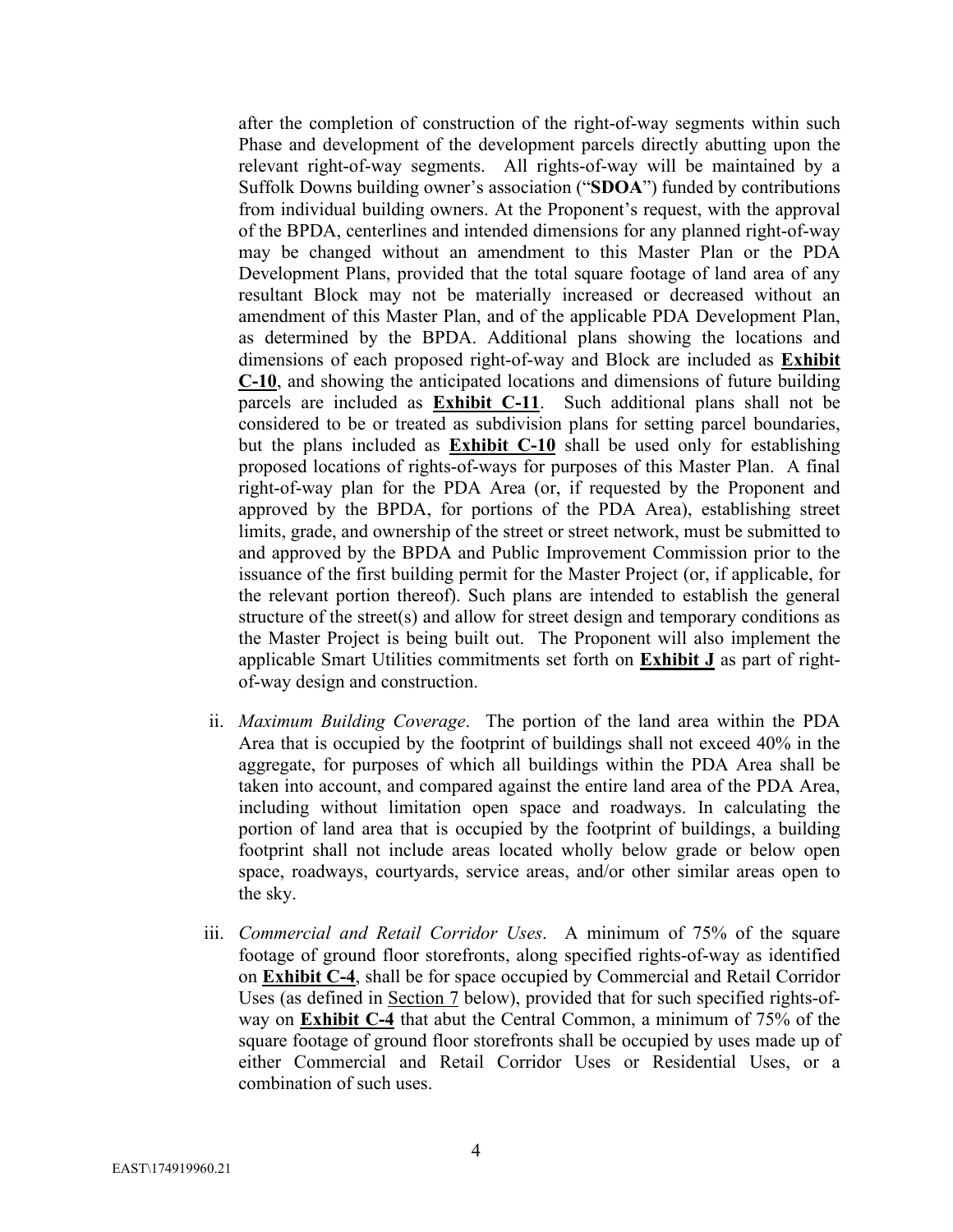after the completion of construction of the right-of-way segments within such Phase and development of the development parcels directly abutting upon the relevant right-of-way segments. All rights-of-way will be maintained by a Suffolk Downs building owner's association ("**SDOA**") funded by contributions from individual building owners. At the Proponent's request, with the approval of the BPDA, centerlines and intended dimensions for any planned right-of-way may be changed without an amendment to this Master Plan or the PDA Development Plans, provided that the total square footage of land area of any resultant Block may not be materially increased or decreased without an amendment of this Master Plan, and of the applicable PDA Development Plan, as determined by the BPDA. Additional plans showing the locations and dimensions of each proposed right-of-way and Block are included as **Exhibit C-10**, and showing the anticipated locations and dimensions of future building parcels are included as **Exhibit C-11**. Such additional plans shall not be considered to be or treated as subdivision plans for setting parcel boundaries, but the plans included as **Exhibit C-10** shall be used only for establishing proposed locations of rights-of-ways for purposes of this Master Plan. A final right-of-way plan for the PDA Area (or, if requested by the Proponent and approved by the BPDA, for portions of the PDA Area), establishing street limits, grade, and ownership of the street or street network, must be submitted to and approved by the BPDA and Public Improvement Commission prior to the issuance of the first building permit for the Master Project (or, if applicable, for the relevant portion thereof). Such plans are intended to establish the general structure of the street(s) and allow for street design and temporary conditions as the Master Project is being built out. The Proponent will also implement the applicable Smart Utilities commitments set forth on **Exhibit J** as part of right-of-way design and construction.

ii. *Maximum Building Coverage*. The portion of the land area within the PDA Area that is occupied by the footprint of buildings shall not exceed 40% in the aggregate, for purposes of which all buildings within the PDA Area shall be taken into account, and compared against the entire land area of the PDA Area, including without limitation open space and roadways. In calculating the portion of land area that is occupied by the footprint of buildings, a building footprint shall not include areas located wholly below grade or below open space, roadways, courtyards, service areas, and/or other similar areas open to the sky.

iii. *Commercial and Retail Corridor Uses*. A minimum of 75% of the square footage of ground floor storefronts, along specified rights-of-way as identified on **Exhibit C-4**, shall be for space occupied by Commercial and Retail Corridor Uses (as defined in Section 7 below), provided that for such specified rights-of-way on **Exhibit C-4** that abut the Central Common, a minimum of 75% of the square footage of ground floor storefronts shall be occupied by uses made up of either Commercial and Retail Corridor Uses or Residential Uses, or a combination of such uses.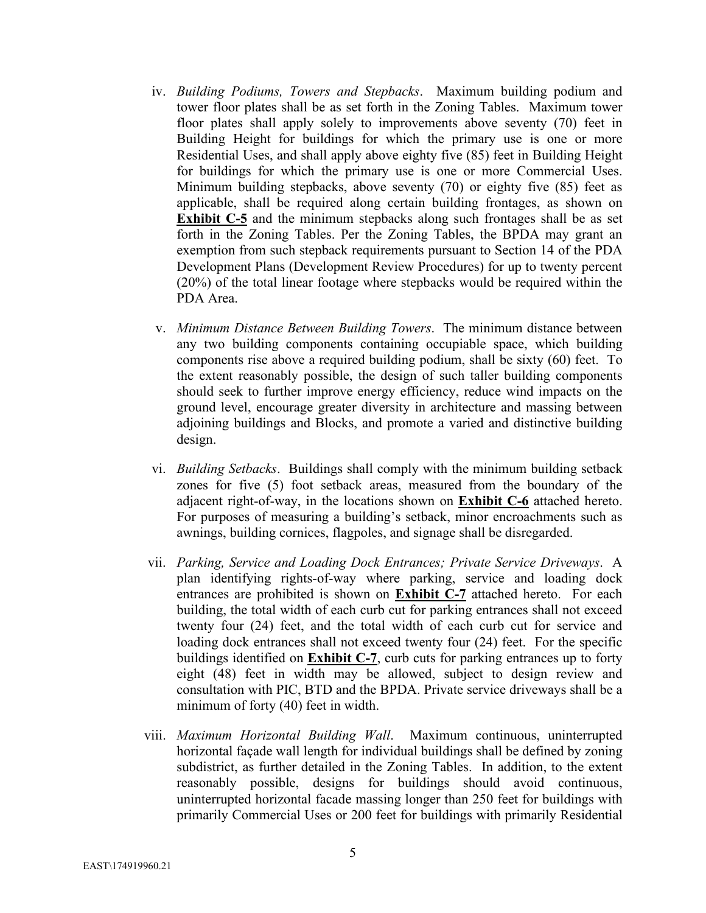iv. *Building Podiums, Towers and Stepbacks*. Maximum building podium and tower floor plates shall be as set forth in the Zoning Tables. Maximum tower floor plates shall apply solely to improvements above seventy (70) feet in Building Height for buildings for which the primary use is one or more Residential Uses, and shall apply above eighty five (85) feet in Building Height for buildings for which the primary use is one or more Commercial Uses. Minimum building stepbacks, above seventy (70) or eighty five (85) feet as applicable, shall be required along certain building frontages, as shown on **Exhibit C-5** and the minimum stepbacks along such frontages shall be as set forth in the Zoning Tables. Per the Zoning Tables, the BPDA may grant an exemption from such stepback requirements pursuant to Section 14 of the PDA Development Plans (Development Review Procedures) for up to twenty percent (20%) of the total linear footage where stepbacks would be required within the PDA Area.

v. *Minimum Distance Between Building Towers*. The minimum distance between any two building components containing occupiable space, which building components rise above a required building podium, shall be sixty (60) feet. To the extent reasonably possible, the design of such taller building components should seek to further improve energy efficiency, reduce wind impacts on the ground level, encourage greater diversity in architecture and massing between adjoining buildings and Blocks, and promote a varied and distinctive building design.

vi. *Building Setbacks*. Buildings shall comply with the minimum building setback zones for five (5) foot setback areas, measured from the boundary of the adjacent right-of-way, in the locations shown on **Exhibit C-6** attached hereto. For purposes of measuring a building's setback, minor encroachments such as awnings, building cornices, flagpoles, and signage shall be disregarded.

vii. *Parking, Service and Loading Dock Entrances; Private Service Driveways*. A plan identifying rights-of-way where parking, service and loading dock entrances are prohibited is shown on **Exhibit C-7** attached hereto. For each building, the total width of each curb cut for parking entrances shall not exceed twenty four (24) feet, and the total width of each curb cut for service and loading dock entrances shall not exceed twenty four (24) feet. For the specific buildings identified on **Exhibit C-7**, curb cuts for parking entrances up to forty eight (48) feet in width may be allowed, subject to design review and consultation with PIC, BTD and the BPDA. Private service driveways shall be a minimum of forty (40) feet in width.

viii. *Maximum Horizontal Building Wall*. Maximum continuous, uninterrupted horizontal façade wall length for individual buildings shall be defined by zoning subdistrict, as further detailed in the Zoning Tables. In addition, to the extent reasonably possible, designs for buildings should avoid continuous, uninterrupted horizontal facade massing longer than 250 feet for buildings with primarily Commercial Uses or 200 feet for buildings with primarily Residential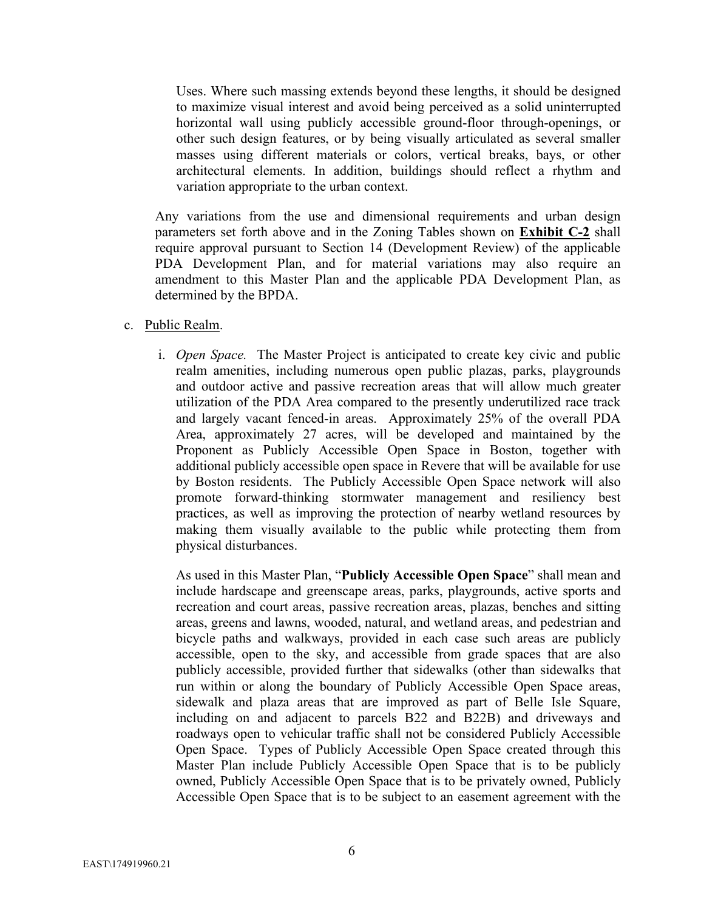Uses. Where such massing extends beyond these lengths, it should be designed to maximize visual interest and avoid being perceived as a solid uninterrupted horizontal wall using publicly accessible ground-floor through-openings, or other such design features, or by being visually articulated as several smaller masses using different materials or colors, vertical breaks, bays, or other architectural elements. In addition, buildings should reflect a rhythm and variation appropriate to the urban context.

Any variations from the use and dimensional requirements and urban design parameters set forth above and in the Zoning Tables shown on **Exhibit C-2** shall require approval pursuant to Section 14 (Development Review) of the applicable PDA Development Plan, and for material variations may also require an amendment to this Master Plan and the applicable PDA Development Plan, as determined by the BPDA.

c. Public Realm.

i. *Open Space.* The Master Project is anticipated to create key civic and public realm amenities, including numerous open public plazas, parks, playgrounds and outdoor active and passive recreation areas that will allow much greater utilization of the PDA Area compared to the presently underutilized race track and largely vacant fenced-in areas. Approximately 25% of the overall PDA Area, approximately 27 acres, will be developed and maintained by the Proponent as Publicly Accessible Open Space in Boston, together with additional publicly accessible open space in Revere that will be available for use by Boston residents. The Publicly Accessible Open Space network will also promote forward-thinking stormwater management and resiliency best practices, as well as improving the protection of nearby wetland resources by making them visually available to the public while protecting them from physical disturbances.

As used in this Master Plan, "**Publicly Accessible Open Space**" shall mean and include hardscape and greenscape areas, parks, playgrounds, active sports and recreation and court areas, passive recreation areas, plazas, benches and sitting areas, greens and lawns, wooded, natural, and wetland areas, and pedestrian and bicycle paths and walkways, provided in each case such areas are publicly accessible, open to the sky, and accessible from grade spaces that are also publicly accessible, provided further that sidewalks (other than sidewalks that run within or along the boundary of Publicly Accessible Open Space areas, sidewalk and plaza areas that are improved as part of Belle Isle Square, including on and adjacent to parcels B22 and B22B) and driveways and roadways open to vehicular traffic shall not be considered Publicly Accessible Open Space. Types of Publicly Accessible Open Space created through this Master Plan include Publicly Accessible Open Space that is to be publicly owned, Publicly Accessible Open Space that is to be privately owned, Publicly Accessible Open Space that is to be subject to an easement agreement with the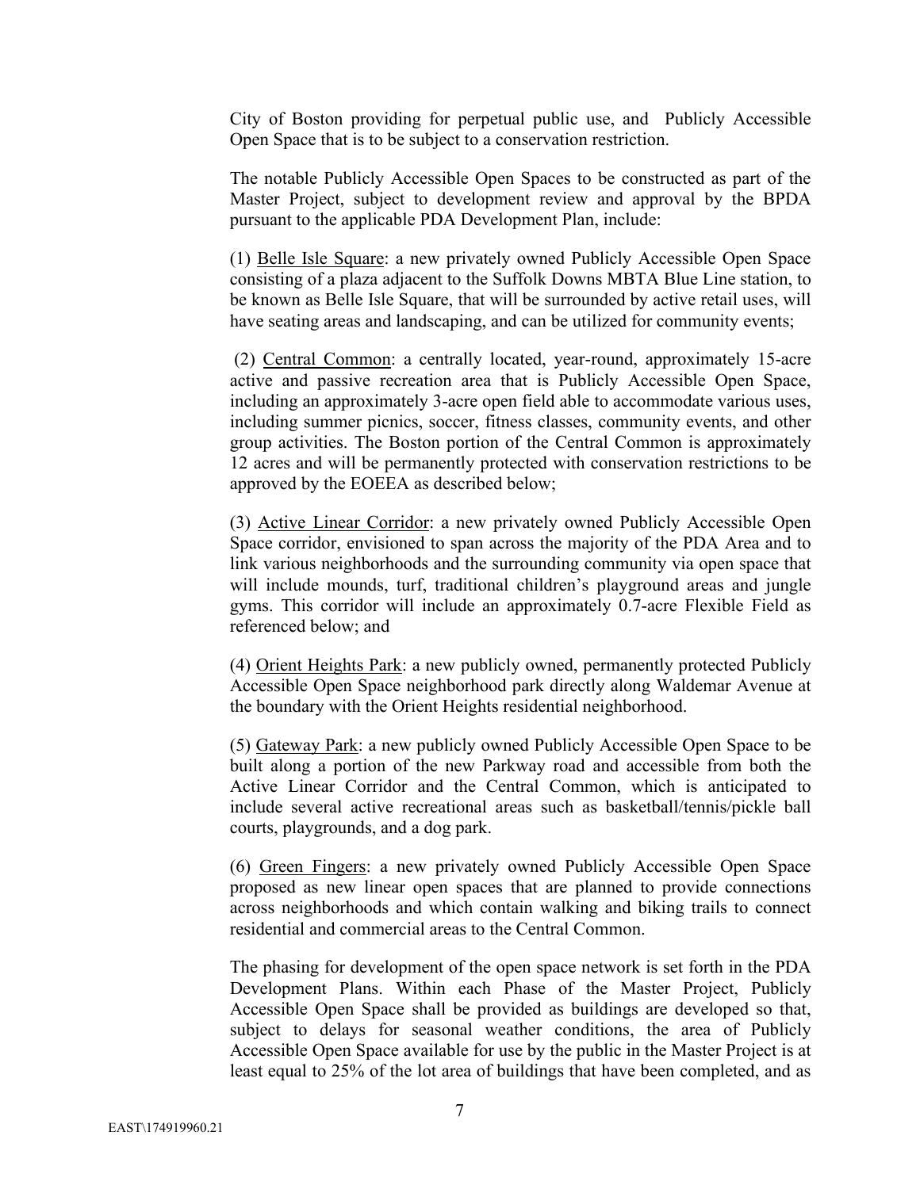City of Boston providing for perpetual public use, and Publicly Accessible Open Space that is to be subject to a conservation restriction.

The notable Publicly Accessible Open Spaces to be constructed as part of the Master Project, subject to development review and approval by the BPDA pursuant to the applicable PDA Development Plan, include:

(1) Belle Isle Square: a new privately owned Publicly Accessible Open Space consisting of a plaza adjacent to the Suffolk Downs MBTA Blue Line station, to be known as Belle Isle Square, that will be surrounded by active retail uses, will have seating areas and landscaping, and can be utilized for community events;

(2) Central Common: a centrally located, year-round, approximately 15-acre active and passive recreation area that is Publicly Accessible Open Space, including an approximately 3-acre open field able to accommodate various uses, including summer picnics, soccer, fitness classes, community events, and other group activities. The Boston portion of the Central Common is approximately 12 acres and will be permanently protected with conservation restrictions to be approved by the EOEEA as described below;

(3) Active Linear Corridor: a new privately owned Publicly Accessible Open Space corridor, envisioned to span across the majority of the PDA Area and to link various neighborhoods and the surrounding community via open space that will include mounds, turf, traditional children's playground areas and jungle gyms. This corridor will include an approximately 0.7-acre Flexible Field as referenced below; and

(4) Orient Heights Park: a new publicly owned, permanently protected Publicly Accessible Open Space neighborhood park directly along Waldemar Avenue at the boundary with the Orient Heights residential neighborhood.

(5) Gateway Park: a new publicly owned Publicly Accessible Open Space to be built along a portion of the new Parkway road and accessible from both the Active Linear Corridor and the Central Common, which is anticipated to include several active recreational areas such as basketball/tennis/pickle ball courts, playgrounds, and a dog park.

(6) Green Fingers: a new privately owned Publicly Accessible Open Space proposed as new linear open spaces that are planned to provide connections across neighborhoods and which contain walking and biking trails to connect residential and commercial areas to the Central Common.

The phasing for development of the open space network is set forth in the PDA Development Plans. Within each Phase of the Master Project, Publicly Accessible Open Space shall be provided as buildings are developed so that, subject to delays for seasonal weather conditions, the area of Publicly Accessible Open Space available for use by the public in the Master Project is at least equal to 25% of the lot area of buildings that have been completed, and as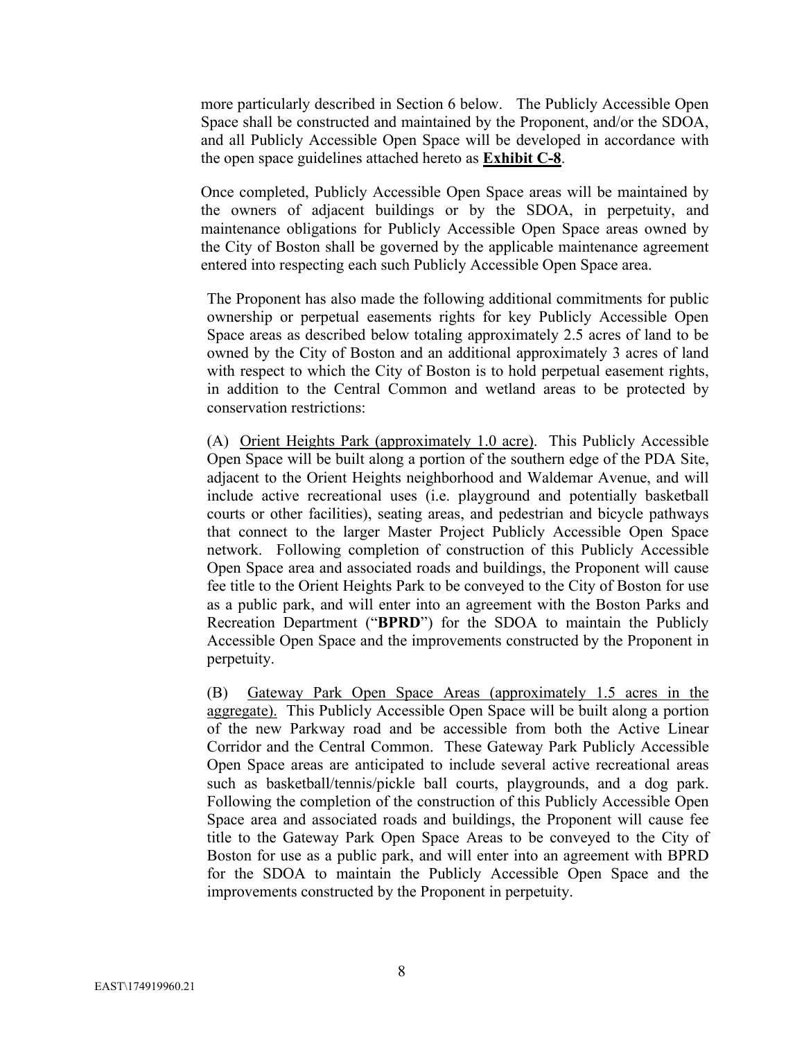more particularly described in Section 6 below. The Publicly Accessible Open Space shall be constructed and maintained by the Proponent, and/or the SDOA, and all Publicly Accessible Open Space will be developed in accordance with the open space guidelines attached hereto as **<u>Exhibit C-8</u>**.

Once completed, Publicly Accessible Open Space areas will be maintained by the owners of adjacent buildings or by the SDOA, in perpetuity, and maintenance obligations for Publicly Accessible Open Space areas owned by the City of Boston shall be governed by the applicable maintenance agreement entered into respecting each such Publicly Accessible Open Space area.

The Proponent has also made the following additional commitments for public ownership or perpetual easements rights for key Publicly Accessible Open Space areas as described below totaling approximately 2.5 acres of land to be owned by the City of Boston and an additional approximately 3 acres of land with respect to which the City of Boston is to hold perpetual easement rights, in addition to the Central Common and wetland areas to be protected by conservation restrictions:

(A) <u>Orient Heights Park (approximately 1.0 acre)</u>. This Publicly Accessible Open Space will be built along a portion of the southern edge of the PDA Site, adjacent to the Orient Heights neighborhood and Waldemar Avenue, and will include active recreational uses (i.e. playground and potentially basketball courts or other facilities), seating areas, and pedestrian and bicycle pathways that connect to the larger Master Project Publicly Accessible Open Space network. Following completion of construction of this Publicly Accessible Open Space area and associated roads and buildings, the Proponent will cause fee title to the Orient Heights Park to be conveyed to the City of Boston for use as a public park, and will enter into an agreement with the Boston Parks and Recreation Department ("**BPRD**") for the SDOA to maintain the Publicly Accessible Open Space and the improvements constructed by the Proponent in perpetuity.

(B) <u>Gateway Park Open Space Areas (approximately 1.5 acres in the aggregate).</u> This Publicly Accessible Open Space will be built along a portion of the new Parkway road and be accessible from both the Active Linear Corridor and the Central Common. These Gateway Park Publicly Accessible Open Space areas are anticipated to include several active recreational areas such as basketball/tennis/pickle ball courts, playgrounds, and a dog park. Following the completion of the construction of this Publicly Accessible Open Space area and associated roads and buildings, the Proponent will cause fee title to the Gateway Park Open Space Areas to be conveyed to the City of Boston for use as a public park, and will enter into an agreement with BPRD for the SDOA to maintain the Publicly Accessible Open Space and the improvements constructed by the Proponent in perpetuity.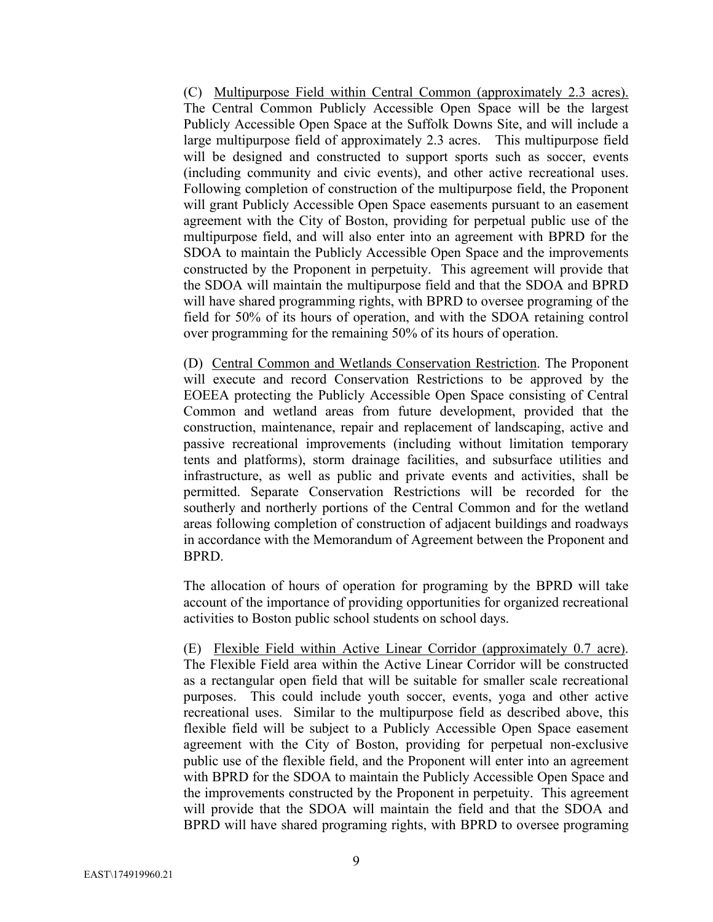(C) <u>Multipurpose Field within Central Common (approximately 2.3 acres).</u> The Central Common Publicly Accessible Open Space will be the largest Publicly Accessible Open Space at the Suffolk Downs Site, and will include a large multipurpose field of approximately 2.3 acres. This multipurpose field will be designed and constructed to support sports such as soccer, events (including community and civic events), and other active recreational uses. Following completion of construction of the multipurpose field, the Proponent will grant Publicly Accessible Open Space easements pursuant to an easement agreement with the City of Boston, providing for perpetual public use of the multipurpose field, and will also enter into an agreement with BPRD for the SDOA to maintain the Publicly Accessible Open Space and the improvements constructed by the Proponent in perpetuity. This agreement will provide that the SDOA will maintain the multipurpose field and that the SDOA and BPRD will have shared programming rights, with BPRD to oversee programing of the field for 50% of its hours of operation, and with the SDOA retaining control over programming for the remaining 50% of its hours of operation.

(D) <u>Central Common and Wetlands Conservation Restriction</u>. The Proponent will execute and record Conservation Restrictions to be approved by the EOEEA protecting the Publicly Accessible Open Space consisting of Central Common and wetland areas from future development, provided that the construction, maintenance, repair and replacement of landscaping, active and passive recreational improvements (including without limitation temporary tents and platforms), storm drainage facilities, and subsurface utilities and infrastructure, as well as public and private events and activities, shall be permitted. Separate Conservation Restrictions will be recorded for the southerly and northerly portions of the Central Common and for the wetland areas following completion of construction of adjacent buildings and roadways in accordance with the Memorandum of Agreement between the Proponent and BPRD.

The allocation of hours of operation for programing by the BPRD will take account of the importance of providing opportunities for organized recreational activities to Boston public school students on school days.

(E) <u>Flexible Field within Active Linear Corridor (approximately 0.7 acre)</u>. The Flexible Field area within the Active Linear Corridor will be constructed as a rectangular open field that will be suitable for smaller scale recreational purposes. This could include youth soccer, events, yoga and other active recreational uses. Similar to the multipurpose field as described above, this flexible field will be subject to a Publicly Accessible Open Space easement agreement with the City of Boston, providing for perpetual non-exclusive public use of the flexible field, and the Proponent will enter into an agreement with BPRD for the SDOA to maintain the Publicly Accessible Open Space and the improvements constructed by the Proponent in perpetuity. This agreement will provide that the SDOA will maintain the field and that the SDOA and BPRD will have shared programing rights, with BPRD to oversee programing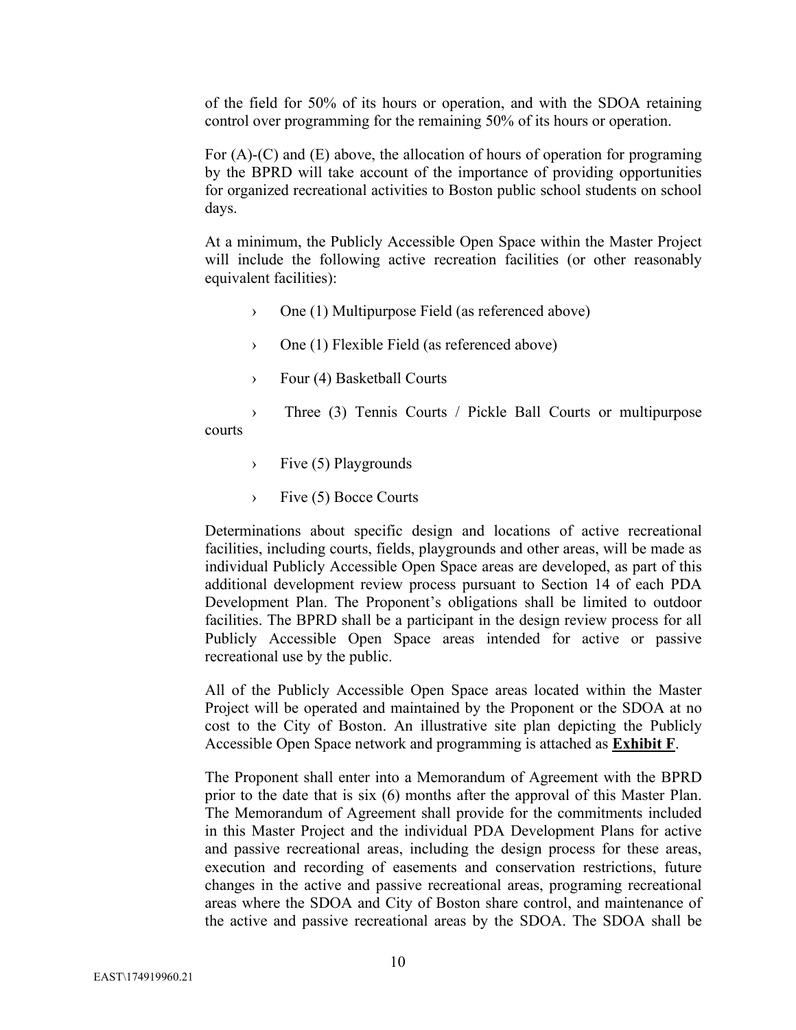of the field for 50% of its hours or operation, and with the SDOA retaining control over programming for the remaining 50% of its hours or operation.

For (A)-(C) and (E) above, the allocation of hours of operation for programing by the BPRD will take account of the importance of providing opportunities for organized recreational activities to Boston public school students on school days.

At a minimum, the Publicly Accessible Open Space within the Master Project will include the following active recreation facilities (or other reasonably equivalent facilities):

- One (1) Multipurpose Field (as referenced above)
- One (1) Flexible Field (as referenced above)
- Four (4) Basketball Courts
- Three (3) Tennis Courts / Pickle Ball Courts or multipurpose courts
- Five (5) Playgrounds
- Five (5) Bocce Courts

Determinations about specific design and locations of active recreational facilities, including courts, fields, playgrounds and other areas, will be made as individual Publicly Accessible Open Space areas are developed, as part of this additional development review process pursuant to Section 14 of each PDA Development Plan. The Proponent's obligations shall be limited to outdoor facilities. The BPRD shall be a participant in the design review process for all Publicly Accessible Open Space areas intended for active or passive recreational use by the public.

All of the Publicly Accessible Open Space areas located within the Master Project will be operated and maintained by the Proponent or the SDOA at no cost to the City of Boston. An illustrative site plan depicting the Publicly Accessible Open Space network and programming is attached as **Exhibit F**.

The Proponent shall enter into a Memorandum of Agreement with the BPRD prior to the date that is six (6) months after the approval of this Master Plan. The Memorandum of Agreement shall provide for the commitments included in this Master Project and the individual PDA Development Plans for active and passive recreational areas, including the design process for these areas, execution and recording of easements and conservation restrictions, future changes in the active and passive recreational areas, programing recreational areas where the SDOA and City of Boston share control, and maintenance of the active and passive recreational areas by the SDOA. The SDOA shall be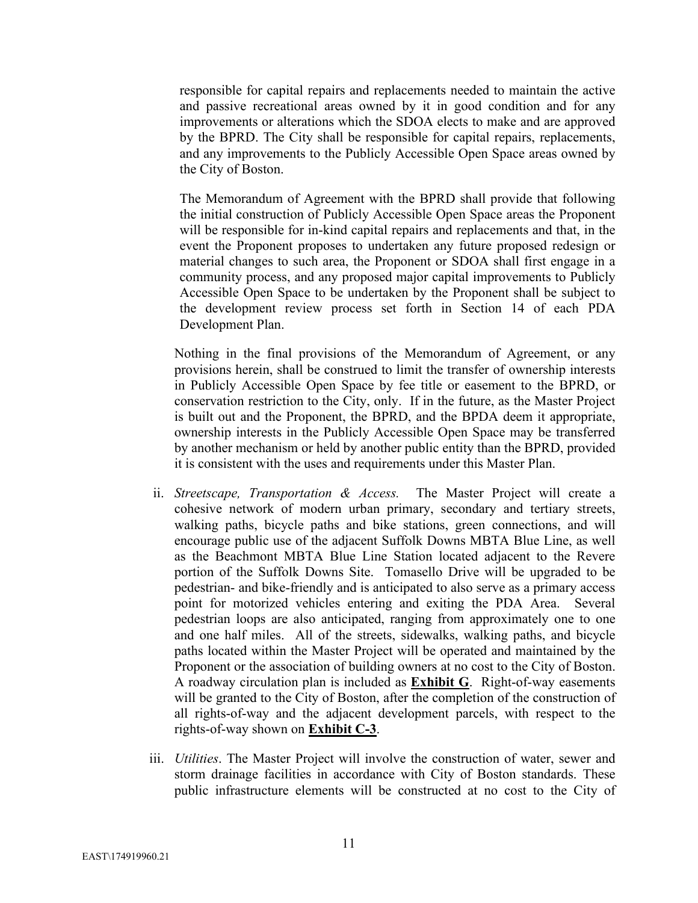responsible for capital repairs and replacements needed to maintain the active and passive recreational areas owned by it in good condition and for any improvements or alterations which the SDOA elects to make and are approved by the BPRD. The City shall be responsible for capital repairs, replacements, and any improvements to the Publicly Accessible Open Space areas owned by the City of Boston.

The Memorandum of Agreement with the BPRD shall provide that following the initial construction of Publicly Accessible Open Space areas the Proponent will be responsible for in-kind capital repairs and replacements and that, in the event the Proponent proposes to undertaken any future proposed redesign or material changes to such area, the Proponent or SDOA shall first engage in a community process, and any proposed major capital improvements to Publicly Accessible Open Space to be undertaken by the Proponent shall be subject to the development review process set forth in Section 14 of each PDA Development Plan.

Nothing in the final provisions of the Memorandum of Agreement, or any provisions herein, shall be construed to limit the transfer of ownership interests in Publicly Accessible Open Space by fee title or easement to the BPRD, or conservation restriction to the City, only. If in the future, as the Master Project is built out and the Proponent, the BPRD, and the BPDA deem it appropriate, ownership interests in the Publicly Accessible Open Space may be transferred by another mechanism or held by another public entity than the BPRD, provided it is consistent with the uses and requirements under this Master Plan.

ii. *Streetscape, Transportation & Access.* The Master Project will create a cohesive network of modern urban primary, secondary and tertiary streets, walking paths, bicycle paths and bike stations, green connections, and will encourage public use of the adjacent Suffolk Downs MBTA Blue Line, as well as the Beachmont MBTA Blue Line Station located adjacent to the Revere portion of the Suffolk Downs Site. Tomasello Drive will be upgraded to be pedestrian- and bike-friendly and is anticipated to also serve as a primary access point for motorized vehicles entering and exiting the PDA Area. Several pedestrian loops are also anticipated, ranging from approximately one to one and one half miles. All of the streets, sidewalks, walking paths, and bicycle paths located within the Master Project will be operated and maintained by the Proponent or the association of building owners at no cost to the City of Boston. A roadway circulation plan is included as **Exhibit G**. Right-of-way easements will be granted to the City of Boston, after the completion of the construction of all rights-of-way and the adjacent development parcels, with respect to the rights-of-way shown on **Exhibit C-3**.

iii. *Utilities*. The Master Project will involve the construction of water, sewer and storm drainage facilities in accordance with City of Boston standards. These public infrastructure elements will be constructed at no cost to the City of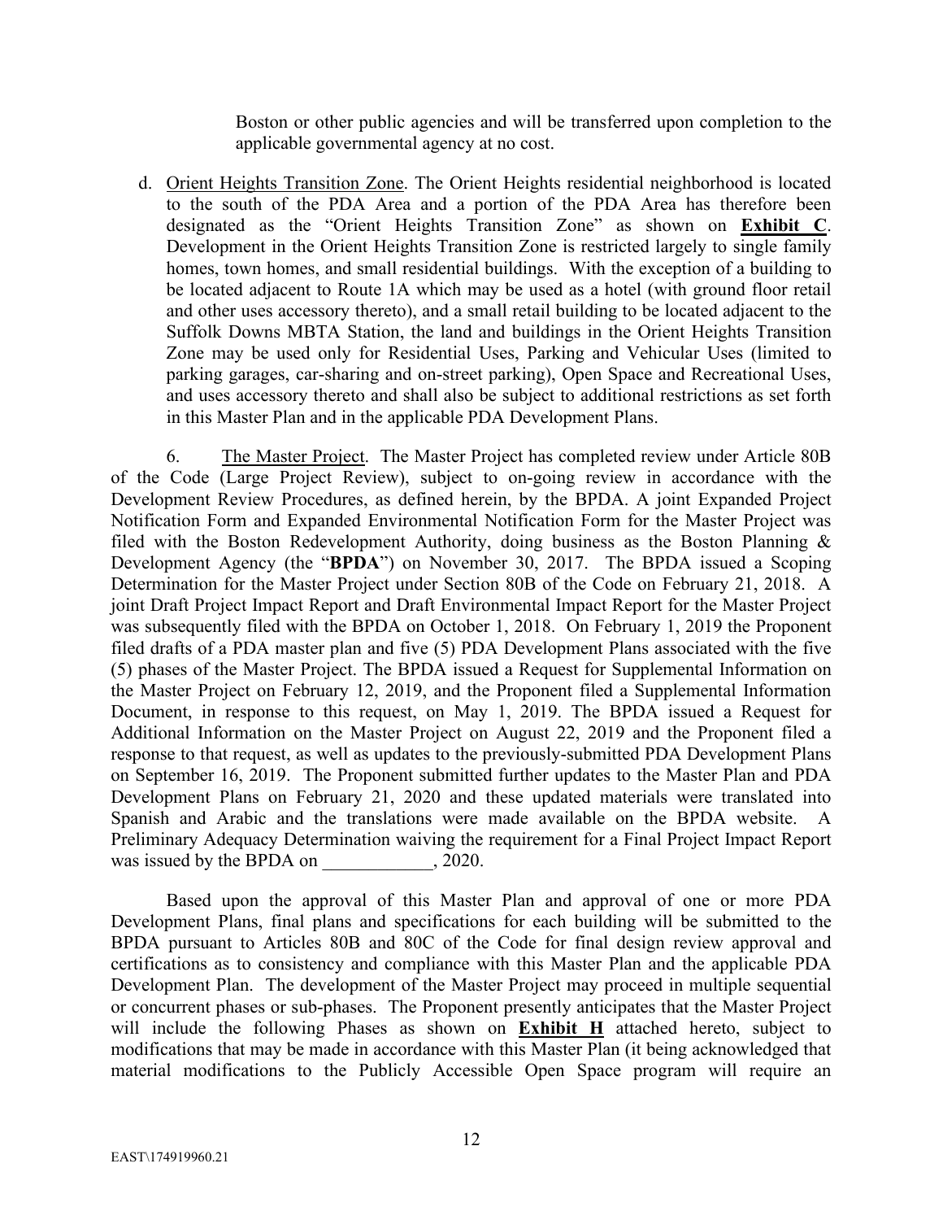Boston or other public agencies and will be transferred upon completion to the applicable governmental agency at no cost.

d. Orient Heights Transition Zone. The Orient Heights residential neighborhood is located to the south of the PDA Area and a portion of the PDA Area has therefore been designated as the "Orient Heights Transition Zone" as shown on **Exhibit C**. Development in the Orient Heights Transition Zone is restricted largely to single family homes, town homes, and small residential buildings. With the exception of a building to be located adjacent to Route 1A which may be used as a hotel (with ground floor retail and other uses accessory thereto), and a small retail building to be located adjacent to the Suffolk Downs MBTA Station, the land and buildings in the Orient Heights Transition Zone may be used only for Residential Uses, Parking and Vehicular Uses (limited to parking garages, car-sharing and on-street parking), Open Space and Recreational Uses, and uses accessory thereto and shall also be subject to additional restrictions as set forth in this Master Plan and in the applicable PDA Development Plans.

6. The Master Project. The Master Project has completed review under Article 80B of the Code (Large Project Review), subject to on-going review in accordance with the Development Review Procedures, as defined herein, by the BPDA. A joint Expanded Project Notification Form and Expanded Environmental Notification Form for the Master Project was filed with the Boston Redevelopment Authority, doing business as the Boston Planning & Development Agency (the "**BPDA**") on November 30, 2017. The BPDA issued a Scoping Determination for the Master Project under Section 80B of the Code on February 21, 2018. A joint Draft Project Impact Report and Draft Environmental Impact Report for the Master Project was subsequently filed with the BPDA on October 1, 2018. On February 1, 2019 the Proponent filed drafts of a PDA master plan and five (5) PDA Development Plans associated with the five (5) phases of the Master Project. The BPDA issued a Request for Supplemental Information on the Master Project on February 12, 2019, and the Proponent filed a Supplemental Information Document, in response to this request, on May 1, 2019. The BPDA issued a Request for Additional Information on the Master Project on August 22, 2019 and the Proponent filed a response to that request, as well as updates to the previously-submitted PDA Development Plans on September 16, 2019. The Proponent submitted further updates to the Master Plan and PDA Development Plans on February 21, 2020 and these updated materials were translated into Spanish and Arabic and the translations were made available on the BPDA website. A Preliminary Adequacy Determination waiving the requirement for a Final Project Impact Report was issued by the BPDA on ____________, 2020.

Based upon the approval of this Master Plan and approval of one or more PDA Development Plans, final plans and specifications for each building will be submitted to the BPDA pursuant to Articles 80B and 80C of the Code for final design review approval and certifications as to consistency and compliance with this Master Plan and the applicable PDA Development Plan. The development of the Master Project may proceed in multiple sequential or concurrent phases or sub-phases. The Proponent presently anticipates that the Master Project will include the following Phases as shown on **Exhibit H** attached hereto, subject to modifications that may be made in accordance with this Master Plan (it being acknowledged that material modifications to the Publicly Accessible Open Space program will require an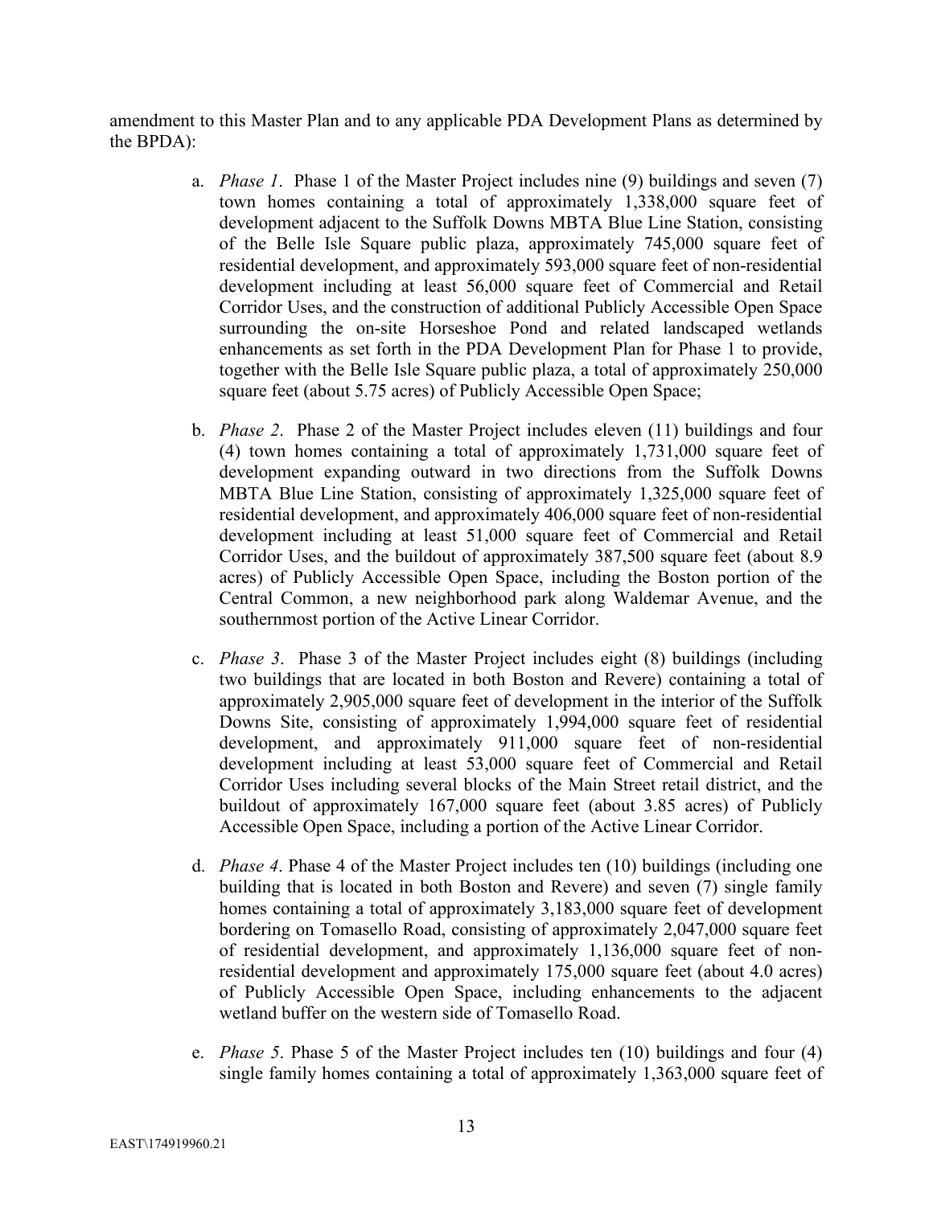amendment to this Master Plan and to any applicable PDA Development Plans as determined by the BPDA):

a. *Phase 1*. Phase 1 of the Master Project includes nine (9) buildings and seven (7) town homes containing a total of approximately 1,338,000 square feet of development adjacent to the Suffolk Downs MBTA Blue Line Station, consisting of the Belle Isle Square public plaza, approximately 745,000 square feet of residential development, and approximately 593,000 square feet of non-residential development including at least 56,000 square feet of Commercial and Retail Corridor Uses, and the construction of additional Publicly Accessible Open Space surrounding the on-site Horseshoe Pond and related landscaped wetlands enhancements as set forth in the PDA Development Plan for Phase 1 to provide, together with the Belle Isle Square public plaza, a total of approximately 250,000 square feet (about 5.75 acres) of Publicly Accessible Open Space;

b. *Phase 2*. Phase 2 of the Master Project includes eleven (11) buildings and four (4) town homes containing a total of approximately 1,731,000 square feet of development expanding outward in two directions from the Suffolk Downs MBTA Blue Line Station, consisting of approximately 1,325,000 square feet of residential development, and approximately 406,000 square feet of non-residential development including at least 51,000 square feet of Commercial and Retail Corridor Uses, and the buildout of approximately 387,500 square feet (about 8.9 acres) of Publicly Accessible Open Space, including the Boston portion of the Central Common, a new neighborhood park along Waldemar Avenue, and the southernmost portion of the Active Linear Corridor.

c. *Phase 3*. Phase 3 of the Master Project includes eight (8) buildings (including two buildings that are located in both Boston and Revere) containing a total of approximately 2,905,000 square feet of development in the interior of the Suffolk Downs Site, consisting of approximately 1,994,000 square feet of residential development, and approximately 911,000 square feet of non-residential development including at least 53,000 square feet of Commercial and Retail Corridor Uses including several blocks of the Main Street retail district, and the buildout of approximately 167,000 square feet (about 3.85 acres) of Publicly Accessible Open Space, including a portion of the Active Linear Corridor.

d. *Phase 4*. Phase 4 of the Master Project includes ten (10) buildings (including one building that is located in both Boston and Revere) and seven (7) single family homes containing a total of approximately 3,183,000 square feet of development bordering on Tomasello Road, consisting of approximately 2,047,000 square feet of residential development, and approximately 1,136,000 square feet of non-residential development and approximately 175,000 square feet (about 4.0 acres) of Publicly Accessible Open Space, including enhancements to the adjacent wetland buffer on the western side of Tomasello Road.

e. *Phase 5*. Phase 5 of the Master Project includes ten (10) buildings and four (4) single family homes containing a total of approximately 1,363,000 square feet of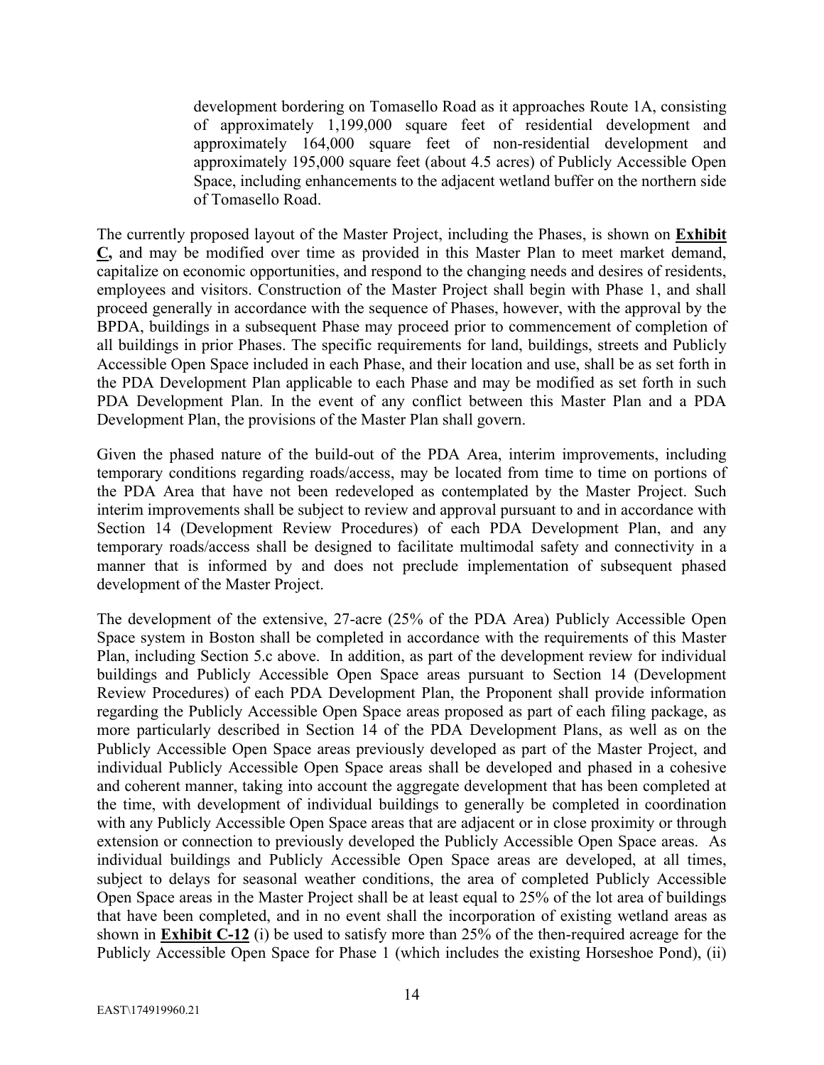development bordering on Tomasello Road as it approaches Route 1A, consisting of approximately 1,199,000 square feet of residential development and approximately 164,000 square feet of non-residential development and approximately 195,000 square feet (about 4.5 acres) of Publicly Accessible Open Space, including enhancements to the adjacent wetland buffer on the northern side of Tomasello Road.

The currently proposed layout of the Master Project, including the Phases, is shown on **Exhibit C,** and may be modified over time as provided in this Master Plan to meet market demand, capitalize on economic opportunities, and respond to the changing needs and desires of residents, employees and visitors. Construction of the Master Project shall begin with Phase 1, and shall proceed generally in accordance with the sequence of Phases, however, with the approval by the BPDA, buildings in a subsequent Phase may proceed prior to commencement of completion of all buildings in prior Phases. The specific requirements for land, buildings, streets and Publicly Accessible Open Space included in each Phase, and their location and use, shall be as set forth in the PDA Development Plan applicable to each Phase and may be modified as set forth in such PDA Development Plan. In the event of any conflict between this Master Plan and a PDA Development Plan, the provisions of the Master Plan shall govern.

Given the phased nature of the build-out of the PDA Area, interim improvements, including temporary conditions regarding roads/access, may be located from time to time on portions of the PDA Area that have not been redeveloped as contemplated by the Master Project. Such interim improvements shall be subject to review and approval pursuant to and in accordance with Section 14 (Development Review Procedures) of each PDA Development Plan, and any temporary roads/access shall be designed to facilitate multimodal safety and connectivity in a manner that is informed by and does not preclude implementation of subsequent phased development of the Master Project.

The development of the extensive, 27-acre (25% of the PDA Area) Publicly Accessible Open Space system in Boston shall be completed in accordance with the requirements of this Master Plan, including Section 5.c above. In addition, as part of the development review for individual buildings and Publicly Accessible Open Space areas pursuant to Section 14 (Development Review Procedures) of each PDA Development Plan, the Proponent shall provide information regarding the Publicly Accessible Open Space areas proposed as part of each filing package, as more particularly described in Section 14 of the PDA Development Plans, as well as on the Publicly Accessible Open Space areas previously developed as part of the Master Project, and individual Publicly Accessible Open Space areas shall be developed and phased in a cohesive and coherent manner, taking into account the aggregate development that has been completed at the time, with development of individual buildings to generally be completed in coordination with any Publicly Accessible Open Space areas that are adjacent or in close proximity or through extension or connection to previously developed the Publicly Accessible Open Space areas. As individual buildings and Publicly Accessible Open Space areas are developed, at all times, subject to delays for seasonal weather conditions, the area of completed Publicly Accessible Open Space areas in the Master Project shall be at least equal to 25% of the lot area of buildings that have been completed, and in no event shall the incorporation of existing wetland areas as shown in **Exhibit C-12** (i) be used to satisfy more than 25% of the then-required acreage for the Publicly Accessible Open Space for Phase 1 (which includes the existing Horseshoe Pond), (ii)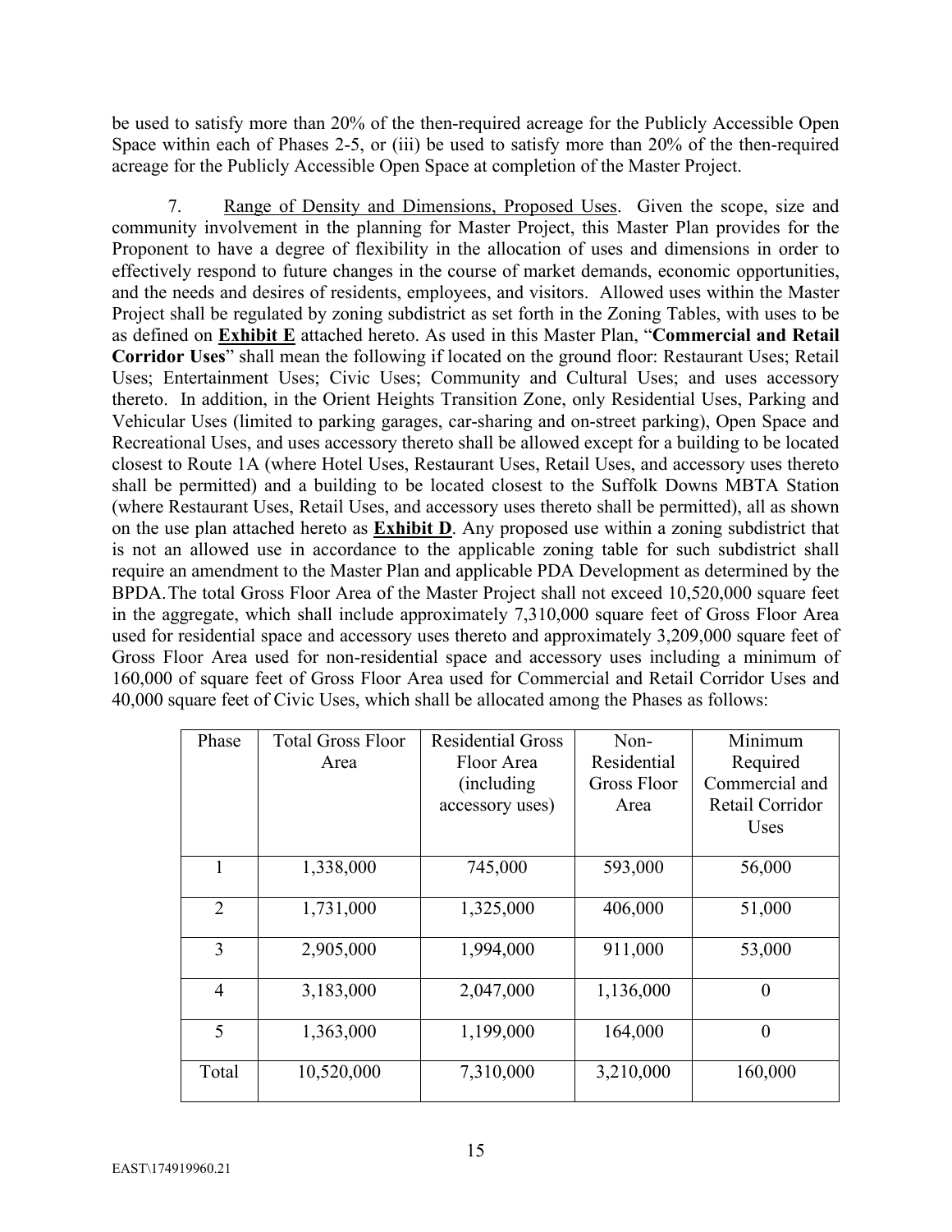be used to satisfy more than 20% of the then-required acreage for the Publicly Accessible Open Space within each of Phases 2-5, or (iii) be used to satisfy more than 20% of the then-required acreage for the Publicly Accessible Open Space at completion of the Master Project.

7. Range of Density and Dimensions, Proposed Uses. Given the scope, size and community involvement in the planning for Master Project, this Master Plan provides for the Proponent to have a degree of flexibility in the allocation of uses and dimensions in order to effectively respond to future changes in the course of market demands, economic opportunities, and the needs and desires of residents, employees, and visitors. Allowed uses within the Master Project shall be regulated by zoning subdistrict as set forth in the Zoning Tables, with uses to be as defined on **Exhibit E** attached hereto. As used in this Master Plan, "**Commercial and Retail Corridor Uses**" shall mean the following if located on the ground floor: Restaurant Uses; Retail Uses; Entertainment Uses; Civic Uses; Community and Cultural Uses; and uses accessory thereto. In addition, in the Orient Heights Transition Zone, only Residential Uses, Parking and Vehicular Uses (limited to parking garages, car-sharing and on-street parking), Open Space and Recreational Uses, and uses accessory thereto shall be allowed except for a building to be located closest to Route 1A (where Hotel Uses, Restaurant Uses, Retail Uses, and accessory uses thereto shall be permitted) and a building to be located closest to the Suffolk Downs MBTA Station (where Restaurant Uses, Retail Uses, and accessory uses thereto shall be permitted), all as shown on the use plan attached hereto as **Exhibit D**. Any proposed use within a zoning subdistrict that is not an allowed use in accordance to the applicable zoning table for such subdistrict shall require an amendment to the Master Plan and applicable PDA Development as determined by the BPDA. The total Gross Floor Area of the Master Project shall not exceed 10,520,000 square feet in the aggregate, which shall include approximately 7,310,000 square feet of Gross Floor Area used for residential space and accessory uses thereto and approximately 3,209,000 square feet of Gross Floor Area used for non-residential space and accessory uses including a minimum of 160,000 of square feet of Gross Floor Area used for Commercial and Retail Corridor Uses and 40,000 square feet of Civic Uses, which shall be allocated among the Phases as follows:

| Phase | Total Gross Floor Area | Residential Gross Floor Area (including accessory uses) | Non-Residential Gross Floor Area | Minimum Required Commercial and Retail Corridor Uses |
|---|---|---|---|---|
| 1 | 1,338,000 | 745,000 | 593,000 | 56,000 |
| 2 | 1,731,000 | 1,325,000 | 406,000 | 51,000 |
| 3 | 2,905,000 | 1,994,000 | 911,000 | 53,000 |
| 4 | 3,183,000 | 2,047,000 | 1,136,000 | 0 |
| 5 | 1,363,000 | 1,199,000 | 164,000 | 0 |
| Total | 10,520,000 | 7,310,000 | 3,210,000 | 160,000 |

EAST\174919960.21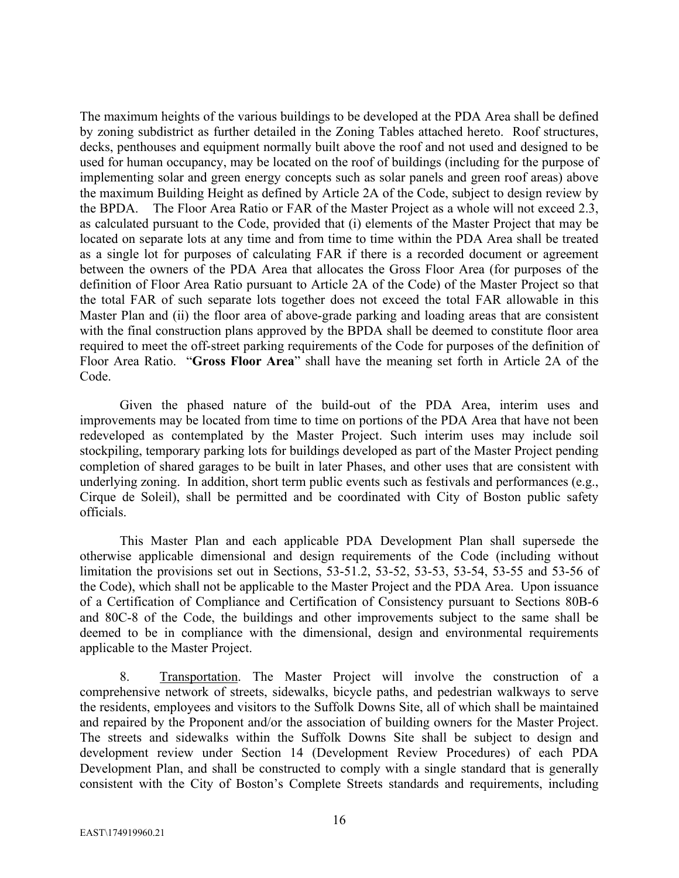The maximum heights of the various buildings to be developed at the PDA Area shall be defined by zoning subdistrict as further detailed in the Zoning Tables attached hereto. Roof structures, decks, penthouses and equipment normally built above the roof and not used and designed to be used for human occupancy, may be located on the roof of buildings (including for the purpose of implementing solar and green energy concepts such as solar panels and green roof areas) above the maximum Building Height as defined by Article 2A of the Code, subject to design review by the BPDA. The Floor Area Ratio or FAR of the Master Project as a whole will not exceed 2.3, as calculated pursuant to the Code, provided that (i) elements of the Master Project that may be located on separate lots at any time and from time to time within the PDA Area shall be treated as a single lot for purposes of calculating FAR if there is a recorded document or agreement between the owners of the PDA Area that allocates the Gross Floor Area (for purposes of the definition of Floor Area Ratio pursuant to Article 2A of the Code) of the Master Project so that the total FAR of such separate lots together does not exceed the total FAR allowable in this Master Plan and (ii) the floor area of above-grade parking and loading areas that are consistent with the final construction plans approved by the BPDA shall be deemed to constitute floor area required to meet the off-street parking requirements of the Code for purposes of the definition of Floor Area Ratio. "**Gross Floor Area**" shall have the meaning set forth in Article 2A of the Code.

Given the phased nature of the build-out of the PDA Area, interim uses and improvements may be located from time to time on portions of the PDA Area that have not been redeveloped as contemplated by the Master Project. Such interim uses may include soil stockpiling, temporary parking lots for buildings developed as part of the Master Project pending completion of shared garages to be built in later Phases, and other uses that are consistent with underlying zoning. In addition, short term public events such as festivals and performances (e.g., Cirque de Soleil), shall be permitted and be coordinated with City of Boston public safety officials.

This Master Plan and each applicable PDA Development Plan shall supersede the otherwise applicable dimensional and design requirements of the Code (including without limitation the provisions set out in Sections, 53-51.2, 53-52, 53-53, 53-54, 53-55 and 53-56 of the Code), which shall not be applicable to the Master Project and the PDA Area. Upon issuance of a Certification of Compliance and Certification of Consistency pursuant to Sections 80B-6 and 80C-8 of the Code, the buildings and other improvements subject to the same shall be deemed to be in compliance with the dimensional, design and environmental requirements applicable to the Master Project.

8. Transportation. The Master Project will involve the construction of a comprehensive network of streets, sidewalks, bicycle paths, and pedestrian walkways to serve the residents, employees and visitors to the Suffolk Downs Site, all of which shall be maintained and repaired by the Proponent and/or the association of building owners for the Master Project. The streets and sidewalks within the Suffolk Downs Site shall be subject to design and development review under Section 14 (Development Review Procedures) of each PDA Development Plan, and shall be constructed to comply with a single standard that is generally consistent with the City of Boston's Complete Streets standards and requirements, including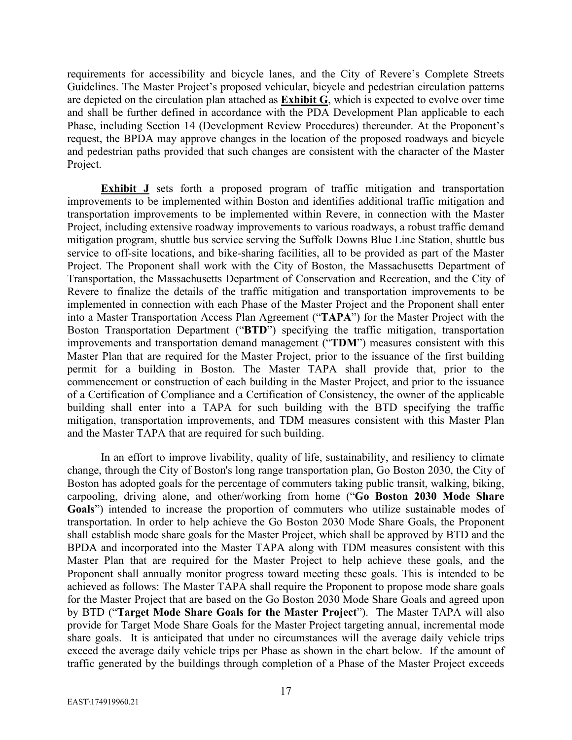requirements for accessibility and bicycle lanes, and the City of Revere's Complete Streets Guidelines. The Master Project's proposed vehicular, bicycle and pedestrian circulation patterns are depicted on the circulation plan attached as **Exhibit G**, which is expected to evolve over time and shall be further defined in accordance with the PDA Development Plan applicable to each Phase, including Section 14 (Development Review Procedures) thereunder. At the Proponent's request, the BPDA may approve changes in the location of the proposed roadways and bicycle and pedestrian paths provided that such changes are consistent with the character of the Master Project.

**Exhibit J** sets forth a proposed program of traffic mitigation and transportation improvements to be implemented within Boston and identifies additional traffic mitigation and transportation improvements to be implemented within Revere, in connection with the Master Project, including extensive roadway improvements to various roadways, a robust traffic demand mitigation program, shuttle bus service serving the Suffolk Downs Blue Line Station, shuttle bus service to off-site locations, and bike-sharing facilities, all to be provided as part of the Master Project. The Proponent shall work with the City of Boston, the Massachusetts Department of Transportation, the Massachusetts Department of Conservation and Recreation, and the City of Revere to finalize the details of the traffic mitigation and transportation improvements to be implemented in connection with each Phase of the Master Project and the Proponent shall enter into a Master Transportation Access Plan Agreement ("**TAPA**") for the Master Project with the Boston Transportation Department ("**BTD**") specifying the traffic mitigation, transportation improvements and transportation demand management ("**TDM**") measures consistent with this Master Plan that are required for the Master Project, prior to the issuance of the first building permit for a building in Boston. The Master TAPA shall provide that, prior to the commencement or construction of each building in the Master Project, and prior to the issuance of a Certification of Compliance and a Certification of Consistency, the owner of the applicable building shall enter into a TAPA for such building with the BTD specifying the traffic mitigation, transportation improvements, and TDM measures consistent with this Master Plan and the Master TAPA that are required for such building.

In an effort to improve livability, quality of life, sustainability, and resiliency to climate change, through the City of Boston's long range transportation plan, Go Boston 2030, the City of Boston has adopted goals for the percentage of commuters taking public transit, walking, biking, carpooling, driving alone, and other/working from home ("**Go Boston 2030 Mode Share Goals**") intended to increase the proportion of commuters who utilize sustainable modes of transportation. In order to help achieve the Go Boston 2030 Mode Share Goals, the Proponent shall establish mode share goals for the Master Project, which shall be approved by BTD and the BPDA and incorporated into the Master TAPA along with TDM measures consistent with this Master Plan that are required for the Master Project to help achieve these goals, and the Proponent shall annually monitor progress toward meeting these goals. This is intended to be achieved as follows: The Master TAPA shall require the Proponent to propose mode share goals for the Master Project that are based on the Go Boston 2030 Mode Share Goals and agreed upon by BTD ("**Target Mode Share Goals for the Master Project**"). The Master TAPA will also provide for Target Mode Share Goals for the Master Project targeting annual, incremental mode share goals. It is anticipated that under no circumstances will the average daily vehicle trips exceed the average daily vehicle trips per Phase as shown in the chart below. If the amount of traffic generated by the buildings through completion of a Phase of the Master Project exceeds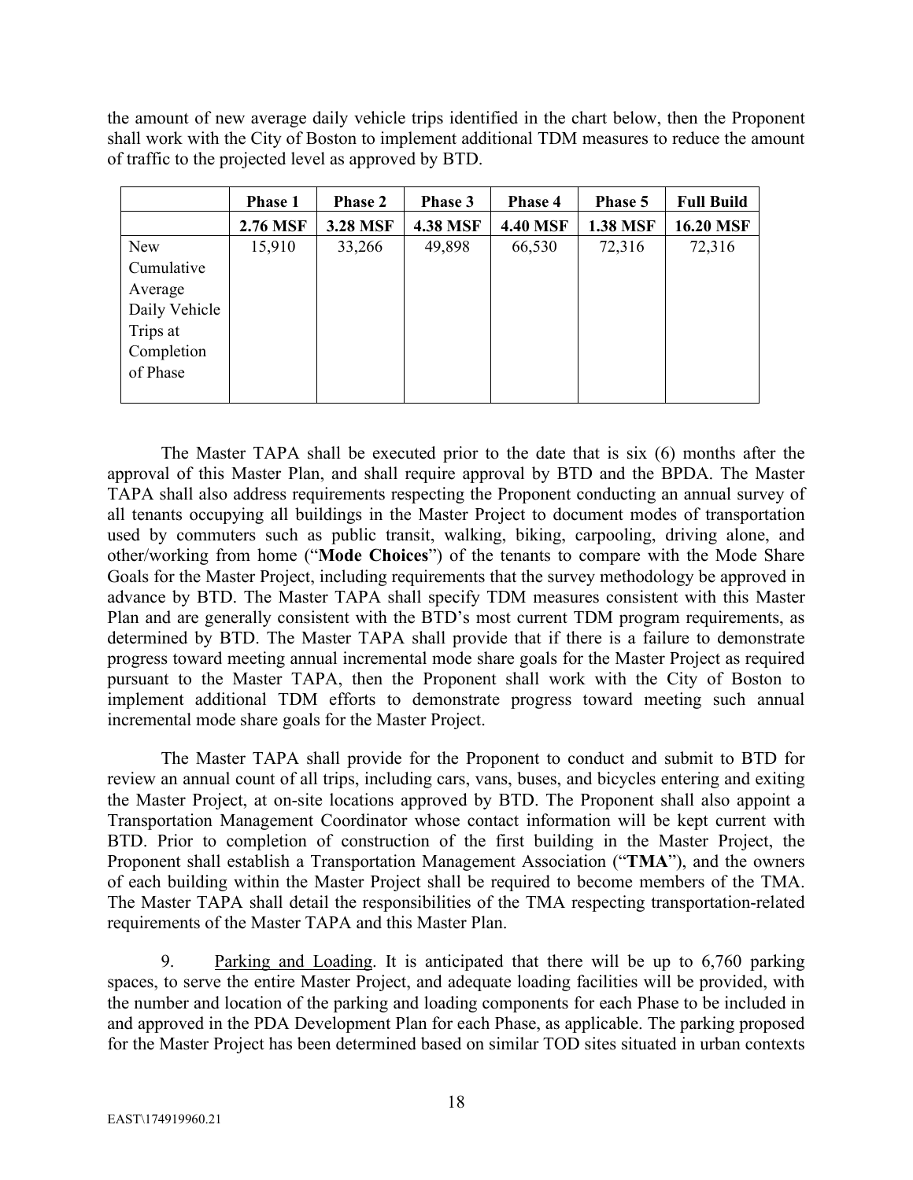the amount of new average daily vehicle trips identified in the chart below, then the Proponent shall work with the City of Boston to implement additional TDM measures to reduce the amount of traffic to the projected level as approved by BTD.

| | **Phase 1** | **Phase 2** | **Phase 3** | **Phase 4** | **Phase 5** | **Full Build** |
|---|---|---|---|---|---|---|
| | **2.76 MSF** | **3.28 MSF** | **4.38 MSF** | **4.40 MSF** | **1.38 MSF** | **16.20 MSF** |
| New Cumulative Average Daily Vehicle Trips at Completion of Phase | 15,910 | 33,266 | 49,898 | 66,530 | 72,316 | 72,316 |

The Master TAPA shall be executed prior to the date that is six (6) months after the approval of this Master Plan, and shall require approval by BTD and the BPDA. The Master TAPA shall also address requirements respecting the Proponent conducting an annual survey of all tenants occupying all buildings in the Master Project to document modes of transportation used by commuters such as public transit, walking, biking, carpooling, driving alone, and other/working from home ("**Mode Choices**") of the tenants to compare with the Mode Share Goals for the Master Project, including requirements that the survey methodology be approved in advance by BTD. The Master TAPA shall specify TDM measures consistent with this Master Plan and are generally consistent with the BTD's most current TDM program requirements, as determined by BTD. The Master TAPA shall provide that if there is a failure to demonstrate progress toward meeting annual incremental mode share goals for the Master Project as required pursuant to the Master TAPA, then the Proponent shall work with the City of Boston to implement additional TDM efforts to demonstrate progress toward meeting such annual incremental mode share goals for the Master Project.

The Master TAPA shall provide for the Proponent to conduct and submit to BTD for review an annual count of all trips, including cars, vans, buses, and bicycles entering and exiting the Master Project, at on-site locations approved by BTD. The Proponent shall also appoint a Transportation Management Coordinator whose contact information will be kept current with BTD. Prior to completion of construction of the first building in the Master Project, the Proponent shall establish a Transportation Management Association ("**TMA**"), and the owners of each building within the Master Project shall be required to become members of the TMA. The Master TAPA shall detail the responsibilities of the TMA respecting transportation-related requirements of the Master TAPA and this Master Plan.

9. Parking and Loading. It is anticipated that there will be up to 6,760 parking spaces, to serve the entire Master Project, and adequate loading facilities will be provided, with the number and location of the parking and loading components for each Phase to be included in and approved in the PDA Development Plan for each Phase, as applicable. The parking proposed for the Master Project has been determined based on similar TOD sites situated in urban contexts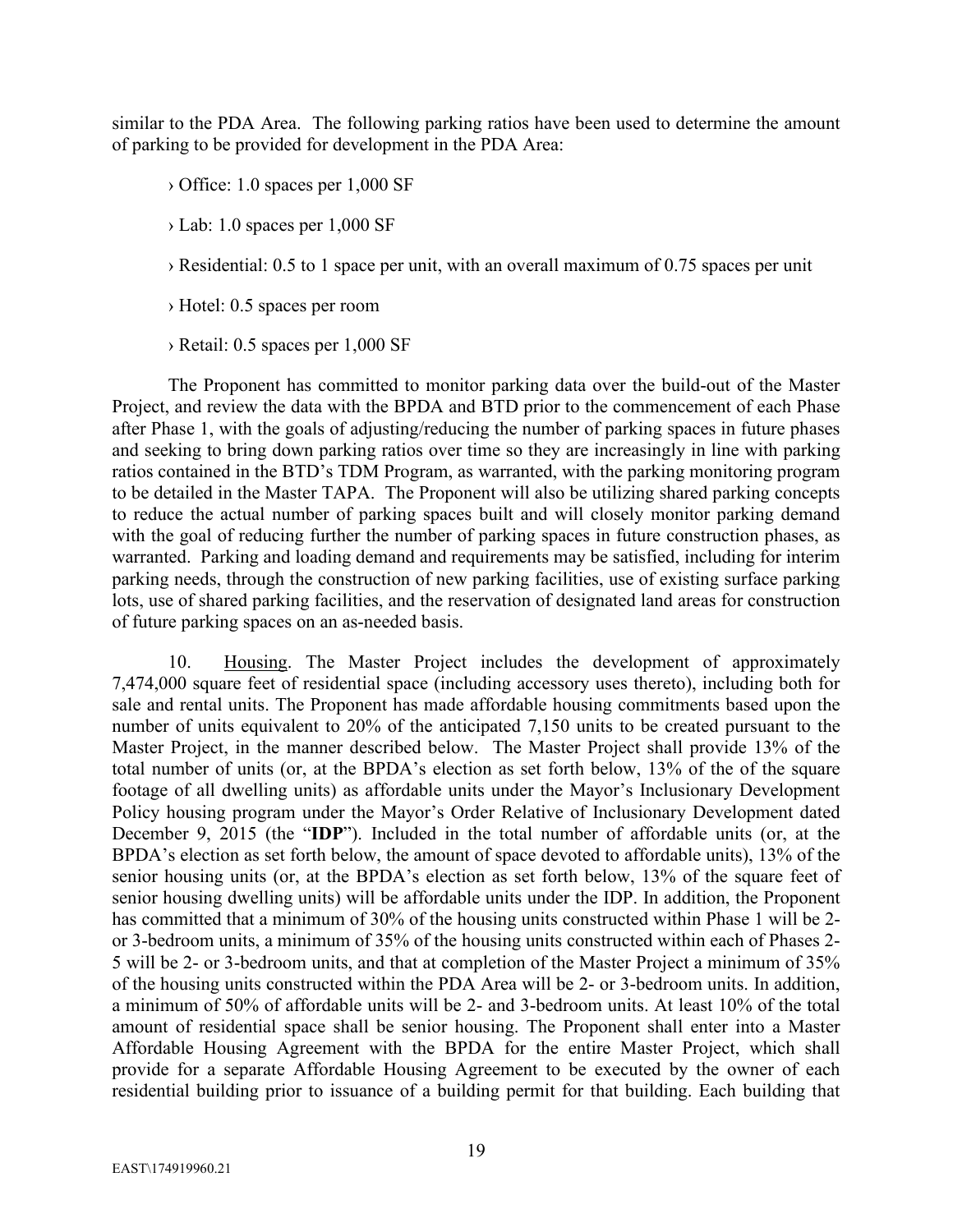similar to the PDA Area. The following parking ratios have been used to determine the amount of parking to be provided for development in the PDA Area:

› Office: 1.0 spaces per 1,000 SF

› Lab: 1.0 spaces per 1,000 SF

› Residential: 0.5 to 1 space per unit, with an overall maximum of 0.75 spaces per unit

› Hotel: 0.5 spaces per room

› Retail: 0.5 spaces per 1,000 SF

The Proponent has committed to monitor parking data over the build-out of the Master Project, and review the data with the BPDA and BTD prior to the commencement of each Phase after Phase 1, with the goals of adjusting/reducing the number of parking spaces in future phases and seeking to bring down parking ratios over time so they are increasingly in line with parking ratios contained in the BTD's TDM Program, as warranted, with the parking monitoring program to be detailed in the Master TAPA. The Proponent will also be utilizing shared parking concepts to reduce the actual number of parking spaces built and will closely monitor parking demand with the goal of reducing further the number of parking spaces in future construction phases, as warranted. Parking and loading demand and requirements may be satisfied, including for interim parking needs, through the construction of new parking facilities, use of existing surface parking lots, use of shared parking facilities, and the reservation of designated land areas for construction of future parking spaces on an as-needed basis.

10. Housing. The Master Project includes the development of approximately 7,474,000 square feet of residential space (including accessory uses thereto), including both for sale and rental units. The Proponent has made affordable housing commitments based upon the number of units equivalent to 20% of the anticipated 7,150 units to be created pursuant to the Master Project, in the manner described below. The Master Project shall provide 13% of the total number of units (or, at the BPDA's election as set forth below, 13% of the of the square footage of all dwelling units) as affordable units under the Mayor's Inclusionary Development Policy housing program under the Mayor's Order Relative of Inclusionary Development dated December 9, 2015 (the "**IDP**"). Included in the total number of affordable units (or, at the BPDA's election as set forth below, the amount of space devoted to affordable units), 13% of the senior housing units (or, at the BPDA's election as set forth below, 13% of the square feet of senior housing dwelling units) will be affordable units under the IDP. In addition, the Proponent has committed that a minimum of 30% of the housing units constructed within Phase 1 will be 2- or 3-bedroom units, a minimum of 35% of the housing units constructed within each of Phases 2-5 will be 2- or 3-bedroom units, and that at completion of the Master Project a minimum of 35% of the housing units constructed within the PDA Area will be 2- or 3-bedroom units. In addition, a minimum of 50% of affordable units will be 2- and 3-bedroom units. At least 10% of the total amount of residential space shall be senior housing. The Proponent shall enter into a Master Affordable Housing Agreement with the BPDA for the entire Master Project, which shall provide for a separate Affordable Housing Agreement to be executed by the owner of each residential building prior to issuance of a building permit for that building. Each building that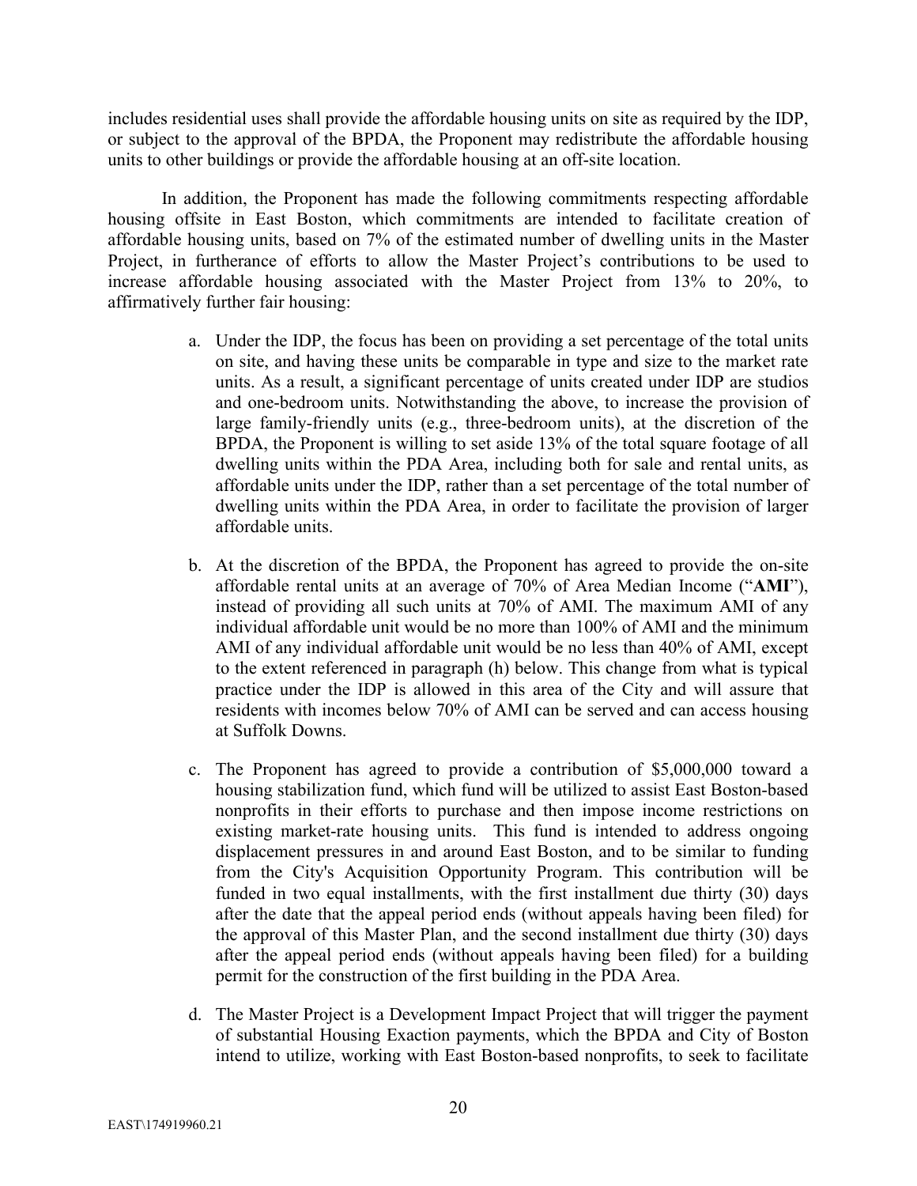includes residential uses shall provide the affordable housing units on site as required by the IDP, or subject to the approval of the BPDA, the Proponent may redistribute the affordable housing units to other buildings or provide the affordable housing at an off-site location.

In addition, the Proponent has made the following commitments respecting affordable housing offsite in East Boston, which commitments are intended to facilitate creation of affordable housing units, based on 7% of the estimated number of dwelling units in the Master Project, in furtherance of efforts to allow the Master Project's contributions to be used to increase affordable housing associated with the Master Project from 13% to 20%, to affirmatively further fair housing:

a. Under the IDP, the focus has been on providing a set percentage of the total units on site, and having these units be comparable in type and size to the market rate units. As a result, a significant percentage of units created under IDP are studios and one-bedroom units. Notwithstanding the above, to increase the provision of large family-friendly units (e.g., three-bedroom units), at the discretion of the BPDA, the Proponent is willing to set aside 13% of the total square footage of all dwelling units within the PDA Area, including both for sale and rental units, as affordable units under the IDP, rather than a set percentage of the total number of dwelling units within the PDA Area, in order to facilitate the provision of larger affordable units.

b. At the discretion of the BPDA, the Proponent has agreed to provide the on-site affordable rental units at an average of 70% of Area Median Income ("**AMI**"), instead of providing all such units at 70% of AMI. The maximum AMI of any individual affordable unit would be no more than 100% of AMI and the minimum AMI of any individual affordable unit would be no less than 40% of AMI, except to the extent referenced in paragraph (h) below. This change from what is typical practice under the IDP is allowed in this area of the City and will assure that residents with incomes below 70% of AMI can be served and can access housing at Suffolk Downs.

c. The Proponent has agreed to provide a contribution of $5,000,000 toward a housing stabilization fund, which fund will be utilized to assist East Boston-based nonprofits in their efforts to purchase and then impose income restrictions on existing market-rate housing units. This fund is intended to address ongoing displacement pressures in and around East Boston, and to be similar to funding from the City's Acquisition Opportunity Program. This contribution will be funded in two equal installments, with the first installment due thirty (30) days after the date that the appeal period ends (without appeals having been filed) for the approval of this Master Plan, and the second installment due thirty (30) days after the appeal period ends (without appeals having been filed) for a building permit for the construction of the first building in the PDA Area.

d. The Master Project is a Development Impact Project that will trigger the payment of substantial Housing Exaction payments, which the BPDA and City of Boston intend to utilize, working with East Boston-based nonprofits, to seek to facilitate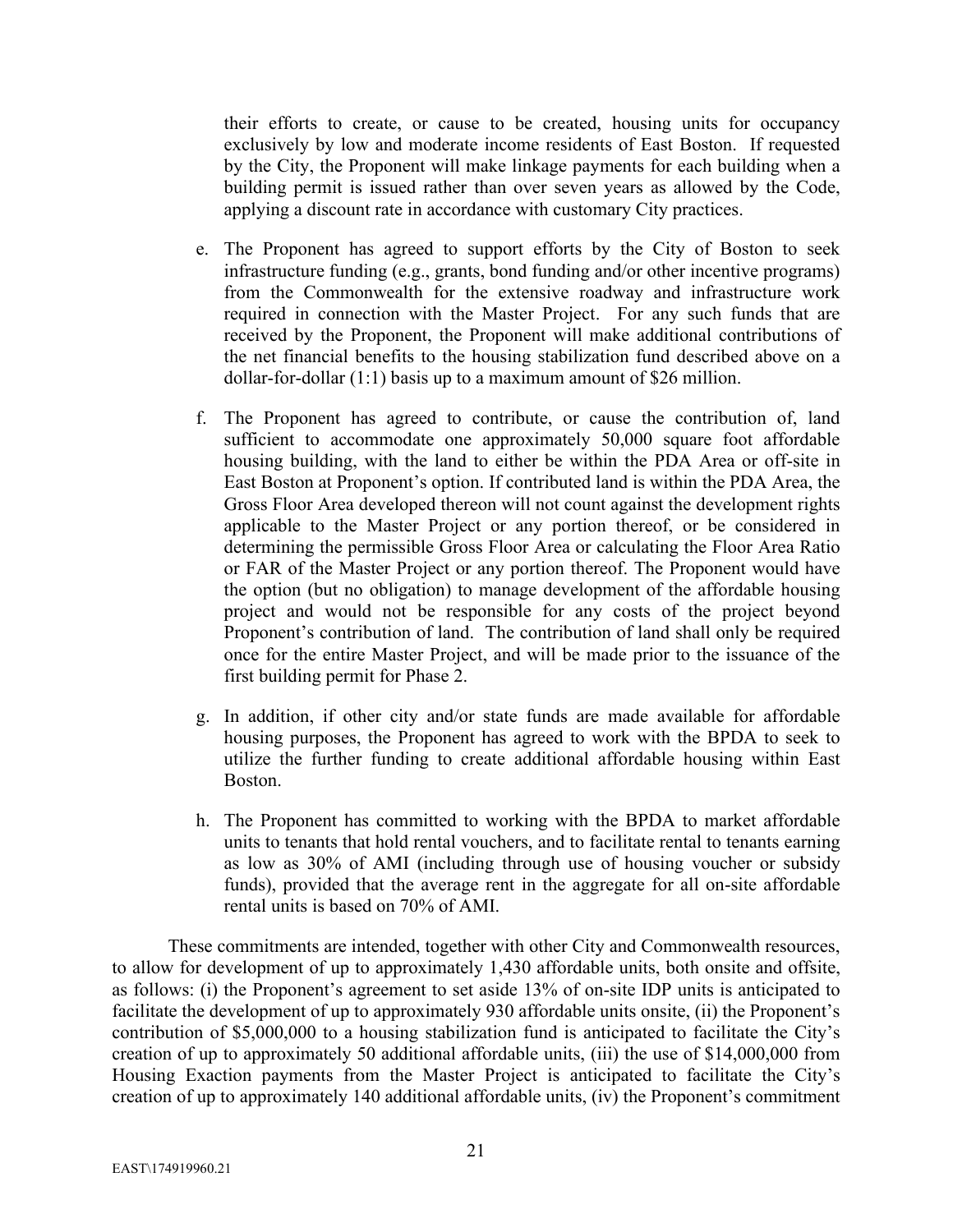their efforts to create, or cause to be created, housing units for occupancy exclusively by low and moderate income residents of East Boston. If requested by the City, the Proponent will make linkage payments for each building when a building permit is issued rather than over seven years as allowed by the Code, applying a discount rate in accordance with customary City practices.

e. The Proponent has agreed to support efforts by the City of Boston to seek infrastructure funding (e.g., grants, bond funding and/or other incentive programs) from the Commonwealth for the extensive roadway and infrastructure work required in connection with the Master Project. For any such funds that are received by the Proponent, the Proponent will make additional contributions of the net financial benefits to the housing stabilization fund described above on a dollar-for-dollar (1:1) basis up to a maximum amount of $26 million.

f. The Proponent has agreed to contribute, or cause the contribution of, land sufficient to accommodate one approximately 50,000 square foot affordable housing building, with the land to either be within the PDA Area or off-site in East Boston at Proponent's option. If contributed land is within the PDA Area, the Gross Floor Area developed thereon will not count against the development rights applicable to the Master Project or any portion thereof, or be considered in determining the permissible Gross Floor Area or calculating the Floor Area Ratio or FAR of the Master Project or any portion thereof. The Proponent would have the option (but no obligation) to manage development of the affordable housing project and would not be responsible for any costs of the project beyond Proponent's contribution of land. The contribution of land shall only be required once for the entire Master Project, and will be made prior to the issuance of the first building permit for Phase 2.

g. In addition, if other city and/or state funds are made available for affordable housing purposes, the Proponent has agreed to work with the BPDA to seek to utilize the further funding to create additional affordable housing within East Boston.

h. The Proponent has committed to working with the BPDA to market affordable units to tenants that hold rental vouchers, and to facilitate rental to tenants earning as low as 30% of AMI (including through use of housing voucher or subsidy funds), provided that the average rent in the aggregate for all on-site affordable rental units is based on 70% of AMI.

These commitments are intended, together with other City and Commonwealth resources, to allow for development of up to approximately 1,430 affordable units, both onsite and offsite, as follows: (i) the Proponent's agreement to set aside 13% of on-site IDP units is anticipated to facilitate the development of up to approximately 930 affordable units onsite, (ii) the Proponent's contribution of $5,000,000 to a housing stabilization fund is anticipated to facilitate the City's creation of up to approximately 50 additional affordable units, (iii) the use of $14,000,000 from Housing Exaction payments from the Master Project is anticipated to facilitate the City's creation of up to approximately 140 additional affordable units, (iv) the Proponent's commitment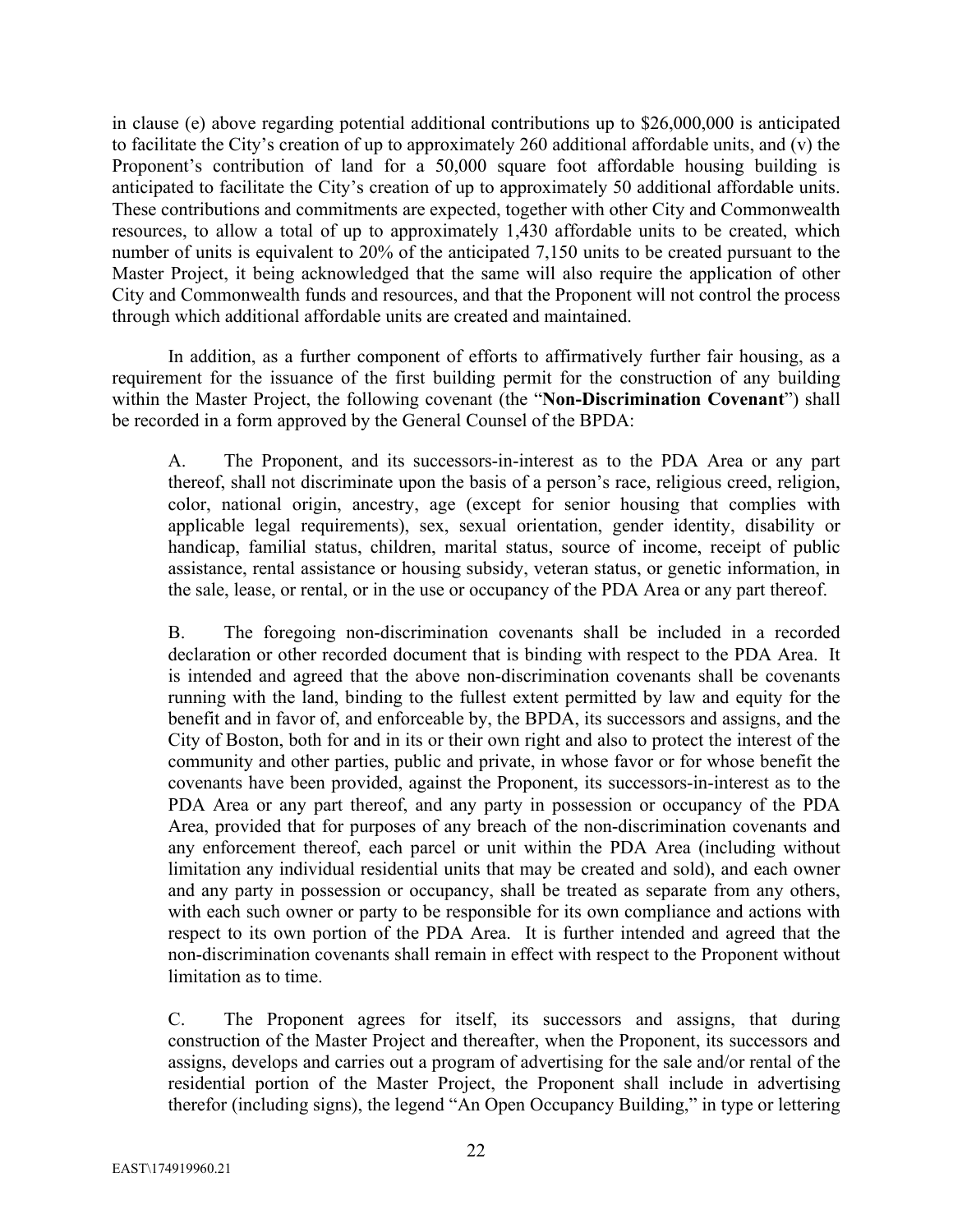in clause (e) above regarding potential additional contributions up to $26,000,000 is anticipated to facilitate the City's creation of up to approximately 260 additional affordable units, and (v) the Proponent's contribution of land for a 50,000 square foot affordable housing building is anticipated to facilitate the City's creation of up to approximately 50 additional affordable units. These contributions and commitments are expected, together with other City and Commonwealth resources, to allow a total of up to approximately 1,430 affordable units to be created, which number of units is equivalent to 20% of the anticipated 7,150 units to be created pursuant to the Master Project, it being acknowledged that the same will also require the application of other City and Commonwealth funds and resources, and that the Proponent will not control the process through which additional affordable units are created and maintained.

In addition, as a further component of efforts to affirmatively further fair housing, as a requirement for the issuance of the first building permit for the construction of any building within the Master Project, the following covenant (the "**Non-Discrimination Covenant**") shall be recorded in a form approved by the General Counsel of the BPDA:

> A. The Proponent, and its successors-in-interest as to the PDA Area or any part thereof, shall not discriminate upon the basis of a person's race, religious creed, religion, color, national origin, ancestry, age (except for senior housing that complies with applicable legal requirements), sex, sexual orientation, gender identity, disability or handicap, familial status, children, marital status, source of income, receipt of public assistance, rental assistance or housing subsidy, veteran status, or genetic information, in the sale, lease, or rental, or in the use or occupancy of the PDA Area or any part thereof.
>
> B. The foregoing non-discrimination covenants shall be included in a recorded declaration or other recorded document that is binding with respect to the PDA Area. It is intended and agreed that the above non-discrimination covenants shall be covenants running with the land, binding to the fullest extent permitted by law and equity for the benefit and in favor of, and enforceable by, the BPDA, its successors and assigns, and the City of Boston, both for and in its or their own right and also to protect the interest of the community and other parties, public and private, in whose favor or for whose benefit the covenants have been provided, against the Proponent, its successors-in-interest as to the PDA Area or any part thereof, and any party in possession or occupancy of the PDA Area, provided that for purposes of any breach of the non-discrimination covenants and any enforcement thereof, each parcel or unit within the PDA Area (including without limitation any individual residential units that may be created and sold), and each owner and any party in possession or occupancy, shall be treated as separate from any others, with each such owner or party to be responsible for its own compliance and actions with respect to its own portion of the PDA Area. It is further intended and agreed that the non-discrimination covenants shall remain in effect with respect to the Proponent without limitation as to time.
>
> C. The Proponent agrees for itself, its successors and assigns, that during construction of the Master Project and thereafter, when the Proponent, its successors and assigns, develops and carries out a program of advertising for the sale and/or rental of the residential portion of the Master Project, the Proponent shall include in advertising therefor (including signs), the legend "An Open Occupancy Building," in type or lettering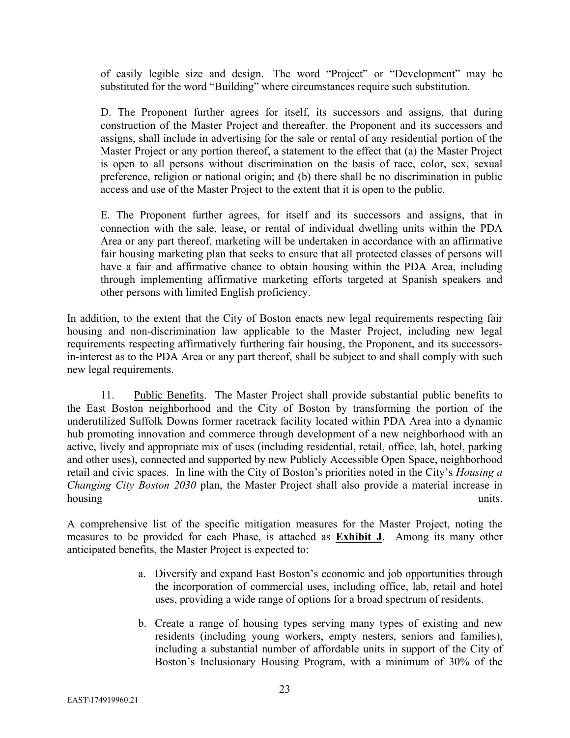of easily legible size and design. The word "Project" or "Development" may be substituted for the word "Building" where circumstances require such substitution.

D. The Proponent further agrees for itself, its successors and assigns, that during construction of the Master Project and thereafter, the Proponent and its successors and assigns, shall include in advertising for the sale or rental of any residential portion of the Master Project or any portion thereof, a statement to the effect that (a) the Master Project is open to all persons without discrimination on the basis of race, color, sex, sexual preference, religion or national origin; and (b) there shall be no discrimination in public access and use of the Master Project to the extent that it is open to the public.

E. The Proponent further agrees, for itself and its successors and assigns, that in connection with the sale, lease, or rental of individual dwelling units within the PDA Area or any part thereof, marketing will be undertaken in accordance with an affirmative fair housing marketing plan that seeks to ensure that all protected classes of persons will have a fair and affirmative chance to obtain housing within the PDA Area, including through implementing affirmative marketing efforts targeted at Spanish speakers and other persons with limited English proficiency.

In addition, to the extent that the City of Boston enacts new legal requirements respecting fair housing and non-discrimination law applicable to the Master Project, including new legal requirements respecting affirmatively furthering fair housing, the Proponent, and its successors-in-interest as to the PDA Area or any part thereof, shall be subject to and shall comply with such new legal requirements.

11. Public Benefits. The Master Project shall provide substantial public benefits to the East Boston neighborhood and the City of Boston by transforming the portion of the underutilized Suffolk Downs former racetrack facility located within PDA Area into a dynamic hub promoting innovation and commerce through development of a new neighborhood with an active, lively and appropriate mix of uses (including residential, retail, office, lab, hotel, parking and other uses), connected and supported by new Publicly Accessible Open Space, neighborhood retail and civic spaces. In line with the City of Boston's priorities noted in the City's *Housing a Changing City Boston 2030* plan, the Master Project shall also provide a material increase in housing units.

A comprehensive list of the specific mitigation measures for the Master Project, noting the measures to be provided for each Phase, is attached as **Exhibit J**. Among its many other anticipated benefits, the Master Project is expected to:

a. Diversify and expand East Boston's economic and job opportunities through the incorporation of commercial uses, including office, lab, retail and hotel uses, providing a wide range of options for a broad spectrum of residents.

b. Create a range of housing types serving many types of existing and new residents (including young workers, empty nesters, seniors and families), including a substantial number of affordable units in support of the City of Boston's Inclusionary Housing Program, with a minimum of 30% of the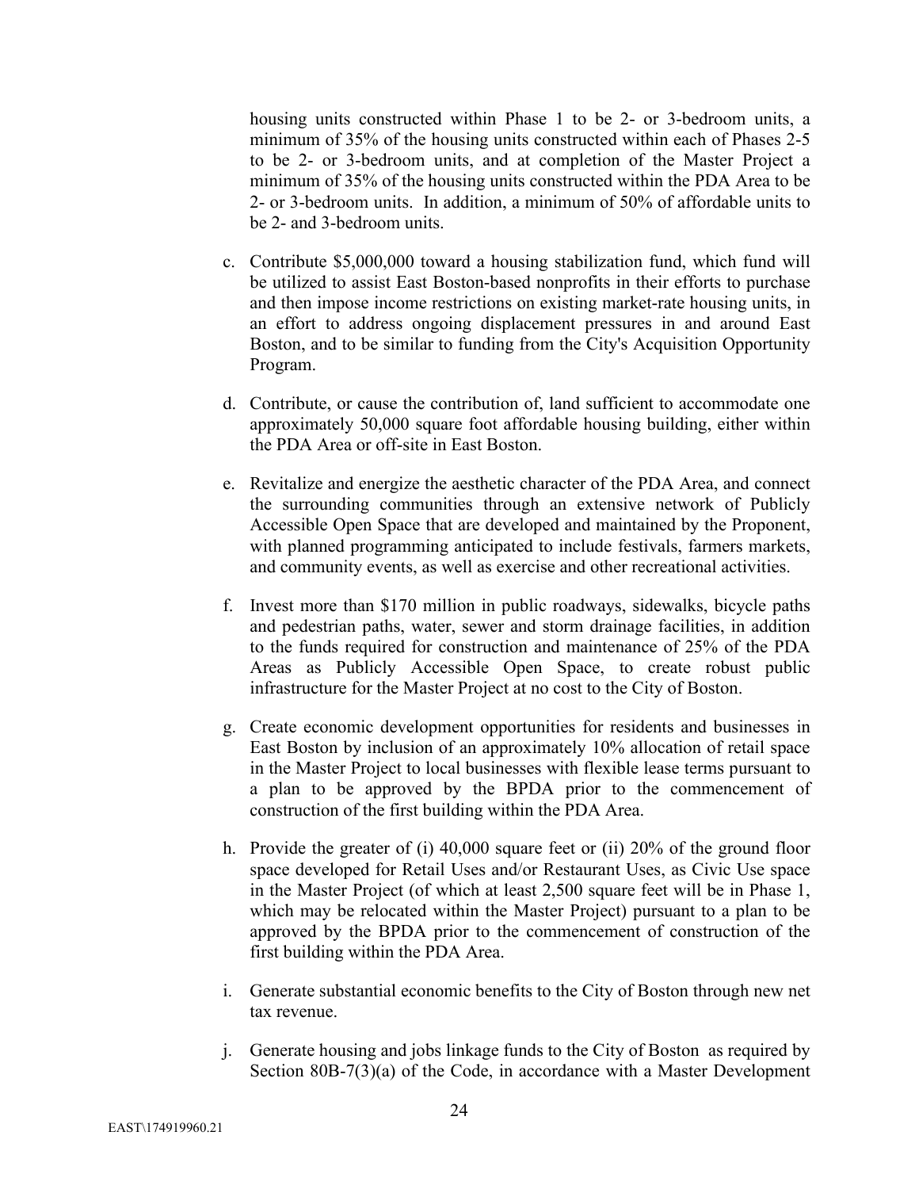housing units constructed within Phase 1 to be 2- or 3-bedroom units, a minimum of 35% of the housing units constructed within each of Phases 2-5 to be 2- or 3-bedroom units, and at completion of the Master Project a minimum of 35% of the housing units constructed within the PDA Area to be 2- or 3-bedroom units. In addition, a minimum of 50% of affordable units to be 2- and 3-bedroom units.

c. Contribute $5,000,000 toward a housing stabilization fund, which fund will be utilized to assist East Boston-based nonprofits in their efforts to purchase and then impose income restrictions on existing market-rate housing units, in an effort to address ongoing displacement pressures in and around East Boston, and to be similar to funding from the City's Acquisition Opportunity Program.

d. Contribute, or cause the contribution of, land sufficient to accommodate one approximately 50,000 square foot affordable housing building, either within the PDA Area or off-site in East Boston.

e. Revitalize and energize the aesthetic character of the PDA Area, and connect the surrounding communities through an extensive network of Publicly Accessible Open Space that are developed and maintained by the Proponent, with planned programming anticipated to include festivals, farmers markets, and community events, as well as exercise and other recreational activities.

f. Invest more than $170 million in public roadways, sidewalks, bicycle paths and pedestrian paths, water, sewer and storm drainage facilities, in addition to the funds required for construction and maintenance of 25% of the PDA Areas as Publicly Accessible Open Space, to create robust public infrastructure for the Master Project at no cost to the City of Boston.

g. Create economic development opportunities for residents and businesses in East Boston by inclusion of an approximately 10% allocation of retail space in the Master Project to local businesses with flexible lease terms pursuant to a plan to be approved by the BPDA prior to the commencement of construction of the first building within the PDA Area.

h. Provide the greater of (i) 40,000 square feet or (ii) 20% of the ground floor space developed for Retail Uses and/or Restaurant Uses, as Civic Use space in the Master Project (of which at least 2,500 square feet will be in Phase 1, which may be relocated within the Master Project) pursuant to a plan to be approved by the BPDA prior to the commencement of construction of the first building within the PDA Area.

i. Generate substantial economic benefits to the City of Boston through new net tax revenue.

j. Generate housing and jobs linkage funds to the City of Boston as required by Section 80B-7(3)(a) of the Code, in accordance with a Master Development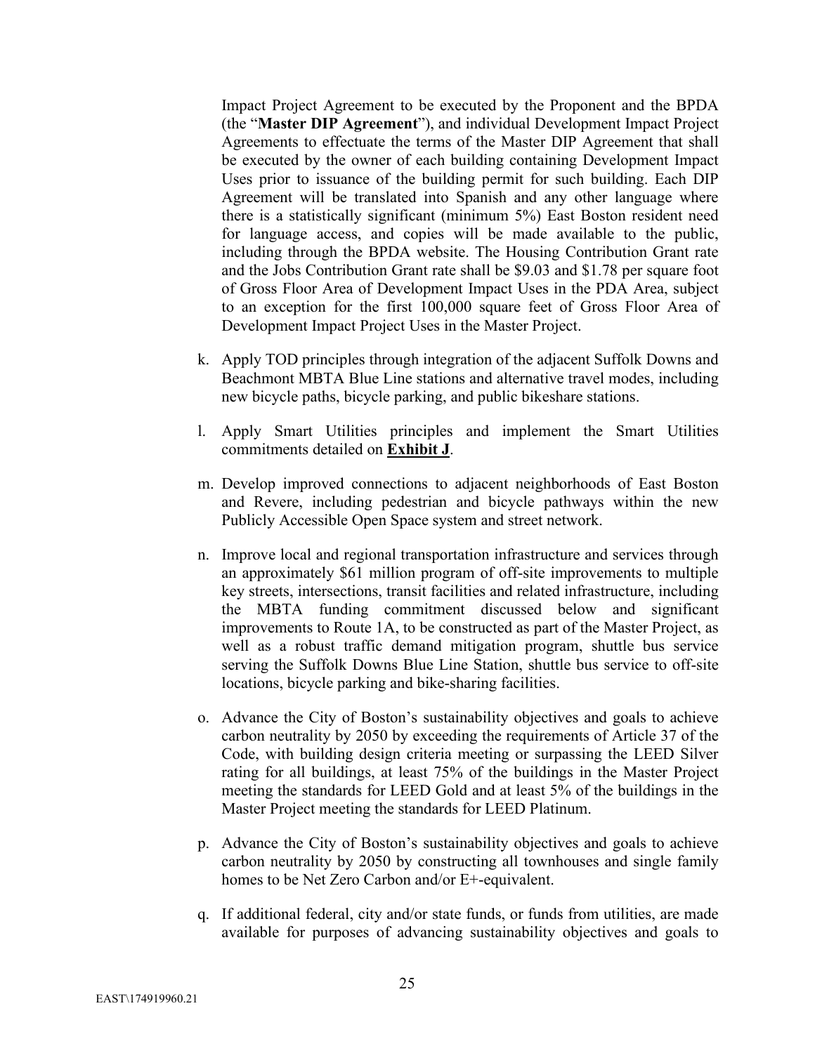Impact Project Agreement to be executed by the Proponent and the BPDA (the "**Master DIP Agreement**"), and individual Development Impact Project Agreements to effectuate the terms of the Master DIP Agreement that shall be executed by the owner of each building containing Development Impact Uses prior to issuance of the building permit for such building. Each DIP Agreement will be translated into Spanish and any other language where there is a statistically significant (minimum 5%) East Boston resident need for language access, and copies will be made available to the public, including through the BPDA website. The Housing Contribution Grant rate and the Jobs Contribution Grant rate shall be $9.03 and $1.78 per square foot of Gross Floor Area of Development Impact Uses in the PDA Area, subject to an exception for the first 100,000 square feet of Gross Floor Area of Development Impact Project Uses in the Master Project.

k. Apply TOD principles through integration of the adjacent Suffolk Downs and Beachmont MBTA Blue Line stations and alternative travel modes, including new bicycle paths, bicycle parking, and public bikeshare stations.

l. Apply Smart Utilities principles and implement the Smart Utilities commitments detailed on **Exhibit J**.

m. Develop improved connections to adjacent neighborhoods of East Boston and Revere, including pedestrian and bicycle pathways within the new Publicly Accessible Open Space system and street network.

n. Improve local and regional transportation infrastructure and services through an approximately $61 million program of off-site improvements to multiple key streets, intersections, transit facilities and related infrastructure, including the MBTA funding commitment discussed below and significant improvements to Route 1A, to be constructed as part of the Master Project, as well as a robust traffic demand mitigation program, shuttle bus service serving the Suffolk Downs Blue Line Station, shuttle bus service to off-site locations, bicycle parking and bike-sharing facilities.

o. Advance the City of Boston's sustainability objectives and goals to achieve carbon neutrality by 2050 by exceeding the requirements of Article 37 of the Code, with building design criteria meeting or surpassing the LEED Silver rating for all buildings, at least 75% of the buildings in the Master Project meeting the standards for LEED Gold and at least 5% of the buildings in the Master Project meeting the standards for LEED Platinum.

p. Advance the City of Boston's sustainability objectives and goals to achieve carbon neutrality by 2050 by constructing all townhouses and single family homes to be Net Zero Carbon and/or E+-equivalent.

q. If additional federal, city and/or state funds, or funds from utilities, are made available for purposes of advancing sustainability objectives and goals to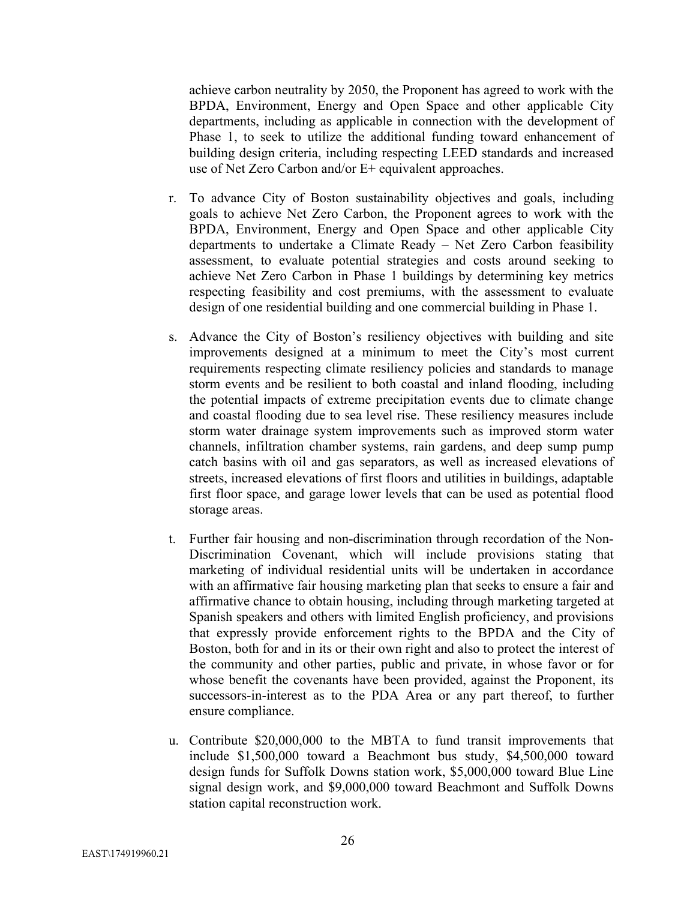achieve carbon neutrality by 2050, the Proponent has agreed to work with the BPDA, Environment, Energy and Open Space and other applicable City departments, including as applicable in connection with the development of Phase 1, to seek to utilize the additional funding toward enhancement of building design criteria, including respecting LEED standards and increased use of Net Zero Carbon and/or E+ equivalent approaches.

r. To advance City of Boston sustainability objectives and goals, including goals to achieve Net Zero Carbon, the Proponent agrees to work with the BPDA, Environment, Energy and Open Space and other applicable City departments to undertake a Climate Ready – Net Zero Carbon feasibility assessment, to evaluate potential strategies and costs around seeking to achieve Net Zero Carbon in Phase 1 buildings by determining key metrics respecting feasibility and cost premiums, with the assessment to evaluate design of one residential building and one commercial building in Phase 1.

s. Advance the City of Boston's resiliency objectives with building and site improvements designed at a minimum to meet the City's most current requirements respecting climate resiliency policies and standards to manage storm events and be resilient to both coastal and inland flooding, including the potential impacts of extreme precipitation events due to climate change and coastal flooding due to sea level rise. These resiliency measures include storm water drainage system improvements such as improved storm water channels, infiltration chamber systems, rain gardens, and deep sump pump catch basins with oil and gas separators, as well as increased elevations of streets, increased elevations of first floors and utilities in buildings, adaptable first floor space, and garage lower levels that can be used as potential flood storage areas.

t. Further fair housing and non-discrimination through recordation of the Non-Discrimination Covenant, which will include provisions stating that marketing of individual residential units will be undertaken in accordance with an affirmative fair housing marketing plan that seeks to ensure a fair and affirmative chance to obtain housing, including through marketing targeted at Spanish speakers and others with limited English proficiency, and provisions that expressly provide enforcement rights to the BPDA and the City of Boston, both for and in its or their own right and also to protect the interest of the community and other parties, public and private, in whose favor or for whose benefit the covenants have been provided, against the Proponent, its successors-in-interest as to the PDA Area or any part thereof, to further ensure compliance.

u. Contribute $20,000,000 to the MBTA to fund transit improvements that include $1,500,000 toward a Beachmont bus study, $4,500,000 toward design funds for Suffolk Downs station work, $5,000,000 toward Blue Line signal design work, and $9,000,000 toward Beachmont and Suffolk Downs station capital reconstruction work.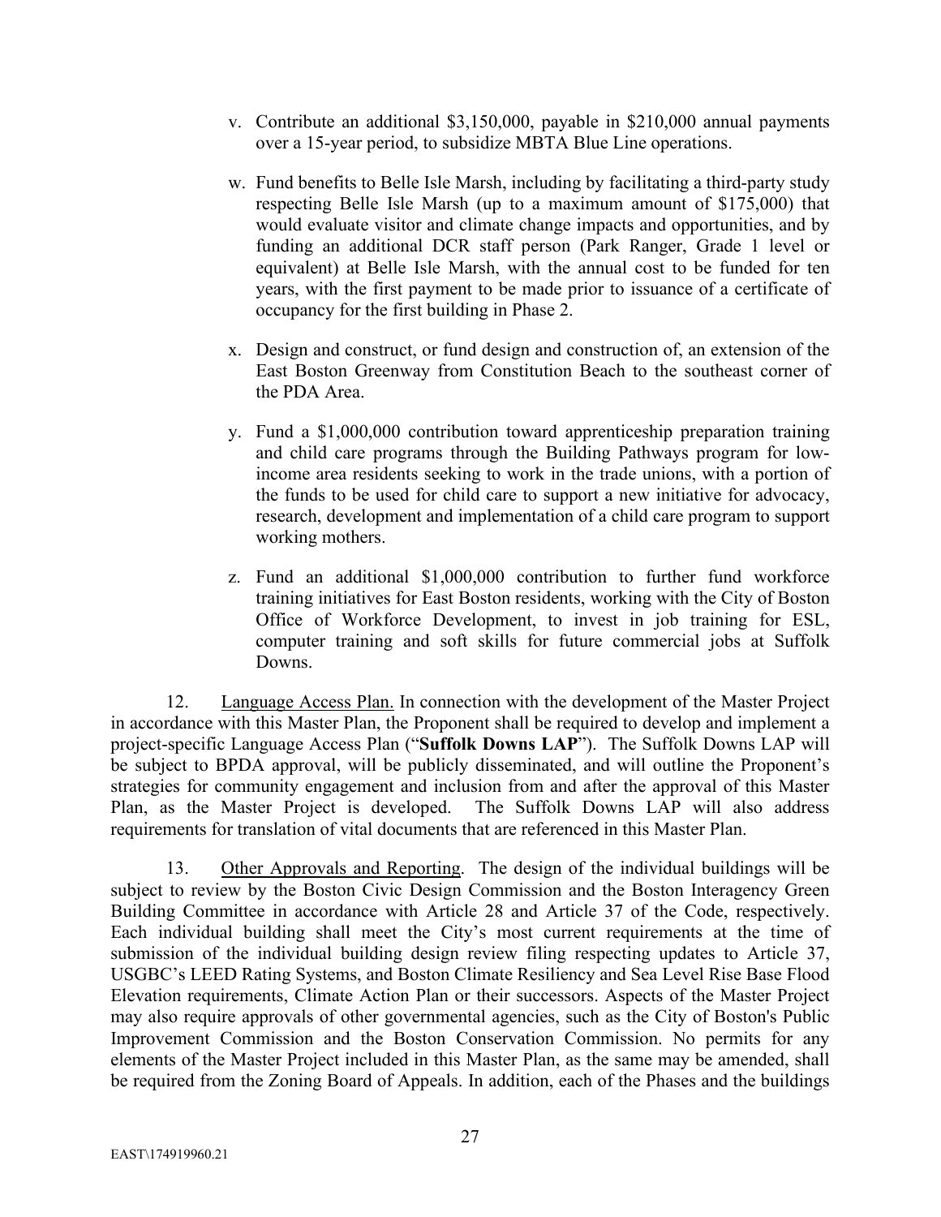v. Contribute an additional $3,150,000, payable in $210,000 annual payments over a 15-year period, to subsidize MBTA Blue Line operations.

w. Fund benefits to Belle Isle Marsh, including by facilitating a third-party study respecting Belle Isle Marsh (up to a maximum amount of $175,000) that would evaluate visitor and climate change impacts and opportunities, and by funding an additional DCR staff person (Park Ranger, Grade 1 level or equivalent) at Belle Isle Marsh, with the annual cost to be funded for ten years, with the first payment to be made prior to issuance of a certificate of occupancy for the first building in Phase 2.

x. Design and construct, or fund design and construction of, an extension of the East Boston Greenway from Constitution Beach to the southeast corner of the PDA Area.

y. Fund a $1,000,000 contribution toward apprenticeship preparation training and child care programs through the Building Pathways program for low-income area residents seeking to work in the trade unions, with a portion of the funds to be used for child care to support a new initiative for advocacy, research, development and implementation of a child care program to support working mothers.

z. Fund an additional $1,000,000 contribution to further fund workforce training initiatives for East Boston residents, working with the City of Boston Office of Workforce Development, to invest in job training for ESL, computer training and soft skills for future commercial jobs at Suffolk Downs.

12. Language Access Plan. In connection with the development of the Master Project in accordance with this Master Plan, the Proponent shall be required to develop and implement a project-specific Language Access Plan ("**Suffolk Downs LAP**"). The Suffolk Downs LAP will be subject to BPDA approval, will be publicly disseminated, and will outline the Proponent's strategies for community engagement and inclusion from and after the approval of this Master Plan, as the Master Project is developed. The Suffolk Downs LAP will also address requirements for translation of vital documents that are referenced in this Master Plan.

13. Other Approvals and Reporting. The design of the individual buildings will be subject to review by the Boston Civic Design Commission and the Boston Interagency Green Building Committee in accordance with Article 28 and Article 37 of the Code, respectively. Each individual building shall meet the City's most current requirements at the time of submission of the individual building design review filing respecting updates to Article 37, USGBC's LEED Rating Systems, and Boston Climate Resiliency and Sea Level Rise Base Flood Elevation requirements, Climate Action Plan or their successors. Aspects of the Master Project may also require approvals of other governmental agencies, such as the City of Boston's Public Improvement Commission and the Boston Conservation Commission. No permits for any elements of the Master Project included in this Master Plan, as the same may be amended, shall be required from the Zoning Board of Appeals. In addition, each of the Phases and the buildings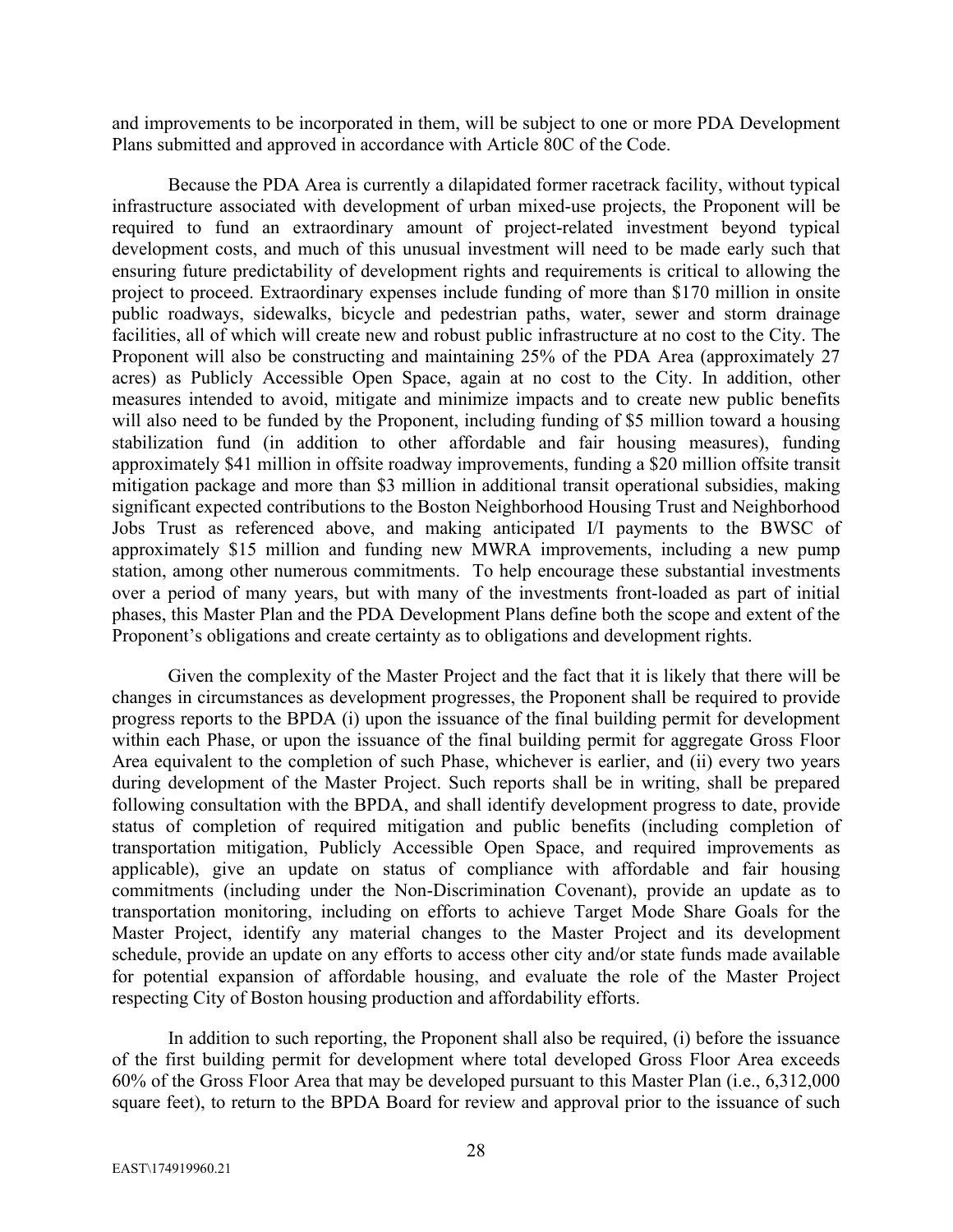and improvements to be incorporated in them, will be subject to one or more PDA Development Plans submitted and approved in accordance with Article 80C of the Code.

Because the PDA Area is currently a dilapidated former racetrack facility, without typical infrastructure associated with development of urban mixed-use projects, the Proponent will be required to fund an extraordinary amount of project-related investment beyond typical development costs, and much of this unusual investment will need to be made early such that ensuring future predictability of development rights and requirements is critical to allowing the project to proceed. Extraordinary expenses include funding of more than $170 million in onsite public roadways, sidewalks, bicycle and pedestrian paths, water, sewer and storm drainage facilities, all of which will create new and robust public infrastructure at no cost to the City. The Proponent will also be constructing and maintaining 25% of the PDA Area (approximately 27 acres) as Publicly Accessible Open Space, again at no cost to the City. In addition, other measures intended to avoid, mitigate and minimize impacts and to create new public benefits will also need to be funded by the Proponent, including funding of $5 million toward a housing stabilization fund (in addition to other affordable and fair housing measures), funding approximately $41 million in offsite roadway improvements, funding a $20 million offsite transit mitigation package and more than $3 million in additional transit operational subsidies, making significant expected contributions to the Boston Neighborhood Housing Trust and Neighborhood Jobs Trust as referenced above, and making anticipated I/I payments to the BWSC of approximately $15 million and funding new MWRA improvements, including a new pump station, among other numerous commitments. To help encourage these substantial investments over a period of many years, but with many of the investments front-loaded as part of initial phases, this Master Plan and the PDA Development Plans define both the scope and extent of the Proponent's obligations and create certainty as to obligations and development rights.

Given the complexity of the Master Project and the fact that it is likely that there will be changes in circumstances as development progresses, the Proponent shall be required to provide progress reports to the BPDA (i) upon the issuance of the final building permit for development within each Phase, or upon the issuance of the final building permit for aggregate Gross Floor Area equivalent to the completion of such Phase, whichever is earlier, and (ii) every two years during development of the Master Project. Such reports shall be in writing, shall be prepared following consultation with the BPDA, and shall identify development progress to date, provide status of completion of required mitigation and public benefits (including completion of transportation mitigation, Publicly Accessible Open Space, and required improvements as applicable), give an update on status of compliance with affordable and fair housing commitments (including under the Non-Discrimination Covenant), provide an update as to transportation monitoring, including on efforts to achieve Target Mode Share Goals for the Master Project, identify any material changes to the Master Project and its development schedule, provide an update on any efforts to access other city and/or state funds made available for potential expansion of affordable housing, and evaluate the role of the Master Project respecting City of Boston housing production and affordability efforts.

In addition to such reporting, the Proponent shall also be required, (i) before the issuance of the first building permit for development where total developed Gross Floor Area exceeds 60% of the Gross Floor Area that may be developed pursuant to this Master Plan (i.e., 6,312,000 square feet), to return to the BPDA Board for review and approval prior to the issuance of such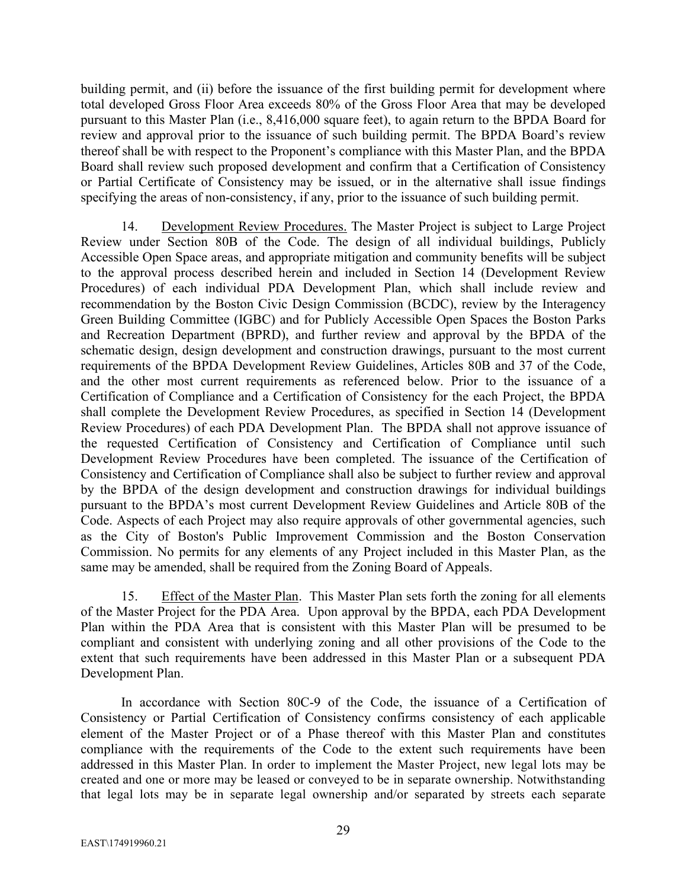building permit, and (ii) before the issuance of the first building permit for development where total developed Gross Floor Area exceeds 80% of the Gross Floor Area that may be developed pursuant to this Master Plan (i.e., 8,416,000 square feet), to again return to the BPDA Board for review and approval prior to the issuance of such building permit. The BPDA Board's review thereof shall be with respect to the Proponent's compliance with this Master Plan, and the BPDA Board shall review such proposed development and confirm that a Certification of Consistency or Partial Certificate of Consistency may be issued, or in the alternative shall issue findings specifying the areas of non-consistency, if any, prior to the issuance of such building permit.

14. Development Review Procedures. The Master Project is subject to Large Project Review under Section 80B of the Code. The design of all individual buildings, Publicly Accessible Open Space areas, and appropriate mitigation and community benefits will be subject to the approval process described herein and included in Section 14 (Development Review Procedures) of each individual PDA Development Plan, which shall include review and recommendation by the Boston Civic Design Commission (BCDC), review by the Interagency Green Building Committee (IGBC) and for Publicly Accessible Open Spaces the Boston Parks and Recreation Department (BPRD), and further review and approval by the BPDA of the schematic design, design development and construction drawings, pursuant to the most current requirements of the BPDA Development Review Guidelines, Articles 80B and 37 of the Code, and the other most current requirements as referenced below. Prior to the issuance of a Certification of Compliance and a Certification of Consistency for the each Project, the BPDA shall complete the Development Review Procedures, as specified in Section 14 (Development Review Procedures) of each PDA Development Plan. The BPDA shall not approve issuance of the requested Certification of Consistency and Certification of Compliance until such Development Review Procedures have been completed. The issuance of the Certification of Consistency and Certification of Compliance shall also be subject to further review and approval by the BPDA of the design development and construction drawings for individual buildings pursuant to the BPDA's most current Development Review Guidelines and Article 80B of the Code. Aspects of each Project may also require approvals of other governmental agencies, such as the City of Boston's Public Improvement Commission and the Boston Conservation Commission. No permits for any elements of any Project included in this Master Plan, as the same may be amended, shall be required from the Zoning Board of Appeals.

15. Effect of the Master Plan. This Master Plan sets forth the zoning for all elements of the Master Project for the PDA Area. Upon approval by the BPDA, each PDA Development Plan within the PDA Area that is consistent with this Master Plan will be presumed to be compliant and consistent with underlying zoning and all other provisions of the Code to the extent that such requirements have been addressed in this Master Plan or a subsequent PDA Development Plan.

In accordance with Section 80C-9 of the Code, the issuance of a Certification of Consistency or Partial Certification of Consistency confirms consistency of each applicable element of the Master Project or of a Phase thereof with this Master Plan and constitutes compliance with the requirements of the Code to the extent such requirements have been addressed in this Master Plan. In order to implement the Master Project, new legal lots may be created and one or more may be leased or conveyed to be in separate ownership. Notwithstanding that legal lots may be in separate legal ownership and/or separated by streets each separate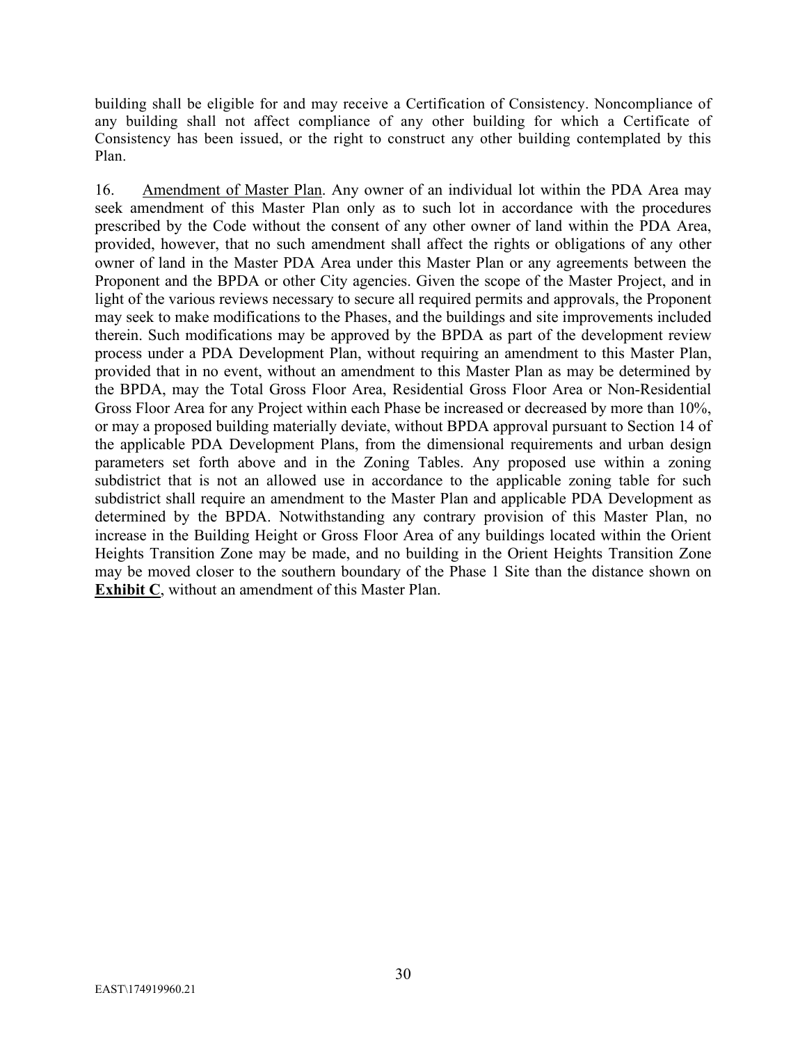building shall be eligible for and may receive a Certification of Consistency. Noncompliance of any building shall not affect compliance of any other building for which a Certificate of Consistency has been issued, or the right to construct any other building contemplated by this Plan.

16. Amendment of Master Plan. Any owner of an individual lot within the PDA Area may seek amendment of this Master Plan only as to such lot in accordance with the procedures prescribed by the Code without the consent of any other owner of land within the PDA Area, provided, however, that no such amendment shall affect the rights or obligations of any other owner of land in the Master PDA Area under this Master Plan or any agreements between the Proponent and the BPDA or other City agencies. Given the scope of the Master Project, and in light of the various reviews necessary to secure all required permits and approvals, the Proponent may seek to make modifications to the Phases, and the buildings and site improvements included therein. Such modifications may be approved by the BPDA as part of the development review process under a PDA Development Plan, without requiring an amendment to this Master Plan, provided that in no event, without an amendment to this Master Plan as may be determined by the BPDA, may the Total Gross Floor Area, Residential Gross Floor Area or Non-Residential Gross Floor Area for any Project within each Phase be increased or decreased by more than 10%, or may a proposed building materially deviate, without BPDA approval pursuant to Section 14 of the applicable PDA Development Plans, from the dimensional requirements and urban design parameters set forth above and in the Zoning Tables. Any proposed use within a zoning subdistrict that is not an allowed use in accordance to the applicable zoning table for such subdistrict shall require an amendment to the Master Plan and applicable PDA Development as determined by the BPDA. Notwithstanding any contrary provision of this Master Plan, no increase in the Building Height or Gross Floor Area of any buildings located within the Orient Heights Transition Zone may be made, and no building in the Orient Heights Transition Zone may be moved closer to the southern boundary of the Phase 1 Site than the distance shown on **Exhibit C**, without an amendment of this Master Plan.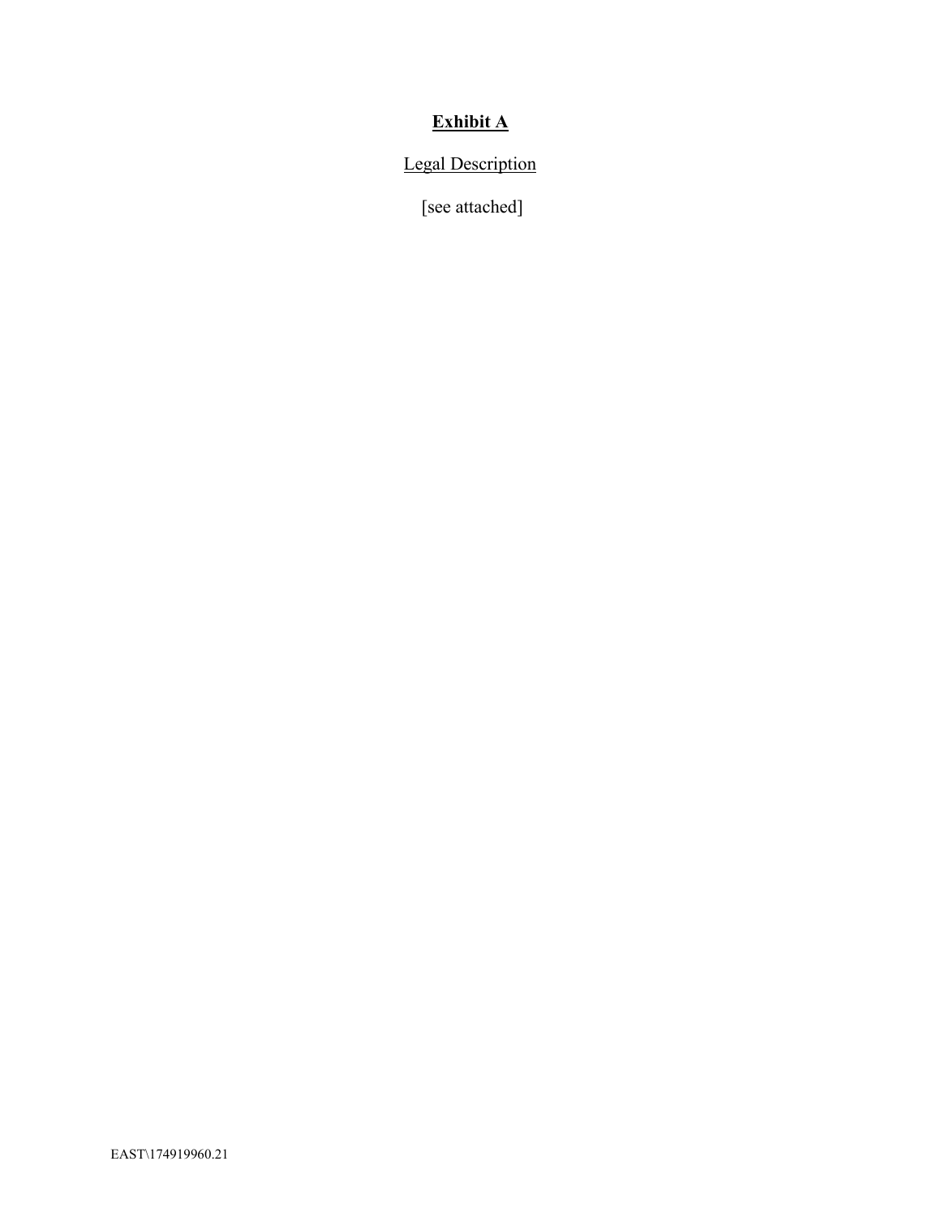# **Exhibit A**

Legal Description

[see attached]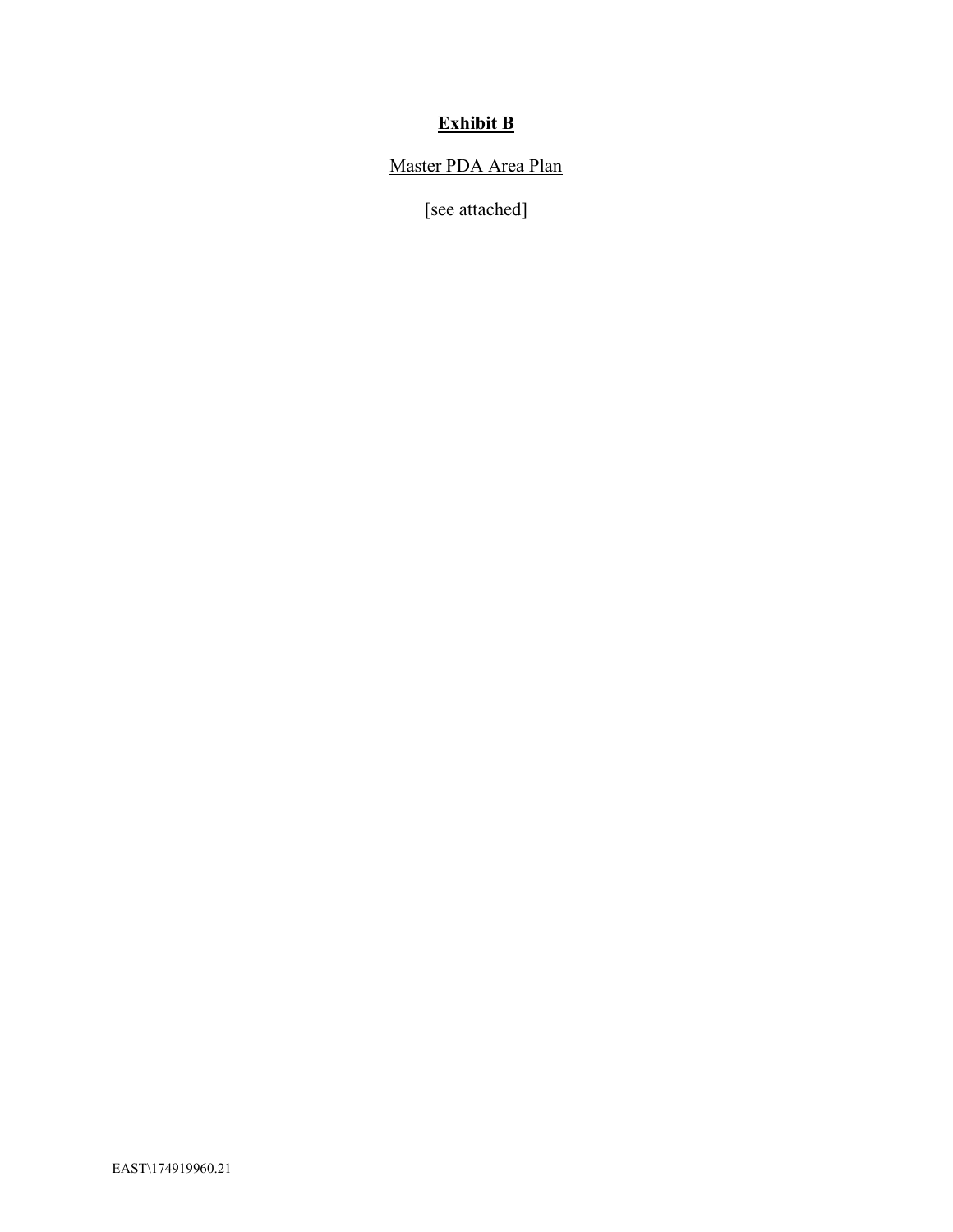**Exhibit B**

Master PDA Area Plan

[see attached]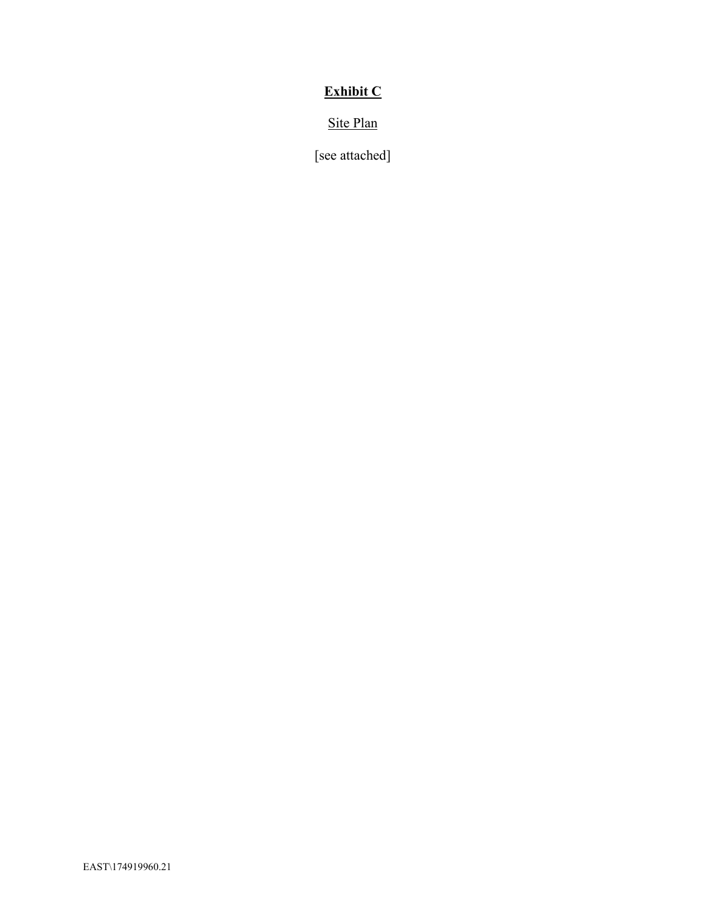**Exhibit C**

Site Plan

[see attached]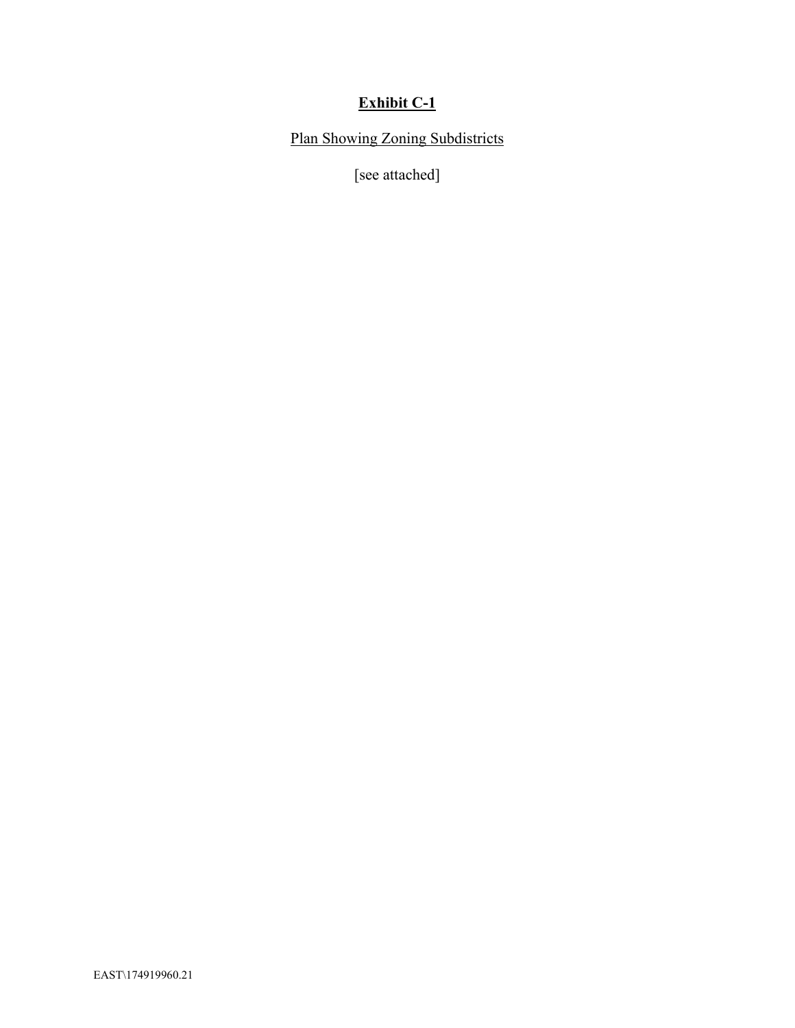# **Exhibit C-1**

Plan Showing Zoning Subdistricts

[see attached]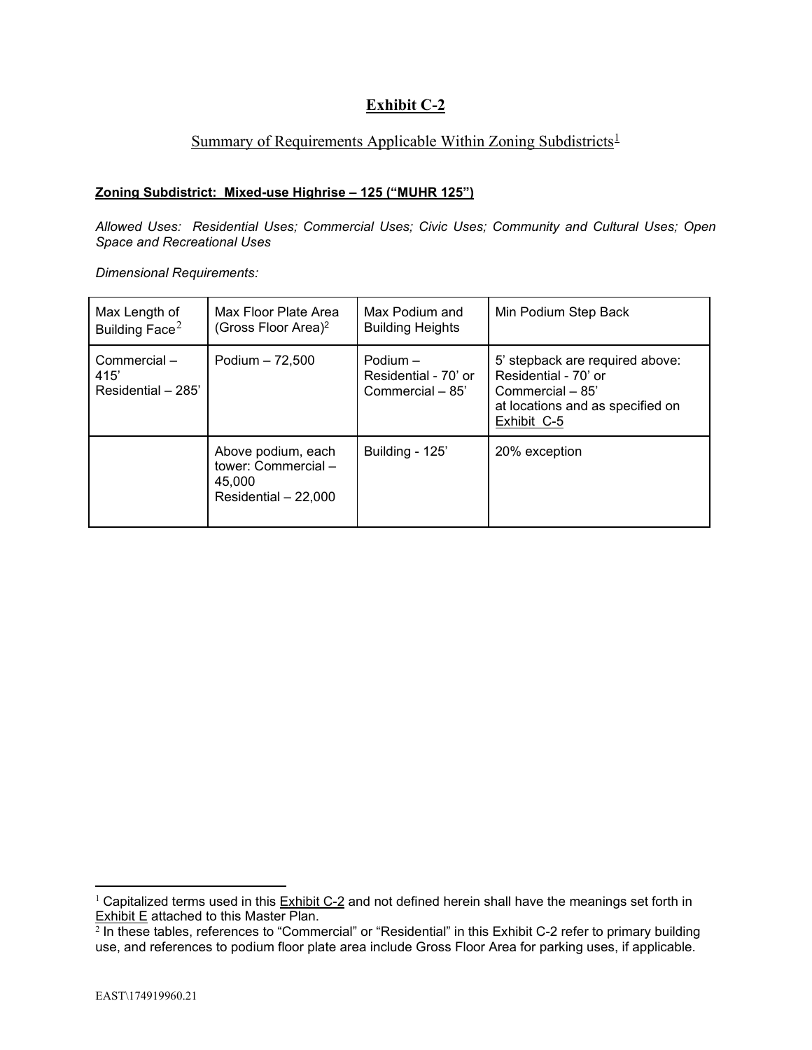# Exhibit C-2

## Summary of Requirements Applicable Within Zoning Subdistricts[1]

**Zoning Subdistrict: Mixed-use Highrise – 125 ("MUHR 125")**

*Allowed Uses: Residential Uses; Commercial Uses; Civic Uses; Community and Cultural Uses; Open Space and Recreational Uses*

*Dimensional Requirements:*

| Max Length of Building Face[2] | Max Floor Plate Area (Gross Floor Area)[2] | Max Podium and Building Heights | Min Podium Step Back |
|---|---|---|---|
| Commercial – 415' Residential – 285' | Podium – 72,500 | Podium – Residential - 70' or Commercial – 85' | 5' stepback are required above: Residential - 70' or Commercial – 85' at locations and as specified on Exhibit C-5 |
| | Above podium, each tower: Commercial – 45,000 Residential – 22,000 | Building - 125' | 20% exception |

[1] Capitalized terms used in this Exhibit C-2 and not defined herein shall have the meanings set forth in Exhibit E attached to this Master Plan.

[2] In these tables, references to "Commercial" or "Residential" in this Exhibit C-2 refer to primary building use, and references to podium floor plate area include Gross Floor Area for parking uses, if applicable.

EAST\174919960.21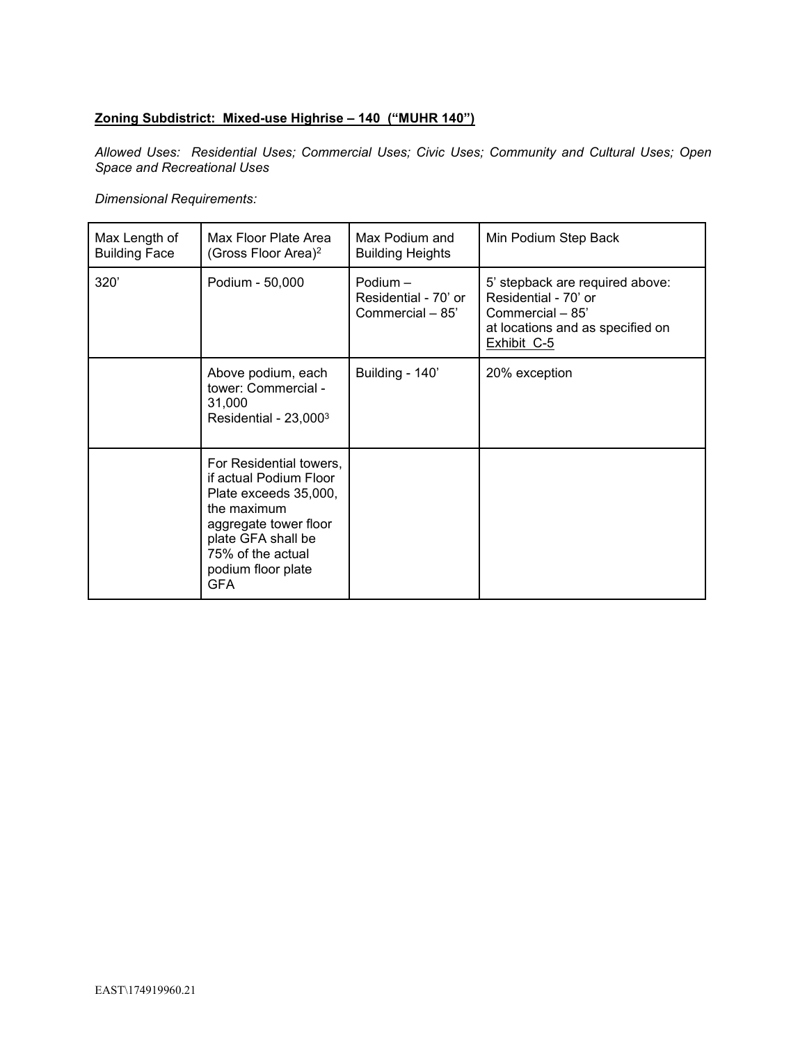**Zoning Subdistrict: Mixed-use Highrise – 140 ("MUHR 140")**

*Allowed Uses: Residential Uses; Commercial Uses; Civic Uses; Community and Cultural Uses; Open Space and Recreational Uses*

*Dimensional Requirements:*

| Max Length of Building Face | Max Floor Plate Area (Gross Floor Area)[2] | Max Podium and Building Heights | Min Podium Step Back |
|---|---|---|---|
| 320' | Podium - 50,000 | Podium – Residential - 70' or Commercial – 85' | 5' stepback are required above: Residential - 70' or Commercial – 85' at locations and as specified on Exhibit C-5 |
| | Above podium, each tower: Commercial - 31,000 Residential - 23,000[3] | Building - 140' | 20% exception |
| | For Residential towers, if actual Podium Floor Plate exceeds 35,000, the maximum aggregate tower floor plate GFA shall be 75% of the actual podium floor plate GFA | | |

EAST\174919960.21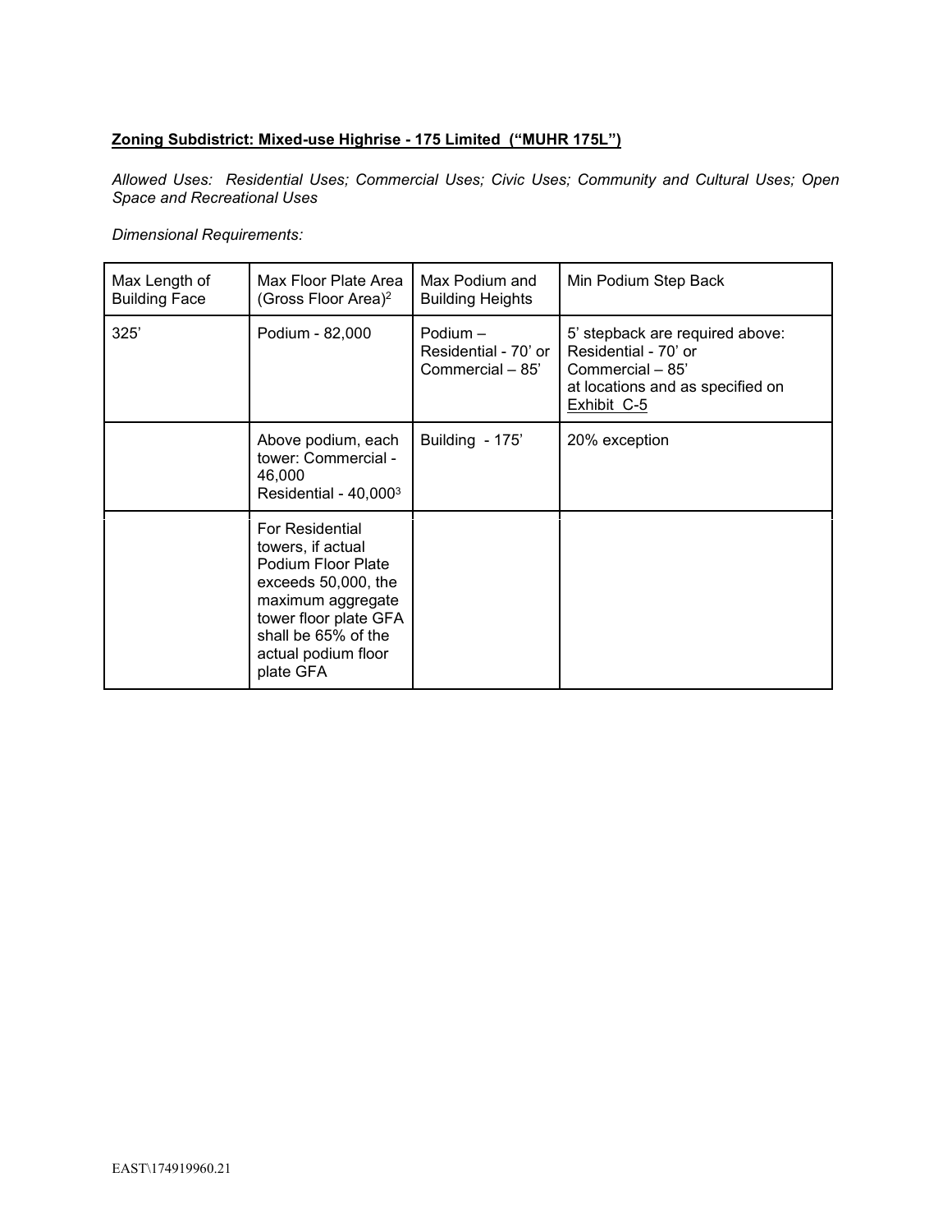**Zoning Subdistrict: Mixed-use Highrise - 175 Limited ("MUHR 175L")**

*Allowed Uses: Residential Uses; Commercial Uses; Civic Uses; Community and Cultural Uses; Open Space and Recreational Uses*

*Dimensional Requirements:*

| Max Length of Building Face | Max Floor Plate Area (Gross Floor Area)[2] | Max Podium and Building Heights | Min Podium Step Back |
|---|---|---|---|
| 325' | Podium - 82,000 | Podium – Residential - 70' or Commercial – 85' | 5' stepback are required above: Residential - 70' or Commercial – 85' at locations and as specified on Exhibit C-5 |
| | Above podium, each tower: Commercial - 46,000 Residential - 40,000[3] | Building - 175' | 20% exception |
| | For Residential towers, if actual Podium Floor Plate exceeds 50,000, the maximum aggregate tower floor plate GFA shall be 65% of the actual podium floor plate GFA | | |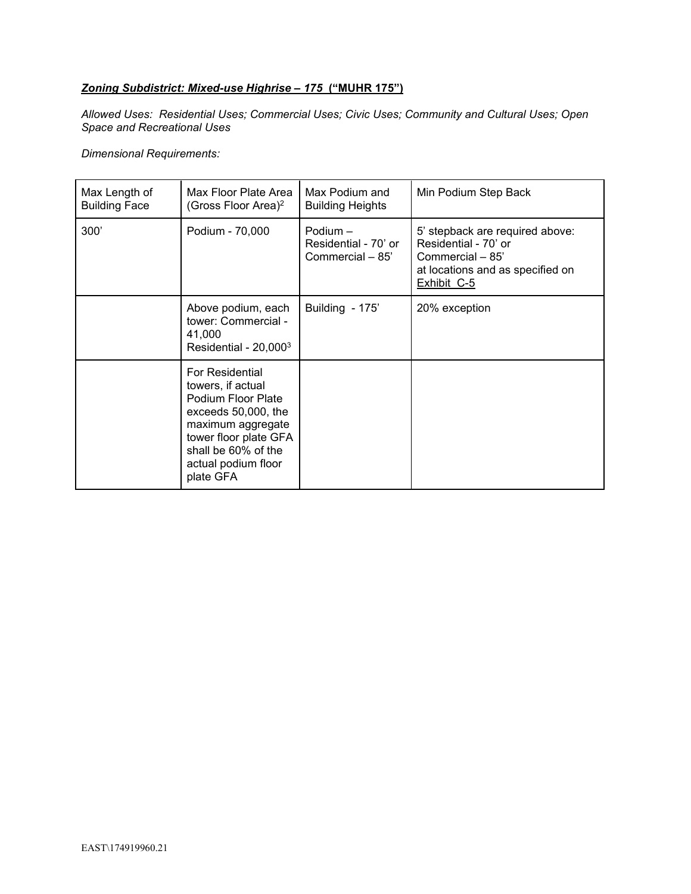***Zoning Subdistrict: Mixed-use Highrise – 175* ("MUHR 175")**

*Allowed Uses: Residential Uses; Commercial Uses; Civic Uses; Community and Cultural Uses; Open Space and Recreational Uses*

*Dimensional Requirements:*

| Max Length of Building Face | Max Floor Plate Area (Gross Floor Area)[2] | Max Podium and Building Heights | Min Podium Step Back |
|---|---|---|---|
| 300' | Podium - 70,000 | Podium – Residential - 70' or Commercial – 85' | 5' stepback are required above: Residential - 70' or Commercial – 85' at locations and as specified on Exhibit C-5 |
| | Above podium, each tower: Commercial - 41,000 Residential - 20,000[3] | Building - 175' | 20% exception |
| | For Residential towers, if actual Podium Floor Plate exceeds 50,000, the maximum aggregate tower floor plate GFA shall be 60% of the actual podium floor plate GFA | | |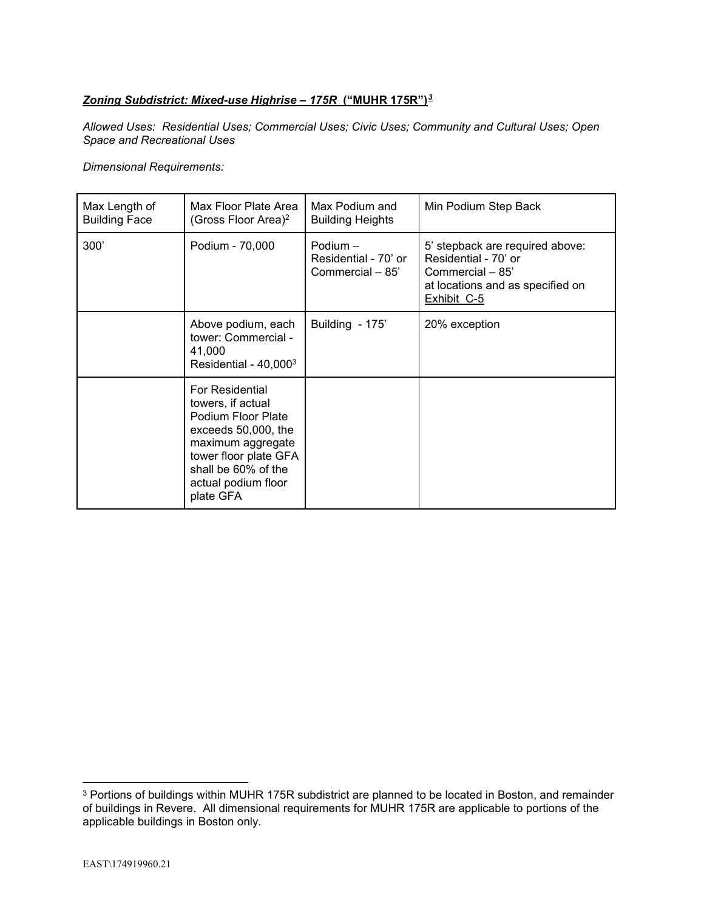***Zoning Subdistrict: Mixed-use Highrise – 175R* (“MUHR 175R”)[3]**

*Allowed Uses: Residential Uses; Commercial Uses; Civic Uses; Community and Cultural Uses; Open Space and Recreational Uses*

*Dimensional Requirements:*

| Max Length of Building Face | Max Floor Plate Area (Gross Floor Area)[2] | Max Podium and Building Heights | Min Podium Step Back |
|---|---|---|---|
| 300’ | Podium - 70,000 | Podium – Residential - 70’ or Commercial – 85’ | 5’ stepback are required above: Residential - 70’ or Commercial – 85’ at locations and as specified on Exhibit C-5 |
| | Above podium, each tower: Commercial - 41,000 Residential - 40,000[3] | Building - 175’ | 20% exception |
| | For Residential towers, if actual Podium Floor Plate exceeds 50,000, the maximum aggregate tower floor plate GFA shall be 60% of the actual podium floor plate GFA | | |

[3] Portions of buildings within MUHR 175R subdistrict are planned to be located in Boston, and remainder of buildings in Revere. All dimensional requirements for MUHR 175R are applicable to portions of the applicable buildings in Boston only.

EAST\174919960.21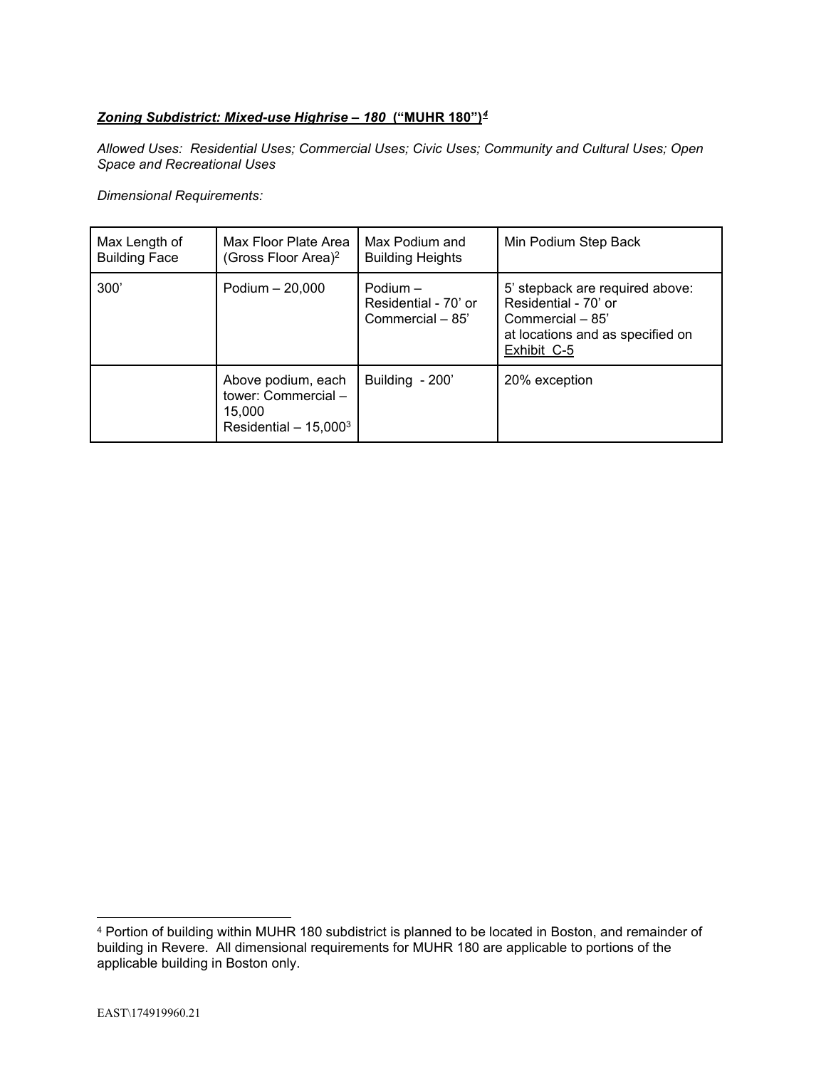***Zoning Subdistrict: Mixed-use Highrise – 180* (“MUHR 180”)[4]**

*Allowed Uses: Residential Uses; Commercial Uses; Civic Uses; Community and Cultural Uses; Open Space and Recreational Uses*

*Dimensional Requirements:*

| Max Length of Building Face | Max Floor Plate Area (Gross Floor Area)[2] | Max Podium and Building Heights | Min Podium Step Back |
|---|---|---|---|
| 300’ | Podium – 20,000 | Podium – Residential - 70’ or Commercial – 85’ | 5’ stepback are required above: Residential - 70’ or Commercial – 85’ at locations and as specified on Exhibit C-5 |
| | Above podium, each tower: Commercial – 15,000 Residential – 15,000[3] | Building - 200’ | 20% exception |

[4] Portion of building within MUHR 180 subdistrict is planned to be located in Boston, and remainder of building in Revere. All dimensional requirements for MUHR 180 are applicable to portions of the applicable building in Boston only.

EAST\174919960.21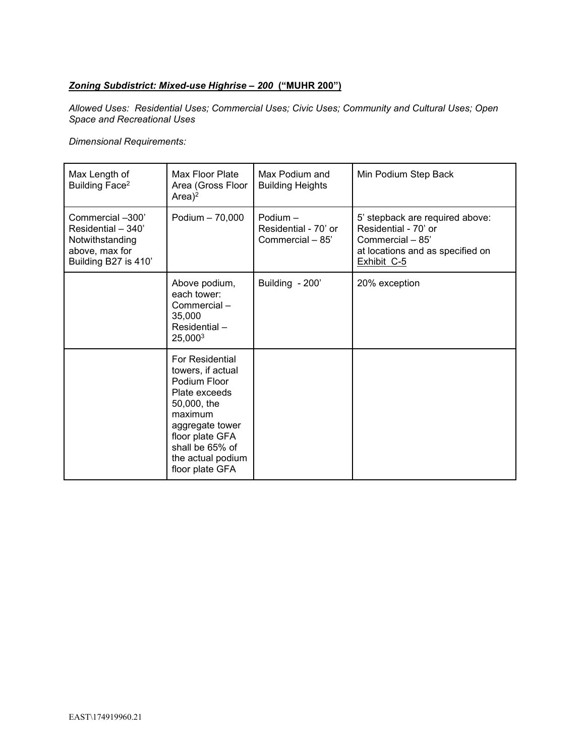***Zoning Subdistrict: Mixed-use Highrise – 200*** **("MUHR 200")**

*Allowed Uses: Residential Uses; Commercial Uses; Civic Uses; Community and Cultural Uses; Open Space and Recreational Uses*

*Dimensional Requirements:*

| Max Length of Building Face[2] | Max Floor Plate Area (Gross Floor Area)[2] | Max Podium and Building Heights | Min Podium Step Back |
|---|---|---|---|
| Commercial –300'<br>Residential – 340'<br>Notwithstanding above, max for Building B27 is 410' | Podium – 70,000 | Podium –<br>Residential - 70' or<br>Commercial – 85' | 5' stepback are required above:<br>Residential - 70' or<br>Commercial – 85'<br>at locations and as specified on Exhibit C-5 |
| | Above podium, each tower:<br>Commercial – 35,000<br>Residential – 25,000[3] | Building - 200' | 20% exception |
| | For Residential towers, if actual Podium Floor Plate exceeds 50,000, the maximum aggregate tower floor plate GFA shall be 65% of the actual podium floor plate GFA | | |

EAST\174919960.21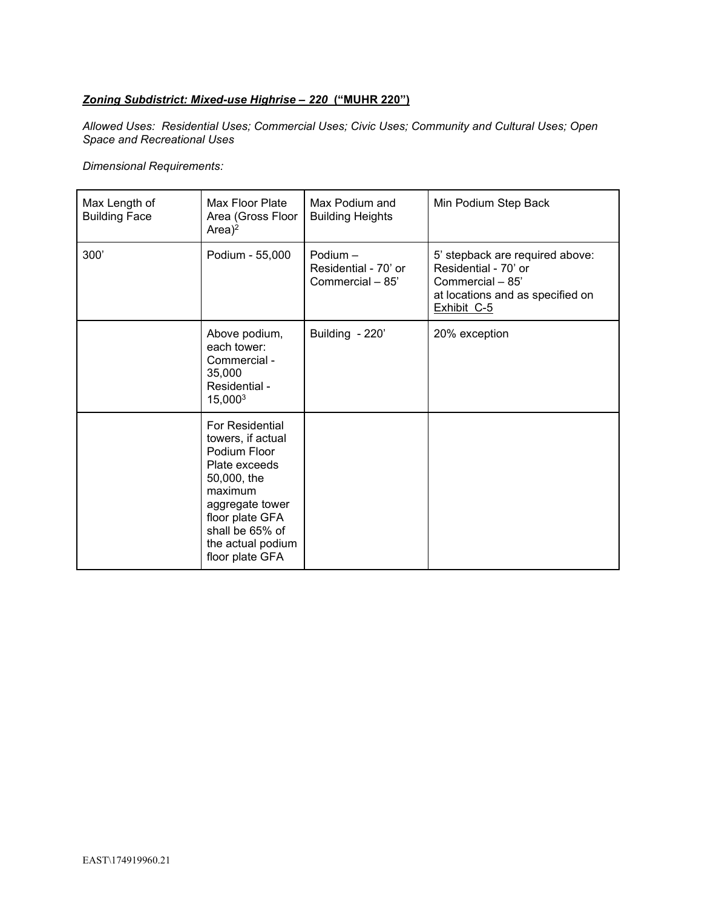***Zoning Subdistrict: Mixed-use Highrise – 220* (“MUHR 220”)**

*Allowed Uses: Residential Uses; Commercial Uses; Civic Uses; Community and Cultural Uses; Open Space and Recreational Uses*

*Dimensional Requirements:*

| Max Length of Building Face | Max Floor Plate Area (Gross Floor Area)[2] | Max Podium and Building Heights | Min Podium Step Back |
|---|---|---|---|
| 300’ | Podium - 55,000 | Podium – Residential - 70’ or Commercial – 85’ | 5’ stepback are required above: Residential - 70’ or Commercial – 85’ at locations and as specified on Exhibit C-5 |
| | Above podium, each tower: Commercial - 35,000 Residential - 15,000[3] | Building - 220’ | 20% exception |
| | For Residential towers, if actual Podium Floor Plate exceeds 50,000, the maximum aggregate tower floor plate GFA shall be 65% of the actual podium floor plate GFA | | |

EAST\174919960.21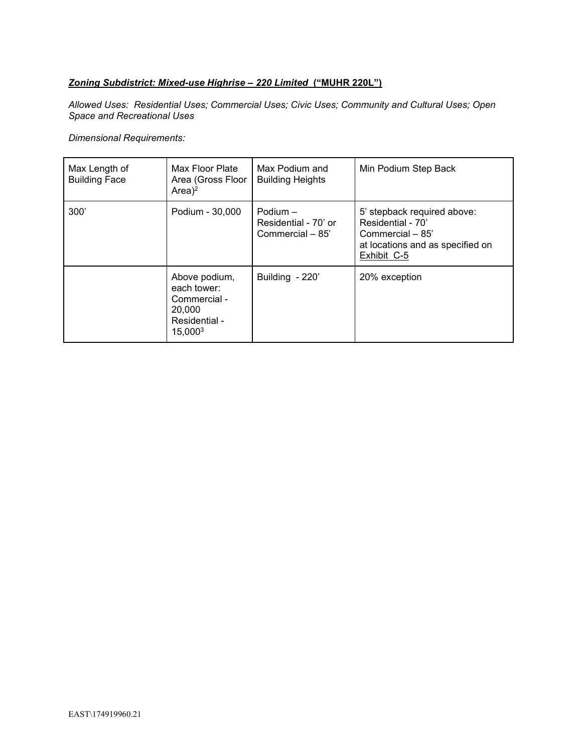***Zoning Subdistrict: Mixed-use Highrise – 220 Limited*** **("MUHR 220L")**

*Allowed Uses: Residential Uses; Commercial Uses; Civic Uses; Community and Cultural Uses; Open Space and Recreational Uses*

*Dimensional Requirements:*

| Max Length of Building Face | Max Floor Plate Area (Gross Floor Area)[2] | Max Podium and Building Heights | Min Podium Step Back |
|---|---|---|---|
| 300' | Podium - 30,000 | Podium – Residential - 70' or Commercial – 85' | 5' stepback required above: Residential - 70' Commercial – 85' at locations and as specified on Exhibit C-5 |
| | Above podium, each tower: Commercial - 20,000 Residential - 15,000[3] | Building - 220' | 20% exception |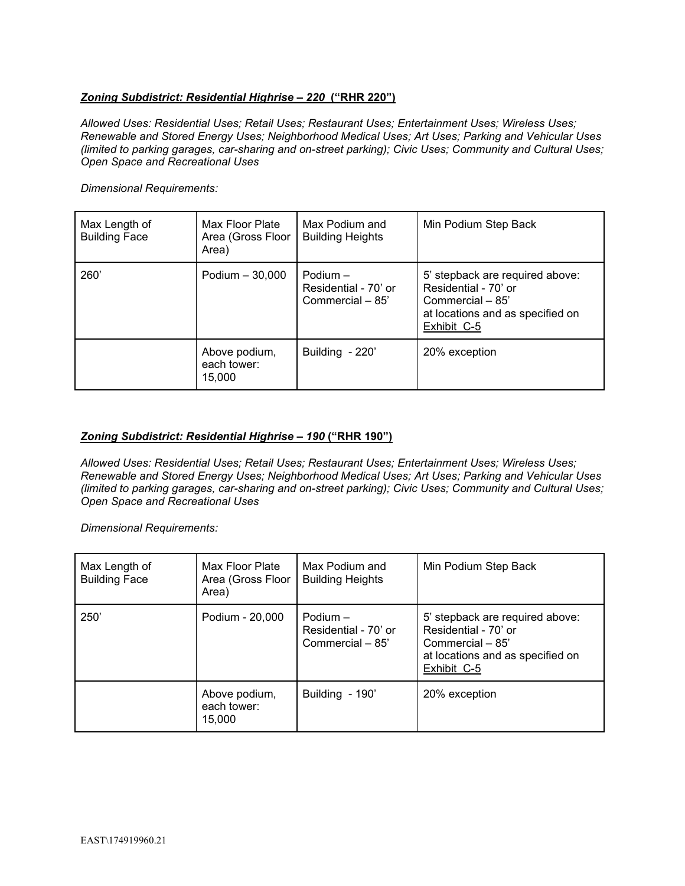***Zoning Subdistrict: Residential Highrise – 220* ("RHR 220")**

*Allowed Uses: Residential Uses; Retail Uses; Restaurant Uses; Entertainment Uses; Wireless Uses; Renewable and Stored Energy Uses; Neighborhood Medical Uses; Art Uses; Parking and Vehicular Uses (limited to parking garages, car-sharing and on-street parking); Civic Uses; Community and Cultural Uses; Open Space and Recreational Uses*

*Dimensional Requirements:*

| Max Length of Building Face | Max Floor Plate Area (Gross Floor Area) | Max Podium and Building Heights | Min Podium Step Back |
|---|---|---|---|
| 260' | Podium – 30,000 | Podium – Residential - 70' or Commercial – 85' | 5' stepback are required above: Residential - 70' or Commercial – 85' at locations and as specified on <u>Exhibit C-5</u> |
| | Above podium, each tower: 15,000 | Building - 220' | 20% exception |

***Zoning Subdistrict: Residential Highrise – 190* ("RHR 190")**

*Allowed Uses: Residential Uses; Retail Uses; Restaurant Uses; Entertainment Uses; Wireless Uses; Renewable and Stored Energy Uses; Neighborhood Medical Uses; Art Uses; Parking and Vehicular Uses (limited to parking garages, car-sharing and on-street parking); Civic Uses; Community and Cultural Uses; Open Space and Recreational Uses*

*Dimensional Requirements:*

| Max Length of Building Face | Max Floor Plate Area (Gross Floor Area) | Max Podium and Building Heights | Min Podium Step Back |
|---|---|---|---|
| 250' | Podium - 20,000 | Podium – Residential - 70' or Commercial – 85' | 5' stepback are required above: Residential - 70' or Commercial – 85' at locations and as specified on <u>Exhibit C-5</u> |
| | Above podium, each tower: 15,000 | Building - 190' | 20% exception |

EAST\174919960.21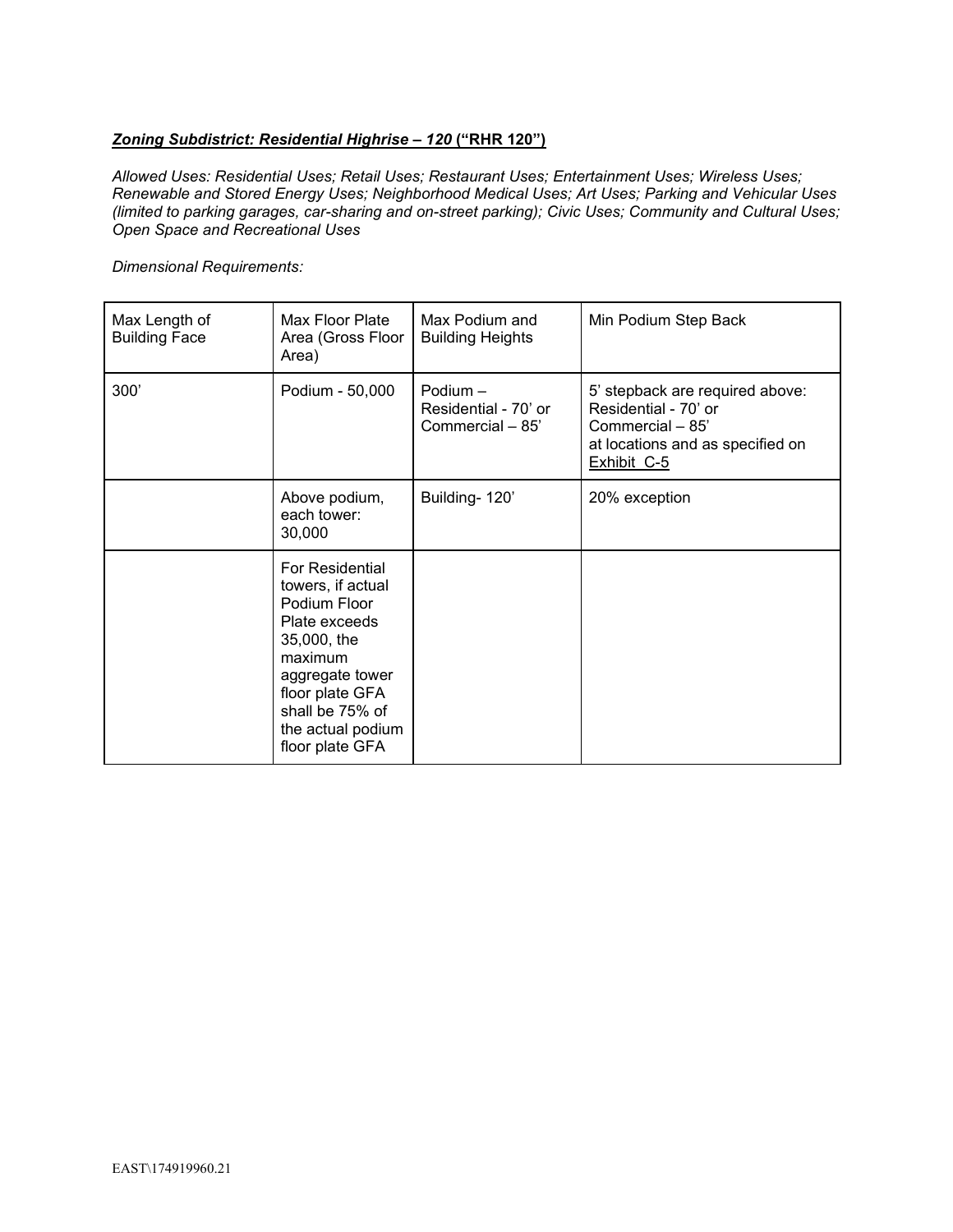***<u>Zoning Subdistrict: Residential Highrise – 120</u>* <u>(“RHR 120”)</u>**

*Allowed Uses: Residential Uses; Retail Uses; Restaurant Uses; Entertainment Uses; Wireless Uses; Renewable and Stored Energy Uses; Neighborhood Medical Uses; Art Uses; Parking and Vehicular Uses (limited to parking garages, car-sharing and on-street parking); Civic Uses; Community and Cultural Uses; Open Space and Recreational Uses*

*Dimensional Requirements:*

| Max Length of Building Face | Max Floor Plate Area (Gross Floor Area) | Max Podium and Building Heights | Min Podium Step Back |
|---|---|---|---|
| 300’ | Podium - 50,000 | Podium – Residential - 70’ or Commercial – 85’ | 5’ stepback are required above: Residential - 70’ or Commercial – 85’ at locations and as specified on <u>Exhibit C-5</u> |
| | Above podium, each tower: 30,000 | Building- 120’ | 20% exception |
| | For Residential towers, if actual Podium Floor Plate exceeds 35,000, the maximum aggregate tower floor plate GFA shall be 75% of the actual podium floor plate GFA | | |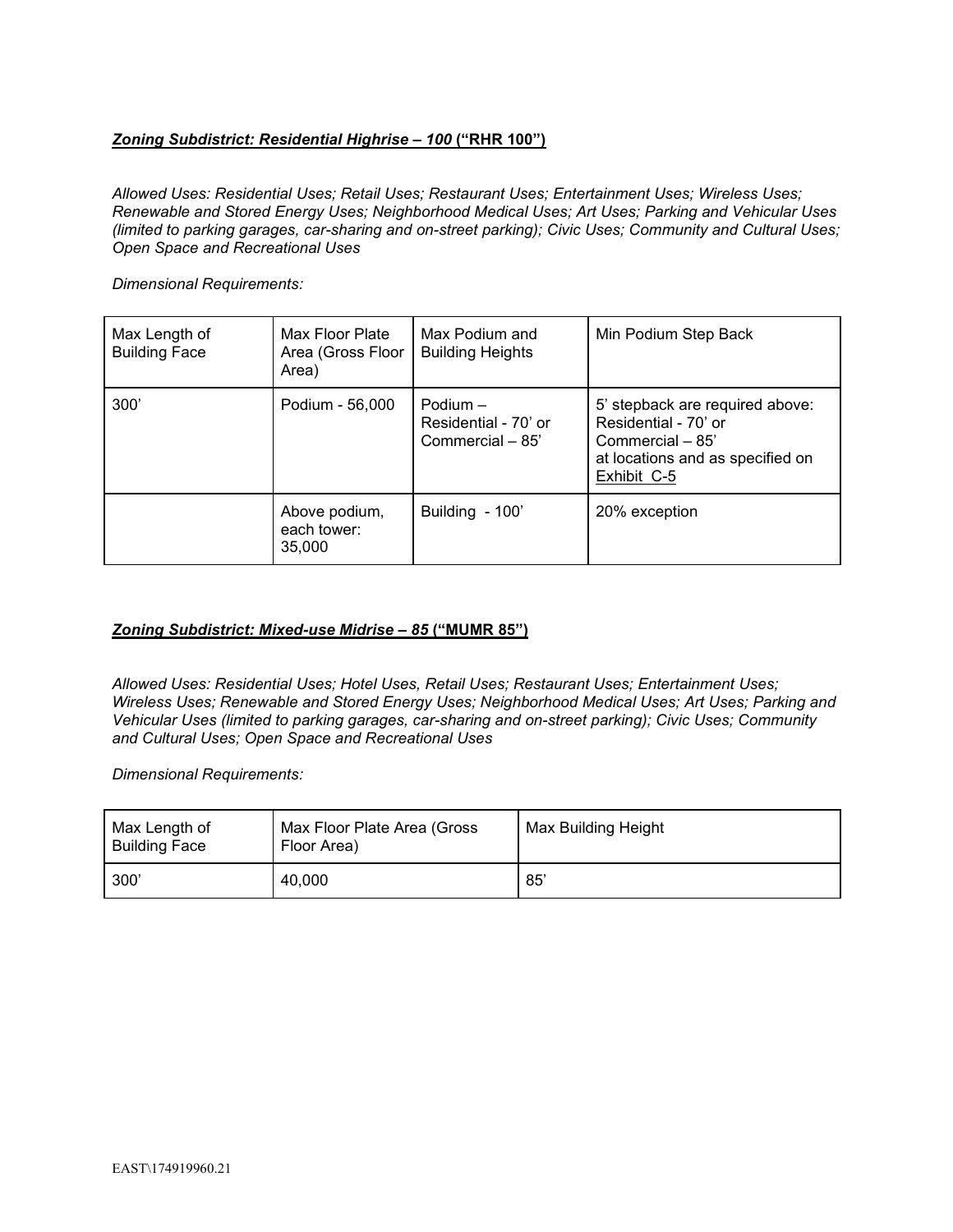***<u>Zoning Subdistrict: Residential Highrise – 100</u>*** **<u>("RHR 100")</u>**

*Allowed Uses: Residential Uses; Retail Uses; Restaurant Uses; Entertainment Uses; Wireless Uses; Renewable and Stored Energy Uses; Neighborhood Medical Uses; Art Uses; Parking and Vehicular Uses (limited to parking garages, car-sharing and on-street parking); Civic Uses; Community and Cultural Uses; Open Space and Recreational Uses*

*Dimensional Requirements:*

| Max Length of Building Face | Max Floor Plate Area (Gross Floor Area) | Max Podium and Building Heights | Min Podium Step Back |
|---|---|---|---|
| 300' | Podium - 56,000 | Podium – Residential - 70' or Commercial – 85' | 5' stepback are required above: Residential - 70' or Commercial – 85' at locations and as specified on <u>Exhibit C-5</u> |
| | Above podium, each tower: 35,000 | Building - 100' | 20% exception |

***<u>Zoning Subdistrict: Mixed-use Midrise – 85</u>*** **<u>("MUMR 85")</u>**

*Allowed Uses: Residential Uses; Hotel Uses, Retail Uses; Restaurant Uses; Entertainment Uses; Wireless Uses; Renewable and Stored Energy Uses; Neighborhood Medical Uses; Art Uses; Parking and Vehicular Uses (limited to parking garages, car-sharing and on-street parking); Civic Uses; Community and Cultural Uses; Open Space and Recreational Uses*

*Dimensional Requirements:*

| Max Length of Building Face | Max Floor Plate Area (Gross Floor Area) | Max Building Height |
|---|---|---|
| 300' | 40,000 | 85' |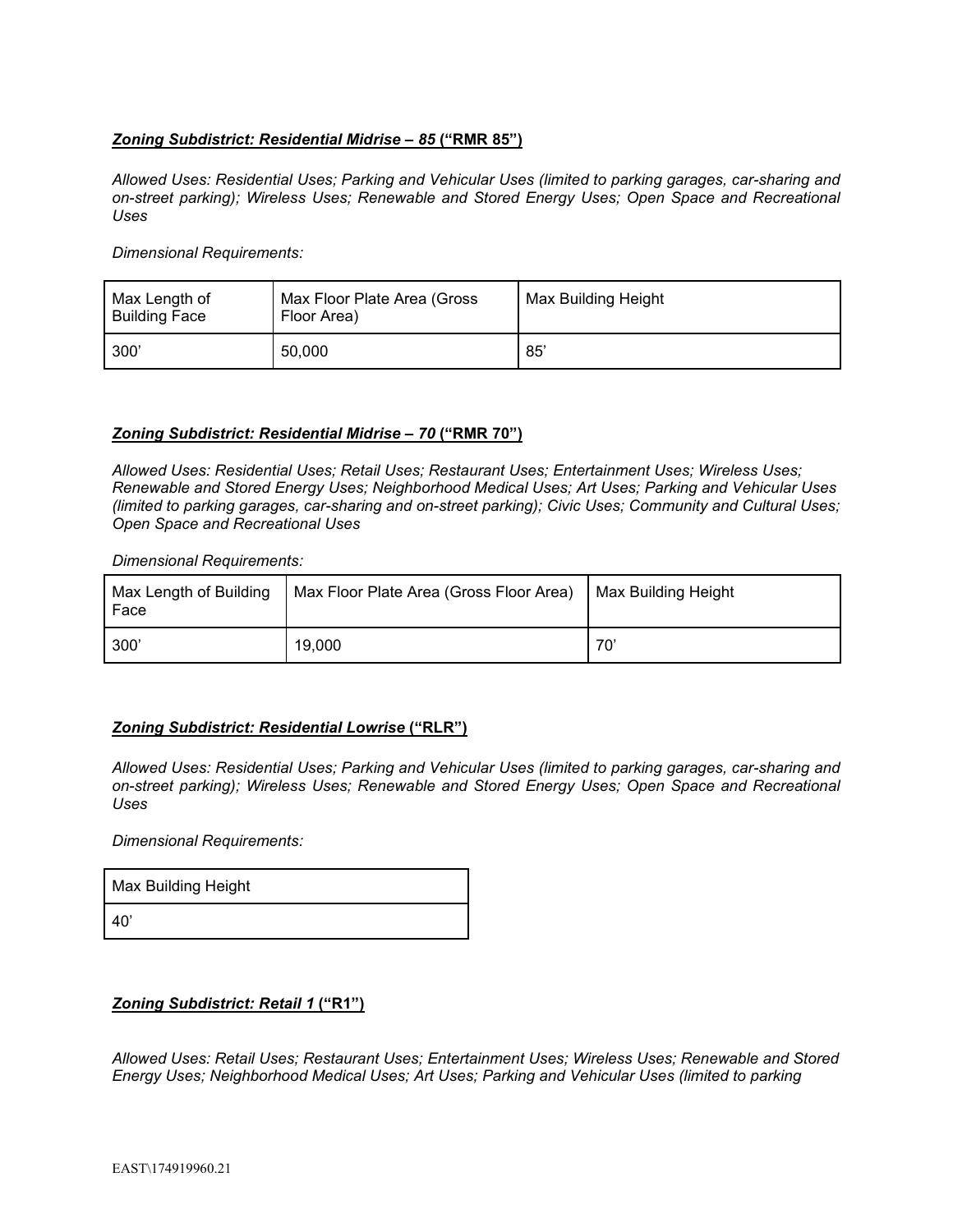***Zoning Subdistrict: Residential Midrise – 85* ("RMR 85")**

*Allowed Uses: Residential Uses; Parking and Vehicular Uses (limited to parking garages, car-sharing and on-street parking); Wireless Uses; Renewable and Stored Energy Uses; Open Space and Recreational Uses*

*Dimensional Requirements:*

| Max Length of Building Face | Max Floor Plate Area (Gross Floor Area) | Max Building Height |
| --- | --- | --- |
| 300' | 50,000 | 85' |

***Zoning Subdistrict: Residential Midrise – 70* ("RMR 70")**

*Allowed Uses: Residential Uses; Retail Uses; Restaurant Uses; Entertainment Uses; Wireless Uses; Renewable and Stored Energy Uses; Neighborhood Medical Uses; Art Uses; Parking and Vehicular Uses (limited to parking garages, car-sharing and on-street parking); Civic Uses; Community and Cultural Uses; Open Space and Recreational Uses*

*Dimensional Requirements:*

| Max Length of Building Face | Max Floor Plate Area (Gross Floor Area) | Max Building Height |
| --- | --- | --- |
| 300' | 19,000 | 70' |

***Zoning Subdistrict: Residential Lowrise* ("RLR")**

*Allowed Uses: Residential Uses; Parking and Vehicular Uses (limited to parking garages, car-sharing and on-street parking); Wireless Uses; Renewable and Stored Energy Uses; Open Space and Recreational Uses*

*Dimensional Requirements:*

| Max Building Height |
| --- |
| 40' |

***Zoning Subdistrict: Retail 1* ("R1")**

*Allowed Uses: Retail Uses; Restaurant Uses; Entertainment Uses; Wireless Uses; Renewable and Stored Energy Uses; Neighborhood Medical Uses; Art Uses; Parking and Vehicular Uses (limited to parking*

EAST\174919960.21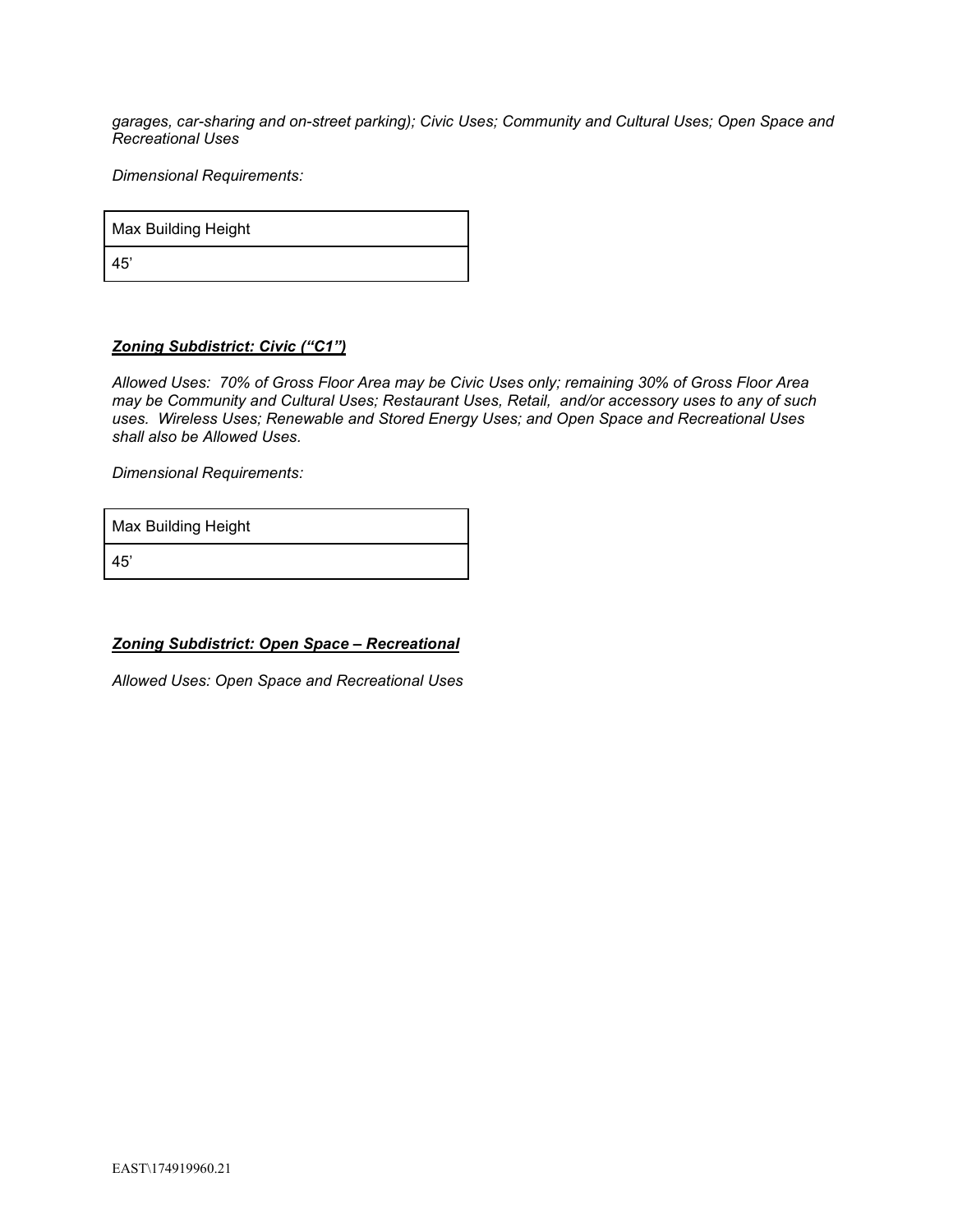*garages, car-sharing and on-street parking); Civic Uses; Community and Cultural Uses; Open Space and Recreational Uses*

*Dimensional Requirements:*

| Max Building Height |
| --- |
| 45’ |

***Zoning Subdistrict: Civic (“C1”)***

*Allowed Uses: 70% of Gross Floor Area may be Civic Uses only; remaining 30% of Gross Floor Area may be Community and Cultural Uses; Restaurant Uses, Retail, and/or accessory uses to any of such uses. Wireless Uses; Renewable and Stored Energy Uses; and Open Space and Recreational Uses shall also be Allowed Uses.*

*Dimensional Requirements:*

| Max Building Height |
| --- |
| 45’ |

***Zoning Subdistrict: Open Space – Recreational***

*Allowed Uses: Open Space and Recreational Uses*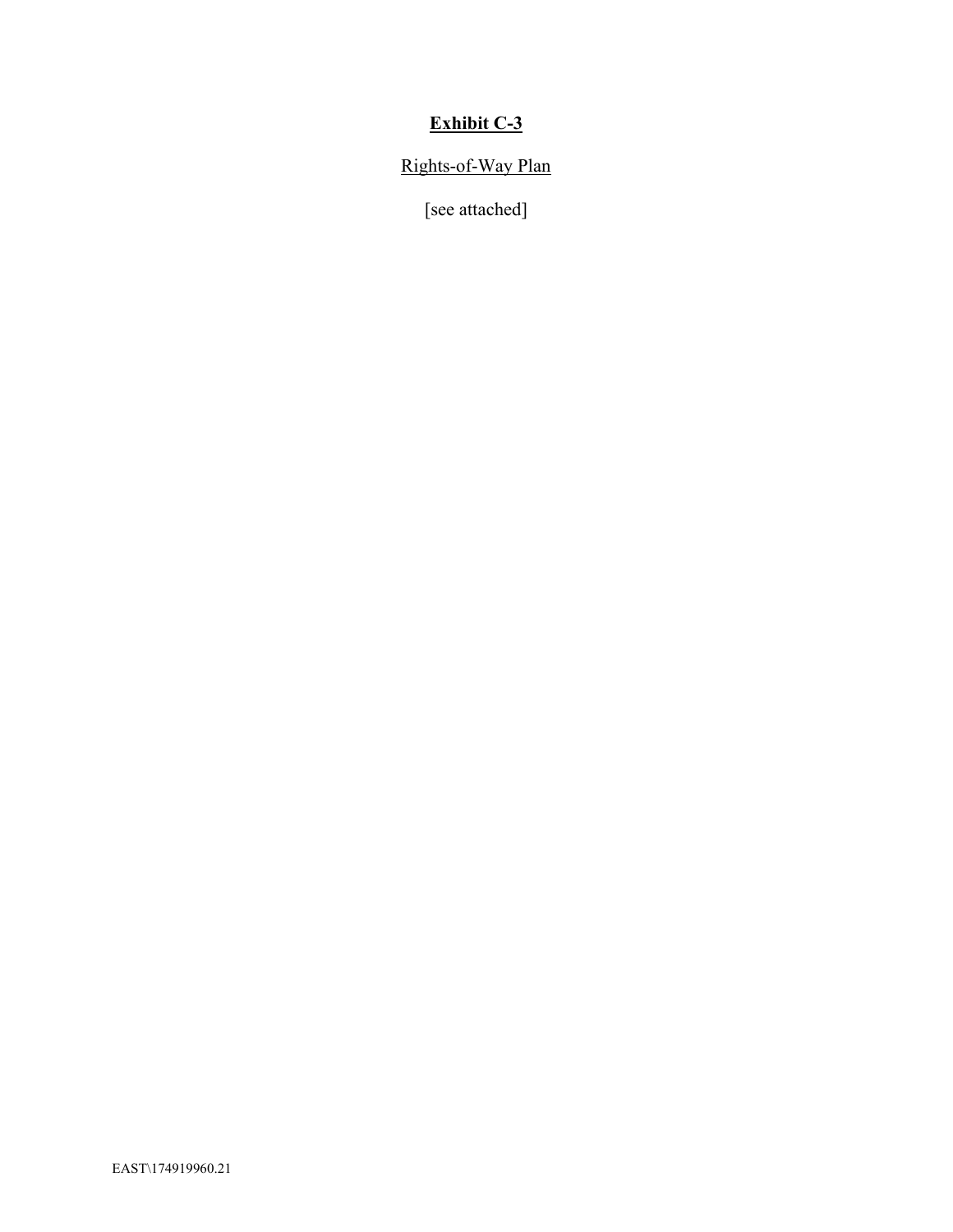# **Exhibit C-3**

Rights-of-Way Plan

[see attached]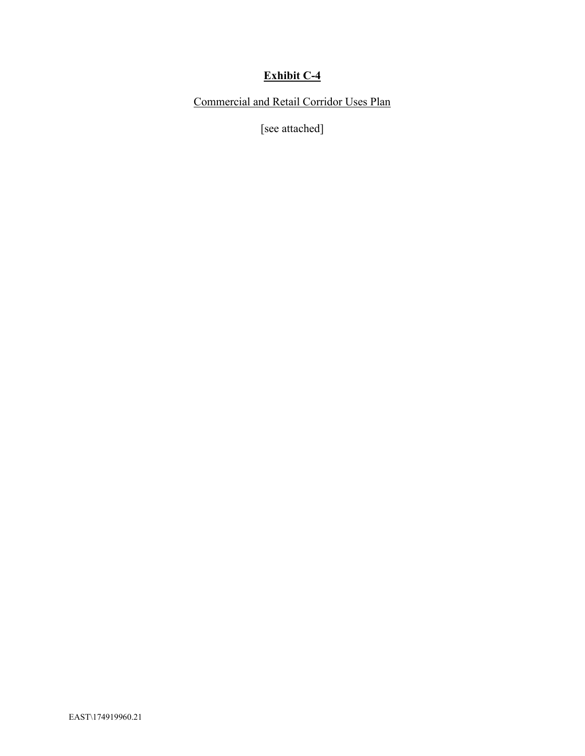# **Exhibit C-4**

Commercial and Retail Corridor Uses Plan

[see attached]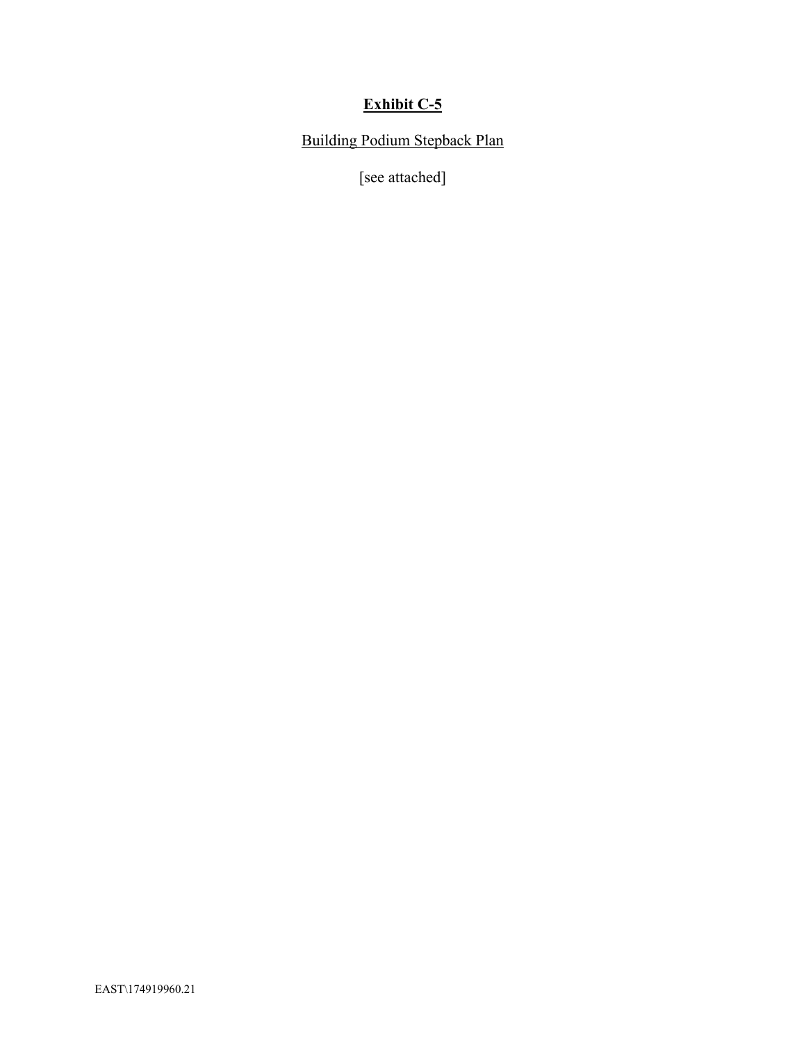**<u>Exhibit C-5</u>**

<u>Building Podium Stepback Plan</u>

[see attached]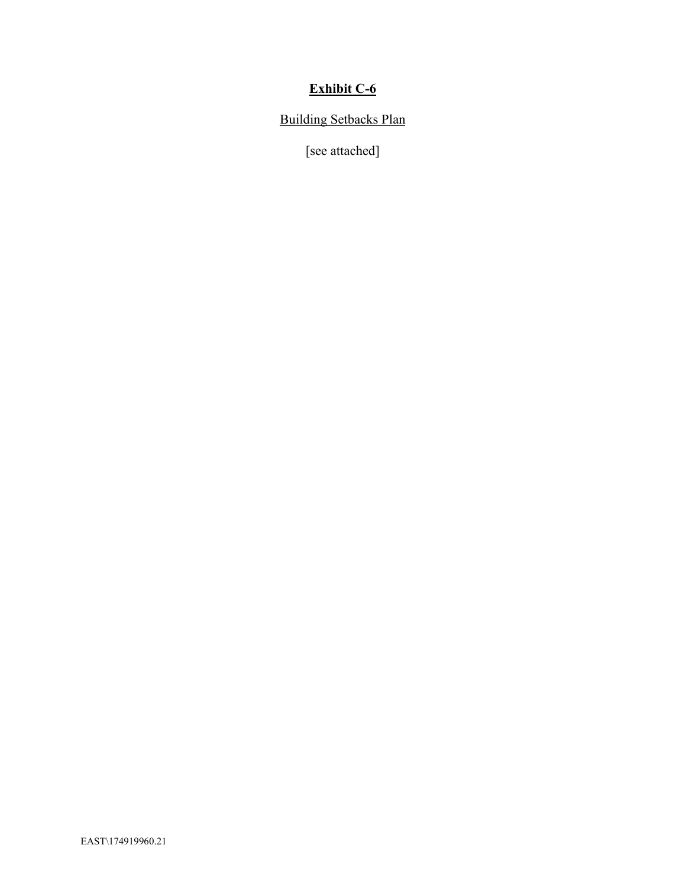# **Exhibit C-6**

Building Setbacks Plan

[see attached]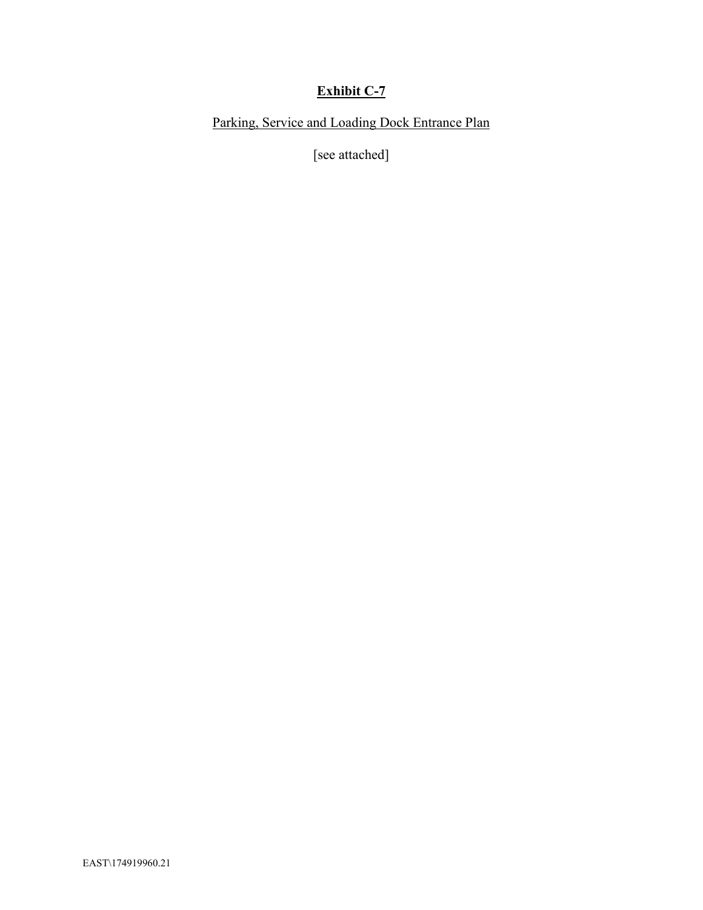# **Exhibit C-7**

Parking, Service and Loading Dock Entrance Plan

[see attached]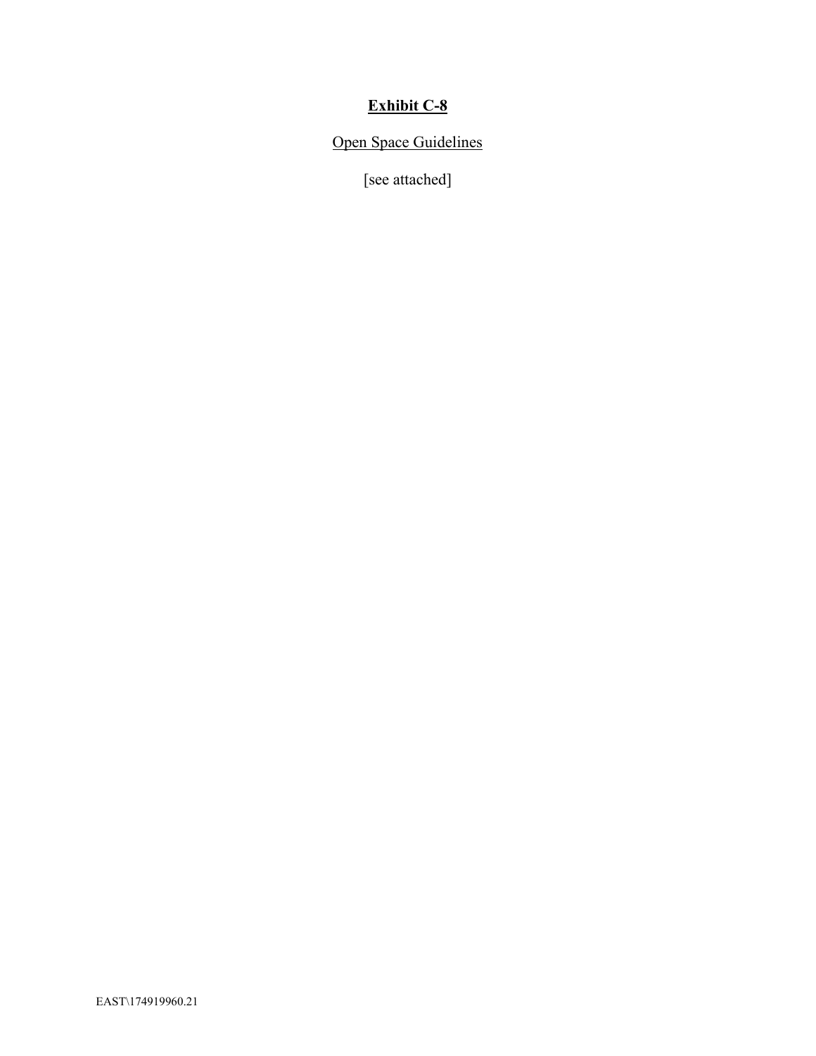# **Exhibit C-8**

Open Space Guidelines

[see attached]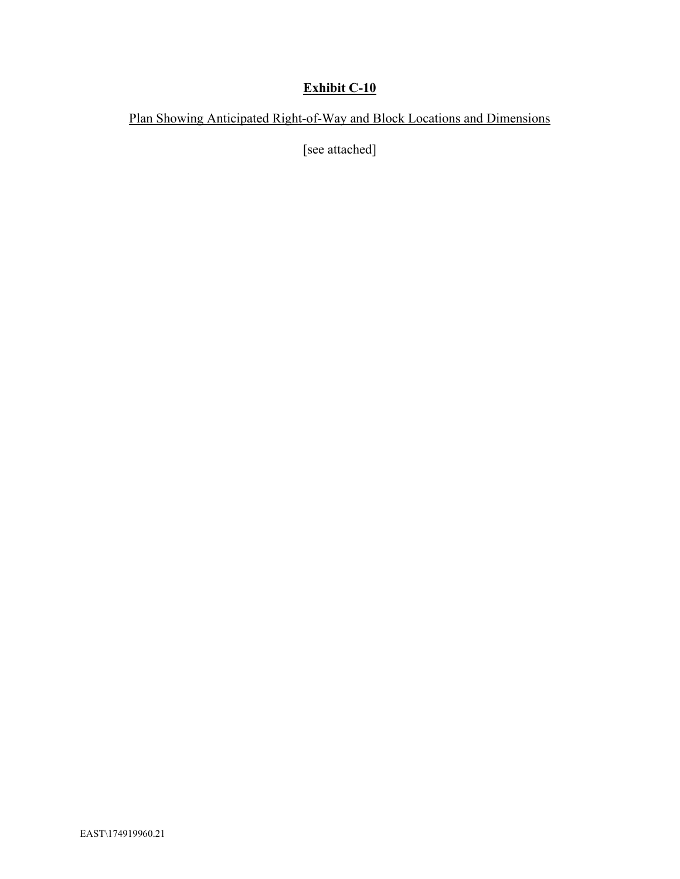**Exhibit C-10**

Plan Showing Anticipated Right-of-Way and Block Locations and Dimensions

[see attached]

EAST\174919960.21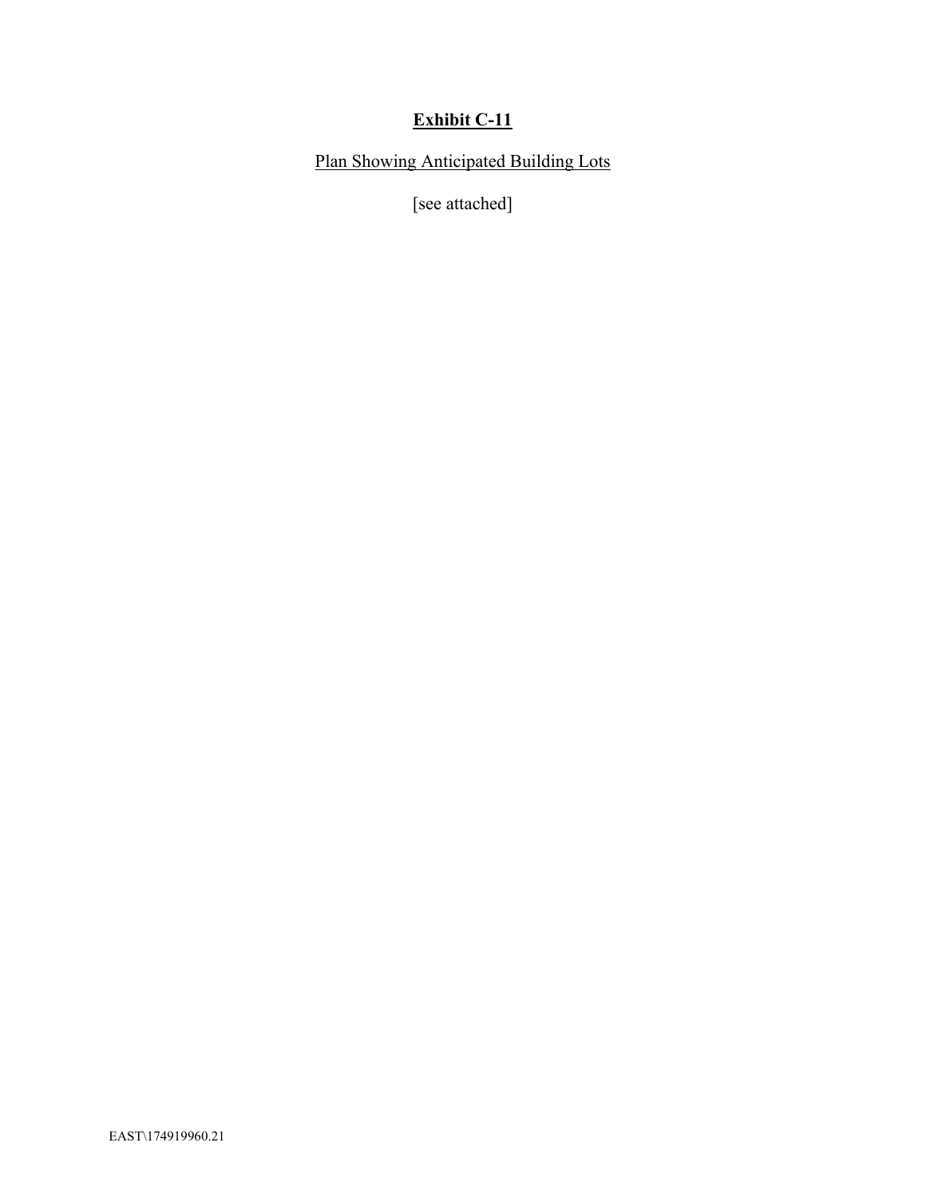**Exhibit C-11**

Plan Showing Anticipated Building Lots

[see attached]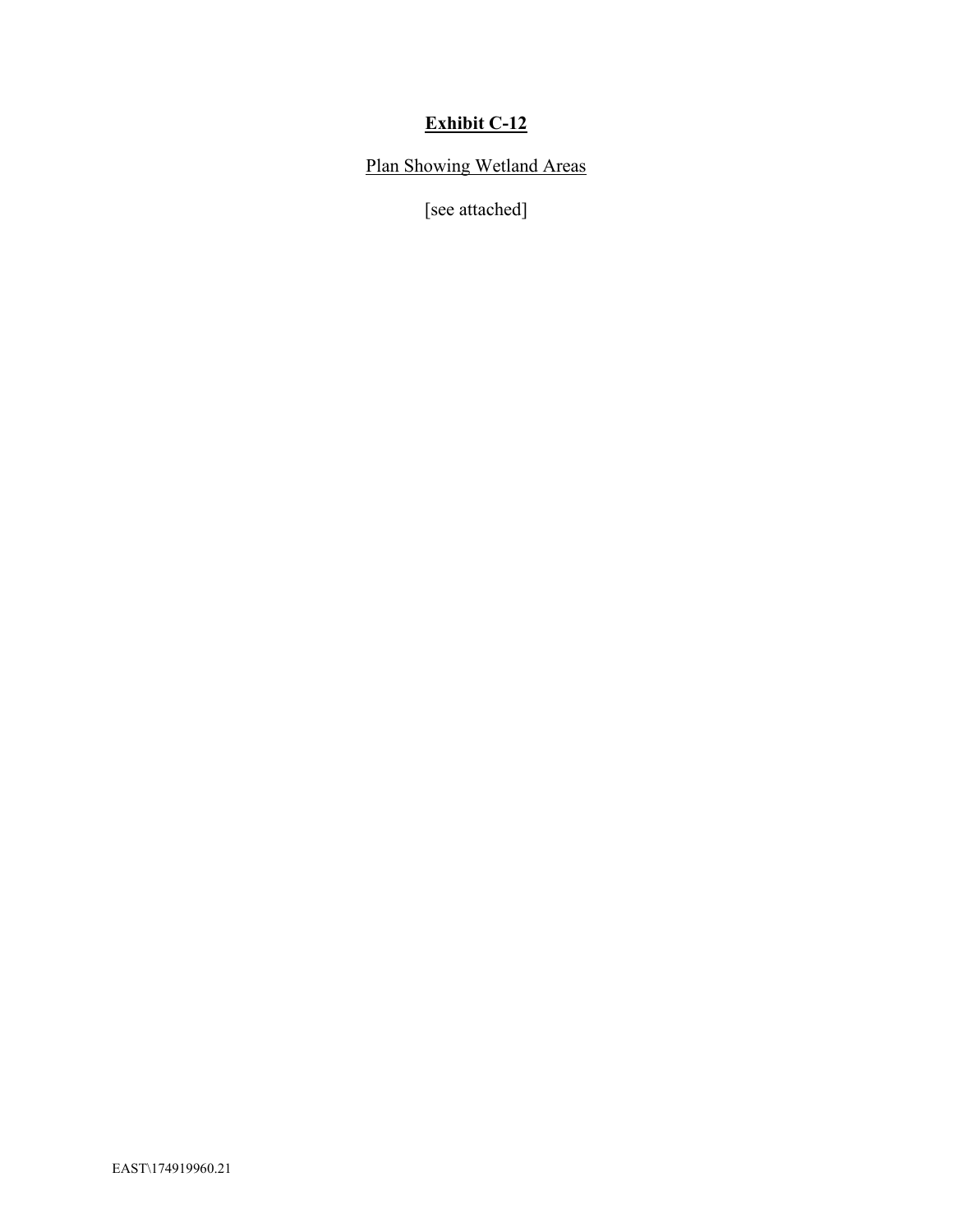# **Exhibit C-12**

Plan Showing Wetland Areas

[see attached]

EAST\174919960.21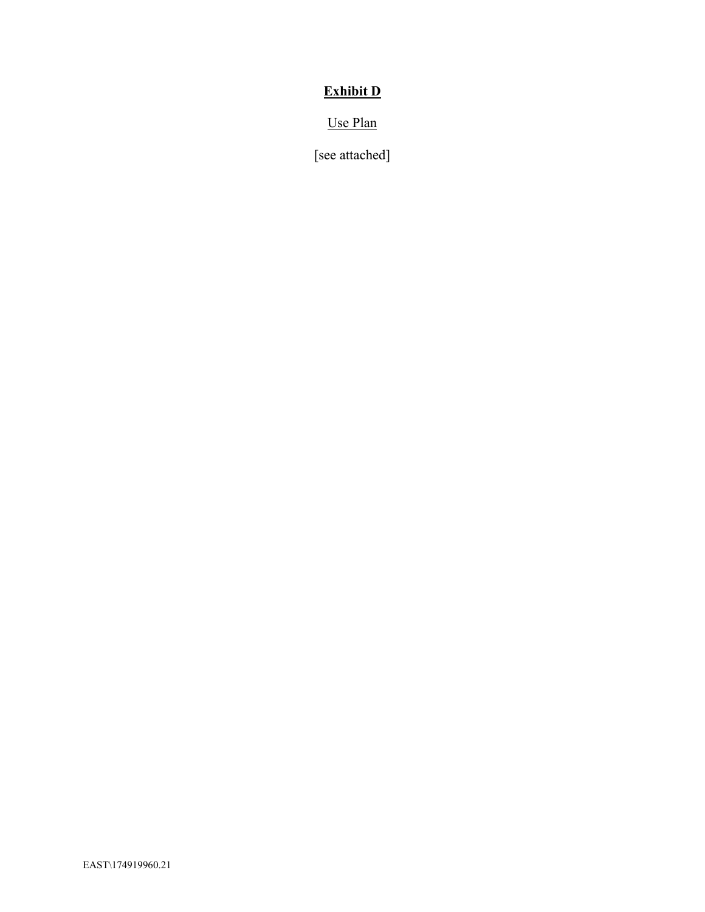**Exhibit D**

Use Plan

[see attached]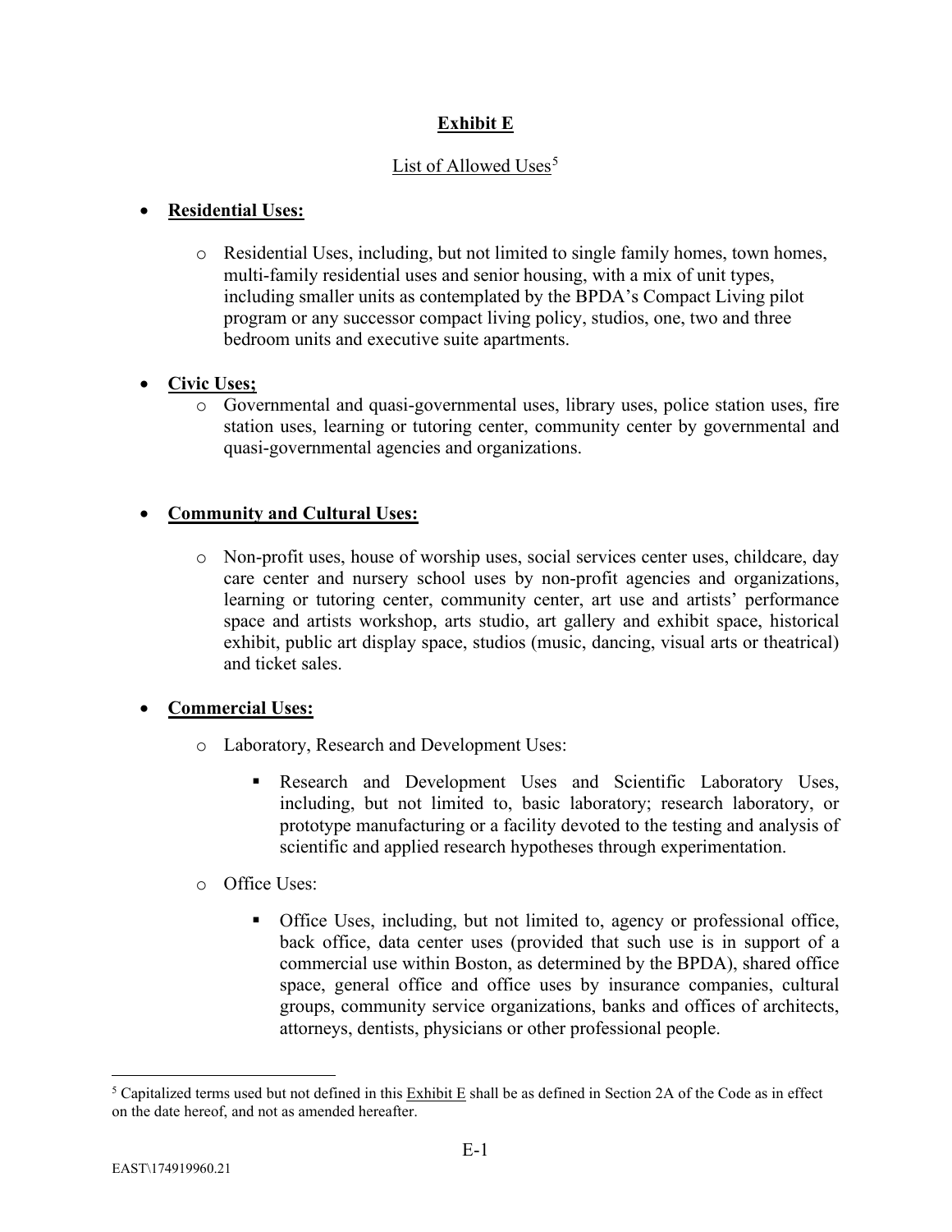**Exhibit E**

List of Allowed Uses[5]

- **Residential Uses:**
  - Residential Uses, including, but not limited to single family homes, town homes, multi-family residential uses and senior housing, with a mix of unit types, including smaller units as contemplated by the BPDA's Compact Living pilot program or any successor compact living policy, studios, one, two and three bedroom units and executive suite apartments.

- **Civic Uses;**
  - Governmental and quasi-governmental uses, library uses, police station uses, fire station uses, learning or tutoring center, community center by governmental and quasi-governmental agencies and organizations.

- **Community and Cultural Uses:**
  - Non-profit uses, house of worship uses, social services center uses, childcare, day care center and nursery school uses by non-profit agencies and organizations, learning or tutoring center, community center, art use and artists' performance space and artists workshop, arts studio, art gallery and exhibit space, historical exhibit, public art display space, studios (music, dancing, visual arts or theatrical) and ticket sales.

- **Commercial Uses:**
  - Laboratory, Research and Development Uses:
    - Research and Development Uses and Scientific Laboratory Uses, including, but not limited to, basic laboratory; research laboratory, or prototype manufacturing or a facility devoted to the testing and analysis of scientific and applied research hypotheses through experimentation.
  - Office Uses:
    - Office Uses, including, but not limited to, agency or professional office, back office, data center uses (provided that such use is in support of a commercial use within Boston, as determined by the BPDA), shared office space, general office and office uses by insurance companies, cultural groups, community service organizations, banks and offices of architects, attorneys, dentists, physicians or other professional people.

---

[5] Capitalized terms used but not defined in this Exhibit E shall be as defined in Section 2A of the Code as in effect on the date hereof, and not as amended hereafter.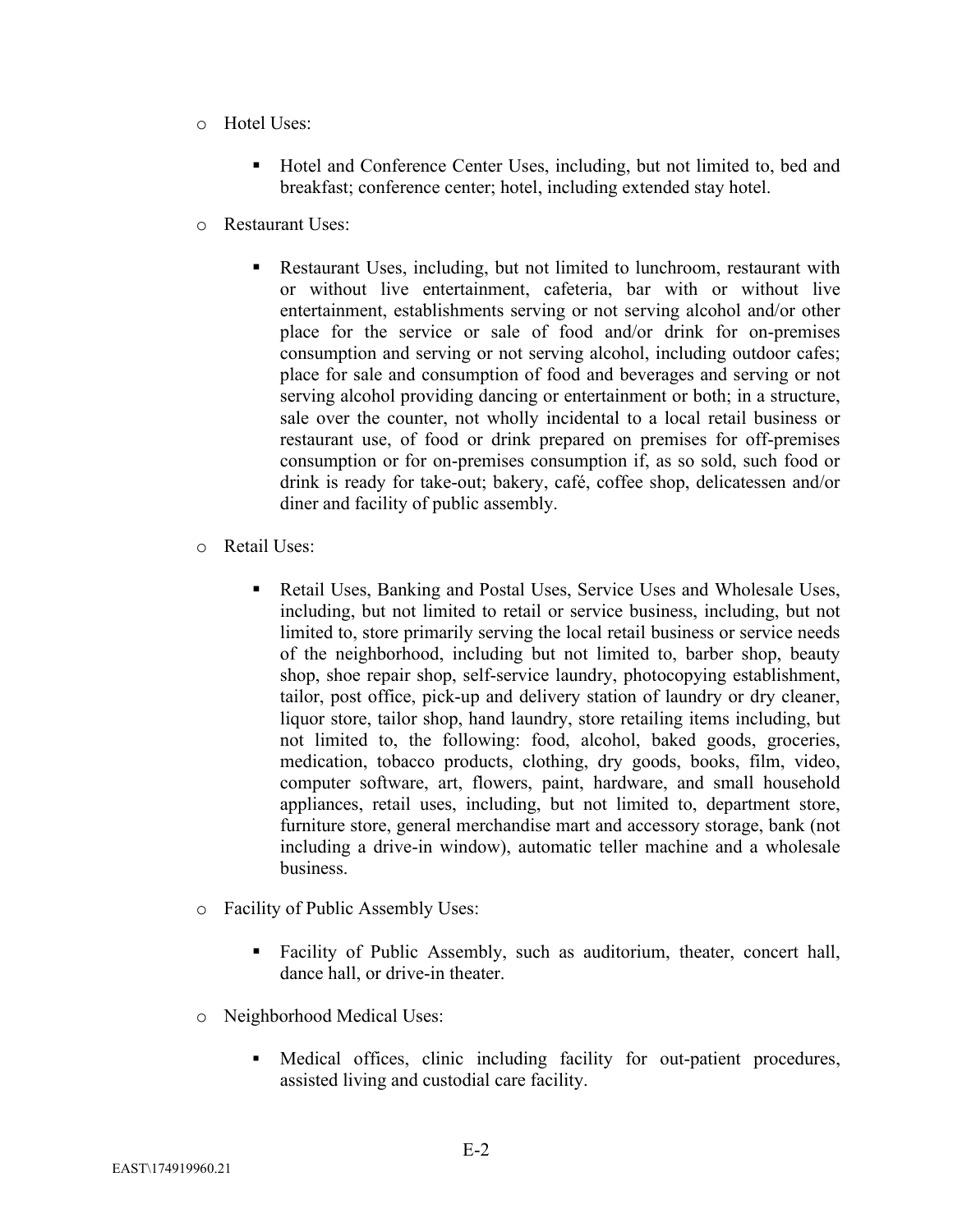- Hotel Uses:

  - Hotel and Conference Center Uses, including, but not limited to, bed and breakfast; conference center; hotel, including extended stay hotel.

- Restaurant Uses:

  - Restaurant Uses, including, but not limited to lunchroom, restaurant with or without live entertainment, cafeteria, bar with or without live entertainment, establishments serving or not serving alcohol and/or other place for the service or sale of food and/or drink for on-premises consumption and serving or not serving alcohol, including outdoor cafes; place for sale and consumption of food and beverages and serving or not serving alcohol providing dancing or entertainment or both; in a structure, sale over the counter, not wholly incidental to a local retail business or restaurant use, of food or drink prepared on premises for off-premises consumption or for on-premises consumption if, as so sold, such food or drink is ready for take-out; bakery, café, coffee shop, delicatessen and/or diner and facility of public assembly.

- Retail Uses:

  - Retail Uses, Banking and Postal Uses, Service Uses and Wholesale Uses, including, but not limited to retail or service business, including, but not limited to, store primarily serving the local retail business or service needs of the neighborhood, including but not limited to, barber shop, beauty shop, shoe repair shop, self-service laundry, photocopying establishment, tailor, post office, pick-up and delivery station of laundry or dry cleaner, liquor store, tailor shop, hand laundry, store retailing items including, but not limited to, the following: food, alcohol, baked goods, groceries, medication, tobacco products, clothing, dry goods, books, film, video, computer software, art, flowers, paint, hardware, and small household appliances, retail uses, including, but not limited to, department store, furniture store, general merchandise mart and accessory storage, bank (not including a drive-in window), automatic teller machine and a wholesale business.

- Facility of Public Assembly Uses:

  - Facility of Public Assembly, such as auditorium, theater, concert hall, dance hall, or drive-in theater.

- Neighborhood Medical Uses:

  - Medical offices, clinic including facility for out-patient procedures, assisted living and custodial care facility.

E-2

EAST\174919960.21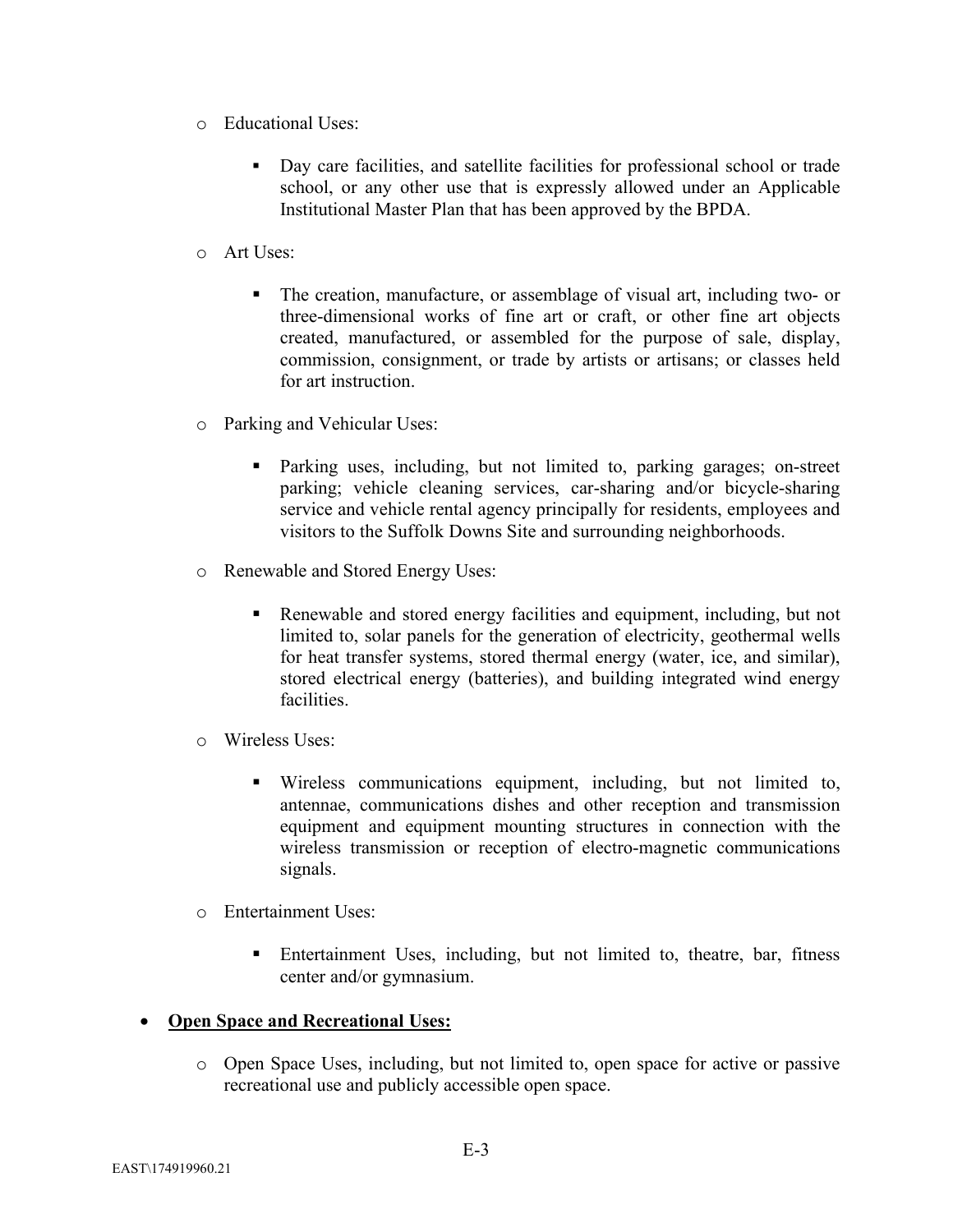- Educational Uses:
    - Day care facilities, and satellite facilities for professional school or trade school, or any other use that is expressly allowed under an Applicable Institutional Master Plan that has been approved by the BPDA.
  - Art Uses:
    - The creation, manufacture, or assemblage of visual art, including two- or three-dimensional works of fine art or craft, or other fine art objects created, manufactured, or assembled for the purpose of sale, display, commission, consignment, or trade by artists or artisans; or classes held for art instruction.
  - Parking and Vehicular Uses:
    - Parking uses, including, but not limited to, parking garages; on-street parking; vehicle cleaning services, car-sharing and/or bicycle-sharing service and vehicle rental agency principally for residents, employees and visitors to the Suffolk Downs Site and surrounding neighborhoods.
  - Renewable and Stored Energy Uses:
    - Renewable and stored energy facilities and equipment, including, but not limited to, solar panels for the generation of electricity, geothermal wells for heat transfer systems, stored thermal energy (water, ice, and similar), stored electrical energy (batteries), and building integrated wind energy facilities.
  - Wireless Uses:
    - Wireless communications equipment, including, but not limited to, antennae, communications dishes and other reception and transmission equipment and equipment mounting structures in connection with the wireless transmission or reception of electro-magnetic communications signals.
  - Entertainment Uses:
    - Entertainment Uses, including, but not limited to, theatre, bar, fitness center and/or gymnasium.

- **<u>Open Space and Recreational Uses:</u>**
  - Open Space Uses, including, but not limited to, open space for active or passive recreational use and publicly accessible open space.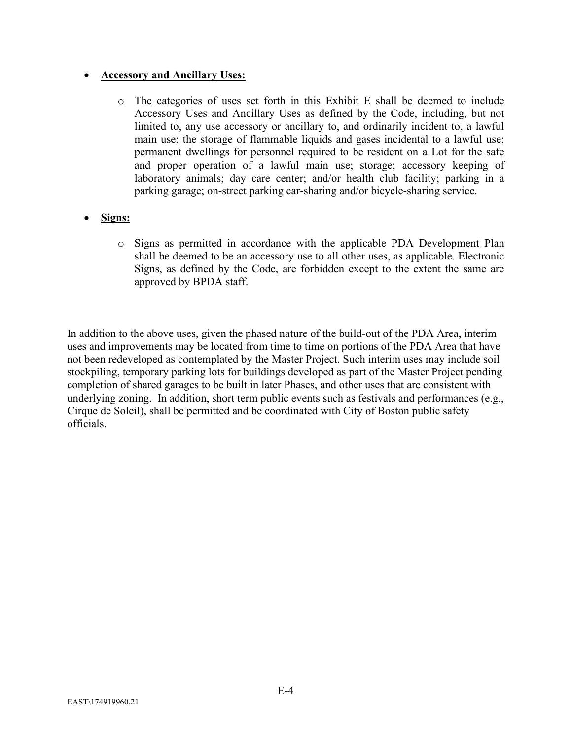- **Accessory and Ancillary Uses:**

  - The categories of uses set forth in this Exhibit E shall be deemed to include Accessory Uses and Ancillary Uses as defined by the Code, including, but not limited to, any use accessory or ancillary to, and ordinarily incident to, a lawful main use; the storage of flammable liquids and gases incidental to a lawful use; permanent dwellings for personnel required to be resident on a Lot for the safe and proper operation of a lawful main use; storage; accessory keeping of laboratory animals; day care center; and/or health club facility; parking in a parking garage; on-street parking car-sharing and/or bicycle-sharing service.

- **Signs:**

  - Signs as permitted in accordance with the applicable PDA Development Plan shall be deemed to be an accessory use to all other uses, as applicable. Electronic Signs, as defined by the Code, are forbidden except to the extent the same are approved by BPDA staff.

In addition to the above uses, given the phased nature of the build-out of the PDA Area, interim uses and improvements may be located from time to time on portions of the PDA Area that have not been redeveloped as contemplated by the Master Project. Such interim uses may include soil stockpiling, temporary parking lots for buildings developed as part of the Master Project pending completion of shared garages to be built in later Phases, and other uses that are consistent with underlying zoning. In addition, short term public events such as festivals and performances (e.g., Cirque de Soleil), shall be permitted and be coordinated with City of Boston public safety officials.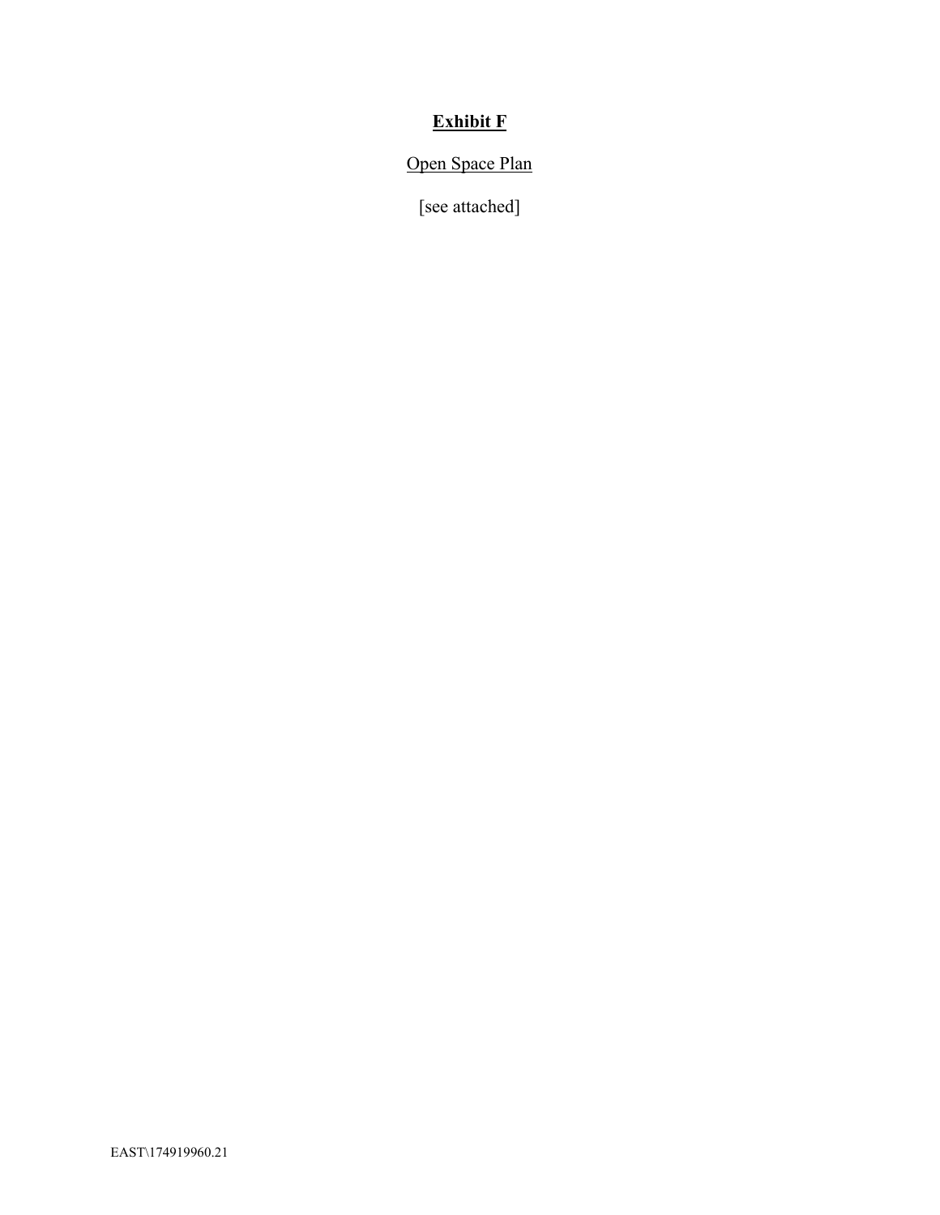**Exhibit F**

Open Space Plan

[see attached]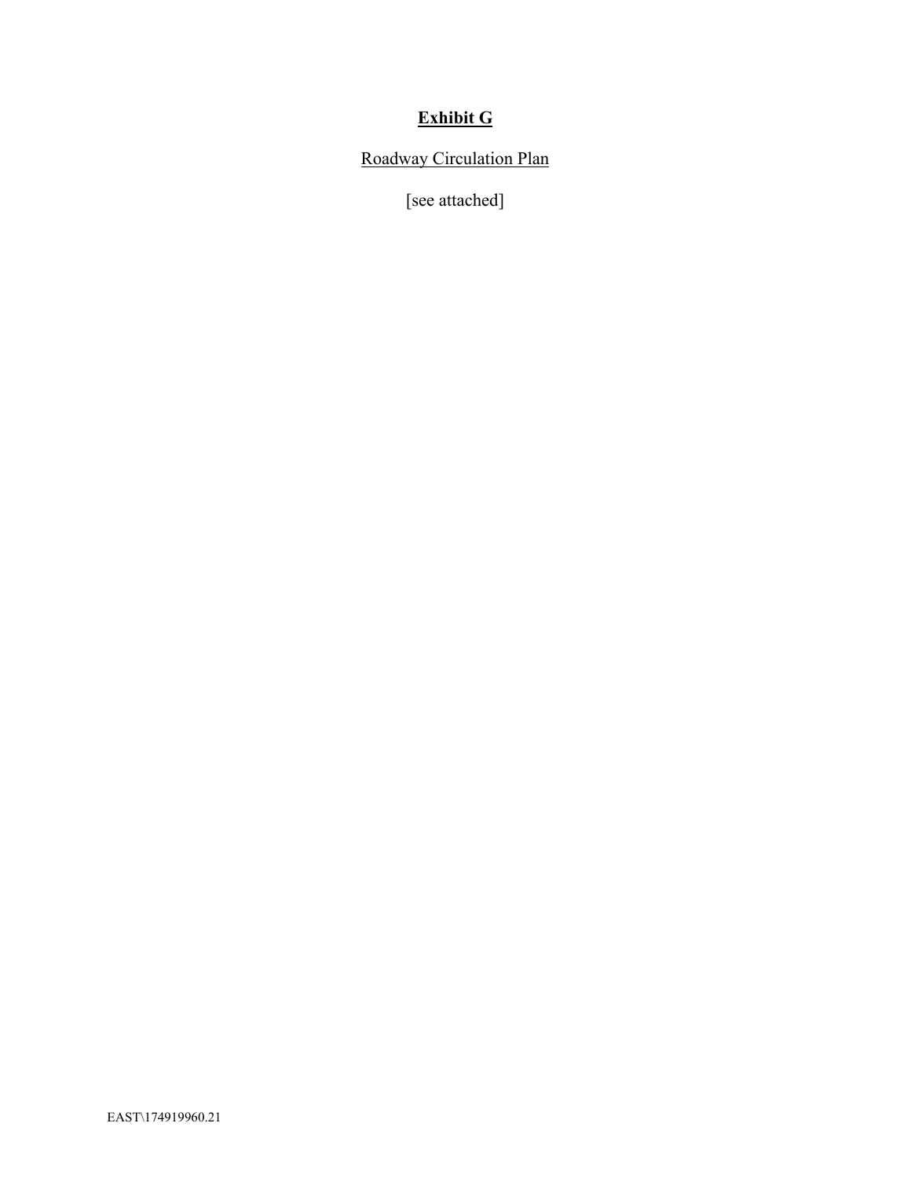# **Exhibit G**

Roadway Circulation Plan

[see attached]

EAST\174919960.21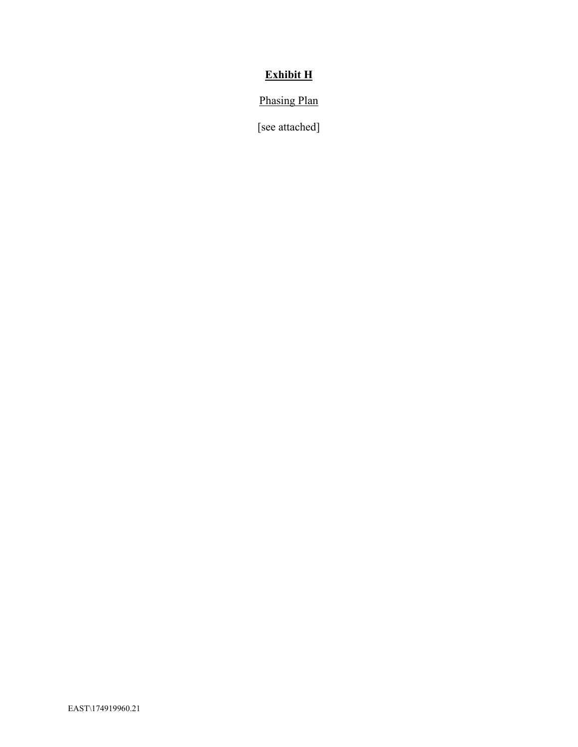**Exhibit H**

Phasing Plan

[see attached]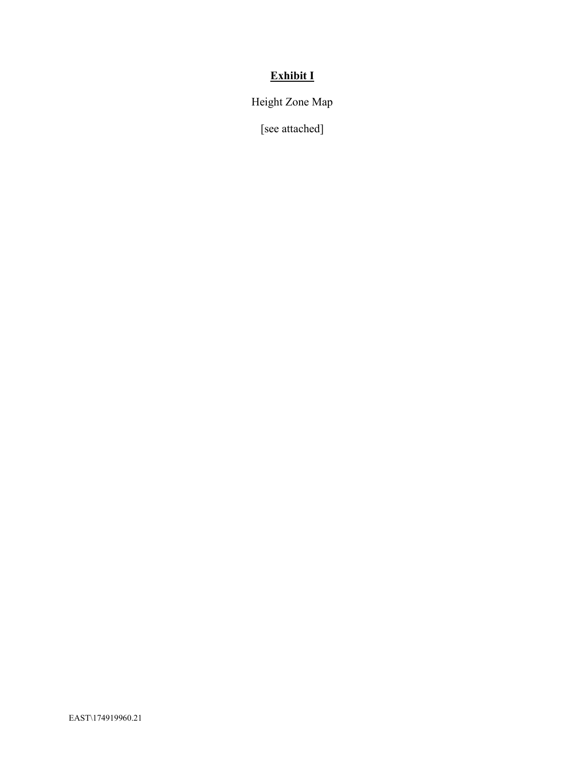# Exhibit I

Height Zone Map

[see attached]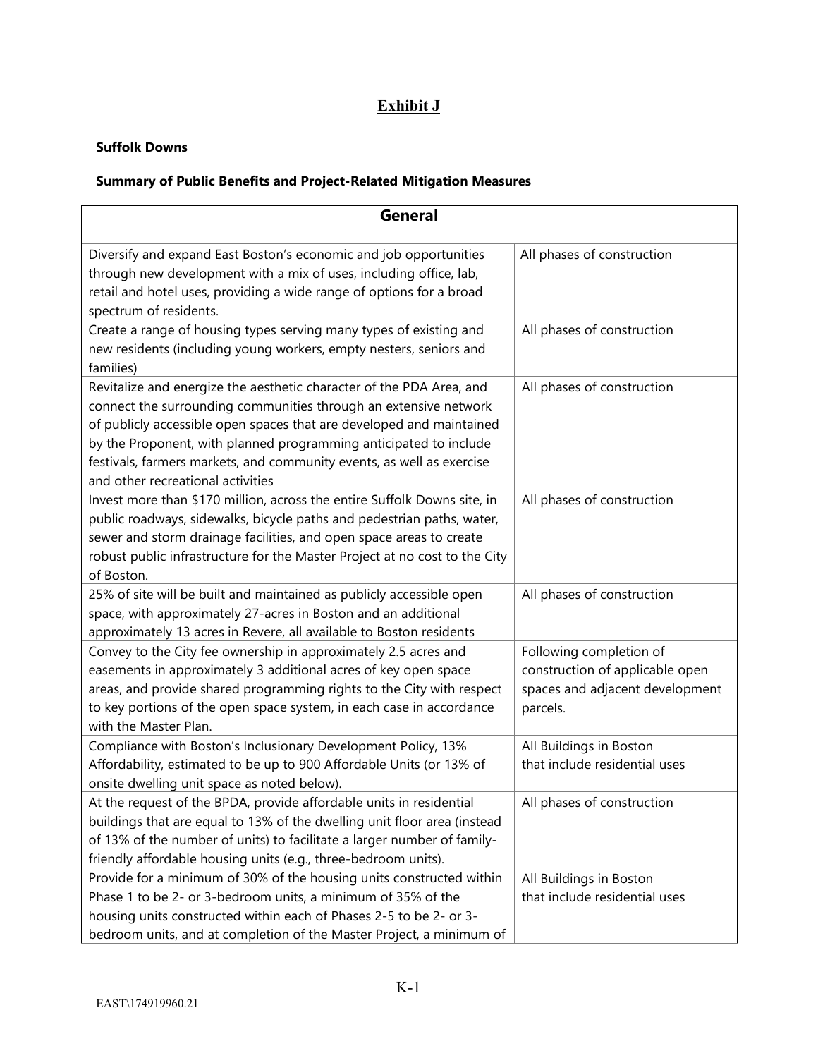# Exhibit J

**Suffolk Downs**

**Summary of Public Benefits and Project-Related Mitigation Measures**

| General | |
|---|---|
| Diversify and expand East Boston's economic and job opportunities through new development with a mix of uses, including office, lab, retail and hotel uses, providing a wide range of options for a broad spectrum of residents. | All phases of construction |
| Create a range of housing types serving many types of existing and new residents (including young workers, empty nesters, seniors and families) | All phases of construction |
| Revitalize and energize the aesthetic character of the PDA Area, and connect the surrounding communities through an extensive network of publicly accessible open spaces that are developed and maintained by the Proponent, with planned programming anticipated to include festivals, farmers markets, and community events, as well as exercise and other recreational activities | All phases of construction |
| Invest more than $170 million, across the entire Suffolk Downs site, in public roadways, sidewalks, bicycle paths and pedestrian paths, water, sewer and storm drainage facilities, and open space areas to create robust public infrastructure for the Master Project at no cost to the City of Boston. | All phases of construction |
| 25% of site will be built and maintained as publicly accessible open space, with approximately 27-acres in Boston and an additional approximately 13 acres in Revere, all available to Boston residents | All phases of construction |
| Convey to the City fee ownership in approximately 2.5 acres and easements in approximately 3 additional acres of key open space areas, and provide shared programming rights to the City with respect to key portions of the open space system, in each case in accordance with the Master Plan. | Following completion of construction of applicable open spaces and adjacent development parcels. |
| Compliance with Boston's Inclusionary Development Policy, 13% Affordability, estimated to be up to 900 Affordable Units (or 13% of onsite dwelling unit space as noted below). | All Buildings in Boston that include residential uses |
| At the request of the BPDA, provide affordable units in residential buildings that are equal to 13% of the dwelling unit floor area (instead of 13% of the number of units) to facilitate a larger number of family-friendly affordable housing units (e.g., three-bedroom units). | All phases of construction |
| Provide for a minimum of 30% of the housing units constructed within Phase 1 to be 2- or 3-bedroom units, a minimum of 35% of the housing units constructed within each of Phases 2-5 to be 2- or 3-bedroom units, and at completion of the Master Project, a minimum of | All Buildings in Boston that include residential uses |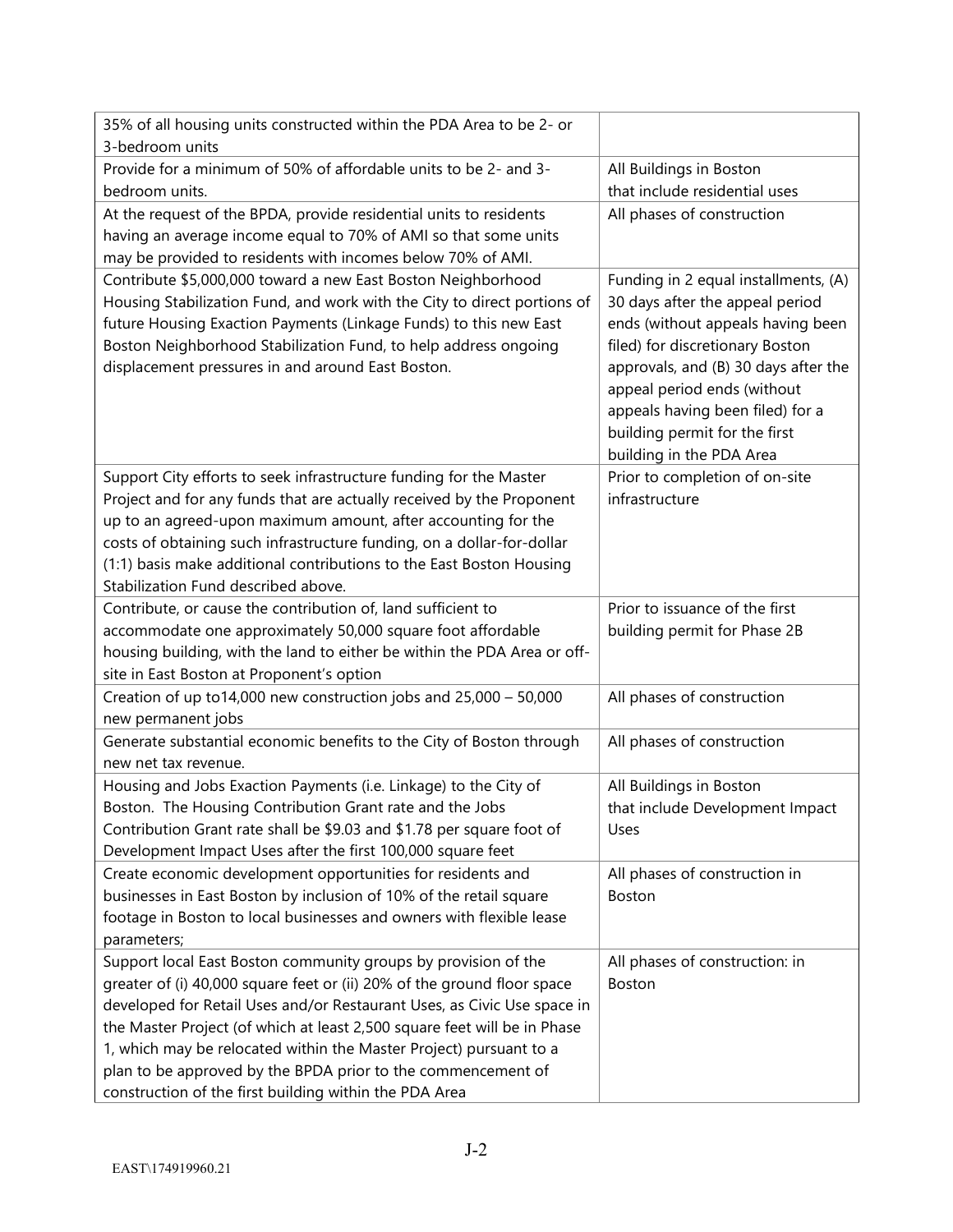| | |
|---|---|
| 35% of all housing units constructed within the PDA Area to be 2- or 3-bedroom units | |
| Provide for a minimum of 50% of affordable units to be 2- and 3-bedroom units. | All Buildings in Boston that include residential uses |
| At the request of the BPDA, provide residential units to residents having an average income equal to 70% of AMI so that some units may be provided to residents with incomes below 70% of AMI. | All phases of construction |
| Contribute $5,000,000 toward a new East Boston Neighborhood Housing Stabilization Fund, and work with the City to direct portions of future Housing Exaction Payments (Linkage Funds) to this new East Boston Neighborhood Stabilization Fund, to help address ongoing displacement pressures in and around East Boston. | Funding in 2 equal installments, (A) 30 days after the appeal period ends (without appeals having been filed) for discretionary Boston approvals, and (B) 30 days after the appeal period ends (without appeals having been filed) for a building permit for the first building in the PDA Area |
| Support City efforts to seek infrastructure funding for the Master Project and for any funds that are actually received by the Proponent up to an agreed-upon maximum amount, after accounting for the costs of obtaining such infrastructure funding, on a dollar-for-dollar (1:1) basis make additional contributions to the East Boston Housing Stabilization Fund described above. | Prior to completion of on-site infrastructure |
| Contribute, or cause the contribution of, land sufficient to accommodate one approximately 50,000 square foot affordable housing building, with the land to either be within the PDA Area or off-site in East Boston at Proponent's option | Prior to issuance of the first building permit for Phase 2B |
| Creation of up to14,000 new construction jobs and 25,000 – 50,000 new permanent jobs | All phases of construction |
| Generate substantial economic benefits to the City of Boston through new net tax revenue. | All phases of construction |
| Housing and Jobs Exaction Payments (i.e. Linkage) to the City of Boston. The Housing Contribution Grant rate and the Jobs Contribution Grant rate shall be $9.03 and $1.78 per square foot of Development Impact Uses after the first 100,000 square feet | All Buildings in Boston that include Development Impact Uses |
| Create economic development opportunities for residents and businesses in East Boston by inclusion of 10% of the retail square footage in Boston to local businesses and owners with flexible lease parameters; | All phases of construction in Boston |
| Support local East Boston community groups by provision of the greater of (i) 40,000 square feet or (ii) 20% of the ground floor space developed for Retail Uses and/or Restaurant Uses, as Civic Use space in the Master Project (of which at least 2,500 square feet will be in Phase 1, which may be relocated within the Master Project) pursuant to a plan to be approved by the BPDA prior to the commencement of construction of the first building within the PDA Area | All phases of construction: in Boston |

J-2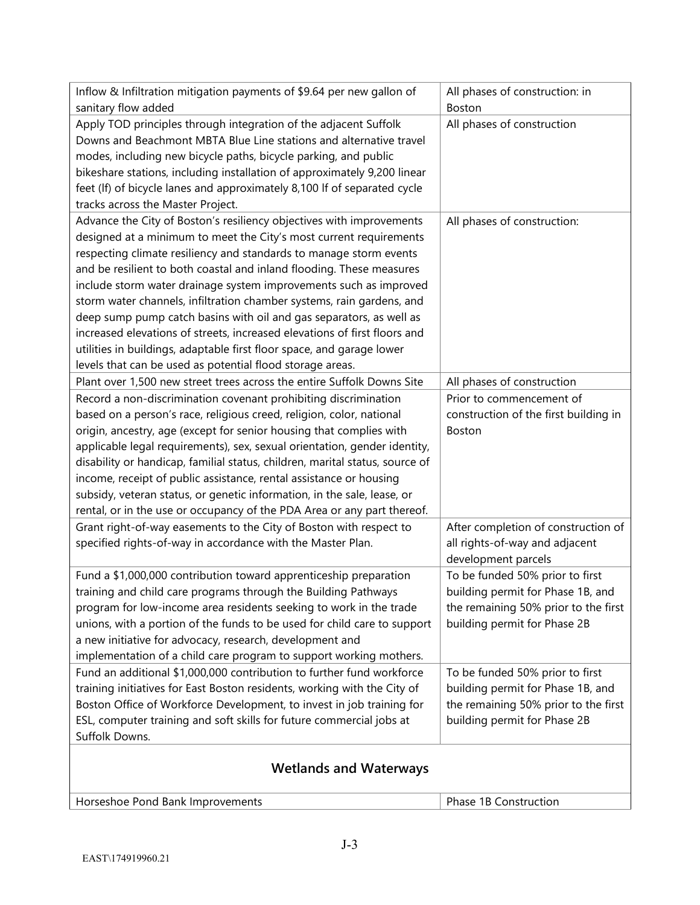| | |
|---|---|
| Inflow & Infiltration mitigation payments of $9.64 per new gallon of sanitary flow added | All phases of construction: in Boston |
| Apply TOD principles through integration of the adjacent Suffolk Downs and Beachmont MBTA Blue Line stations and alternative travel modes, including new bicycle paths, bicycle parking, and public bikeshare stations, including installation of approximately 9,200 linear feet (lf) of bicycle lanes and approximately 8,100 lf of separated cycle tracks across the Master Project. | All phases of construction |
| Advance the City of Boston's resiliency objectives with improvements designed at a minimum to meet the City's most current requirements respecting climate resiliency and standards to manage storm events and be resilient to both coastal and inland flooding. These measures include storm water drainage system improvements such as improved storm water channels, infiltration chamber systems, rain gardens, and deep sump pump catch basins with oil and gas separators, as well as increased elevations of streets, increased elevations of first floors and utilities in buildings, adaptable first floor space, and garage lower levels that can be used as potential flood storage areas. | All phases of construction: |
| Plant over 1,500 new street trees across the entire Suffolk Downs Site | All phases of construction |
| Record a non-discrimination covenant prohibiting discrimination based on a person's race, religious creed, religion, color, national origin, ancestry, age (except for senior housing that complies with applicable legal requirements), sex, sexual orientation, gender identity, disability or handicap, familial status, children, marital status, source of income, receipt of public assistance, rental assistance or housing subsidy, veteran status, or genetic information, in the sale, lease, or rental, or in the use or occupancy of the PDA Area or any part thereof. | Prior to commencement of construction of the first building in Boston |
| Grant right-of-way easements to the City of Boston with respect to specified rights-of-way in accordance with the Master Plan. | After completion of construction of all rights-of-way and adjacent development parcels |
| Fund a $1,000,000 contribution toward apprenticeship preparation training and child care programs through the Building Pathways program for low-income area residents seeking to work in the trade unions, with a portion of the funds to be used for child care to support a new initiative for advocacy, research, development and implementation of a child care program to support working mothers. | To be funded 50% prior to first building permit for Phase 1B, and the remaining 50% prior to the first building permit for Phase 2B |
| Fund an additional $1,000,000 contribution to further fund workforce training initiatives for East Boston residents, working with the City of Boston Office of Workforce Development, to invest in job training for ESL, computer training and soft skills for future commercial jobs at Suffolk Downs. | To be funded 50% prior to first building permit for Phase 1B, and the remaining 50% prior to the first building permit for Phase 2B |
| **Wetlands and Waterways** | |
| Horseshoe Pond Bank Improvements | Phase 1B Construction |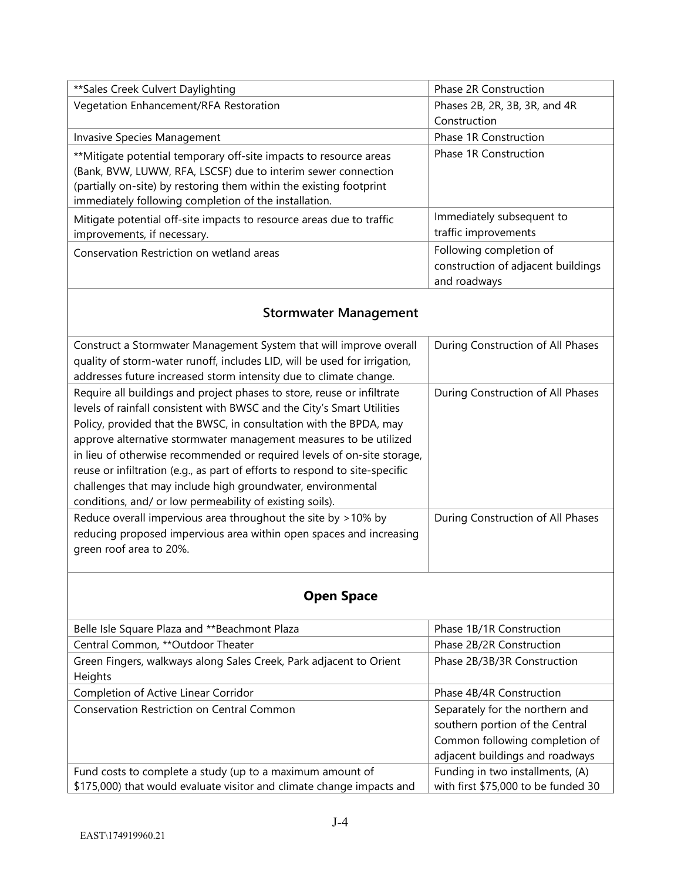| | |
|---|---|
| **Sales Creek Culvert Daylighting | Phase 2R Construction |
| Vegetation Enhancement/RFA Restoration | Phases 2B, 2R, 3B, 3R, and 4R Construction |
| Invasive Species Management | Phase 1R Construction |
| **Mitigate potential temporary off-site impacts to resource areas (Bank, BVW, LUWW, RFA, LSCSF) due to interim sewer connection (partially on-site) by restoring them within the existing footprint immediately following completion of the installation. | Phase 1R Construction |
| Mitigate potential off-site impacts to resource areas due to traffic improvements, if necessary. | Immediately subsequent to traffic improvements |
| Conservation Restriction on wetland areas | Following completion of construction of adjacent buildings and roadways |

## Stormwater Management

| | |
|---|---|
| Construct a Stormwater Management System that will improve overall quality of storm-water runoff, includes LID, will be used for irrigation, addresses future increased storm intensity due to climate change. | During Construction of All Phases |
| Require all buildings and project phases to store, reuse or infiltrate levels of rainfall consistent with BWSC and the City's Smart Utilities Policy, provided that the BWSC, in consultation with the BPDA, may approve alternative stormwater management measures to be utilized in lieu of otherwise recommended or required levels of on-site storage, reuse or infiltration (e.g., as part of efforts to respond to site-specific challenges that may include high groundwater, environmental conditions, and/ or low permeability of existing soils). | During Construction of All Phases |
| Reduce overall impervious area throughout the site by >10% by reducing proposed impervious area within open spaces and increasing green roof area to 20%. | During Construction of All Phases |

## Open Space

| | |
|---|---|
| Belle Isle Square Plaza and **Beachmont Plaza | Phase 1B/1R Construction |
| Central Common, **Outdoor Theater | Phase 2B/2R Construction |
| Green Fingers, walkways along Sales Creek, Park adjacent to Orient Heights | Phase 2B/3B/3R Construction |
| Completion of Active Linear Corridor | Phase 4B/4R Construction |
| Conservation Restriction on Central Common | Separately for the northern and southern portion of the Central Common following completion of adjacent buildings and roadways |
| Fund costs to complete a study (up to a maximum amount of $175,000) that would evaluate visitor and climate change impacts and | Funding in two installments, (A) with first $75,000 to be funded 30 |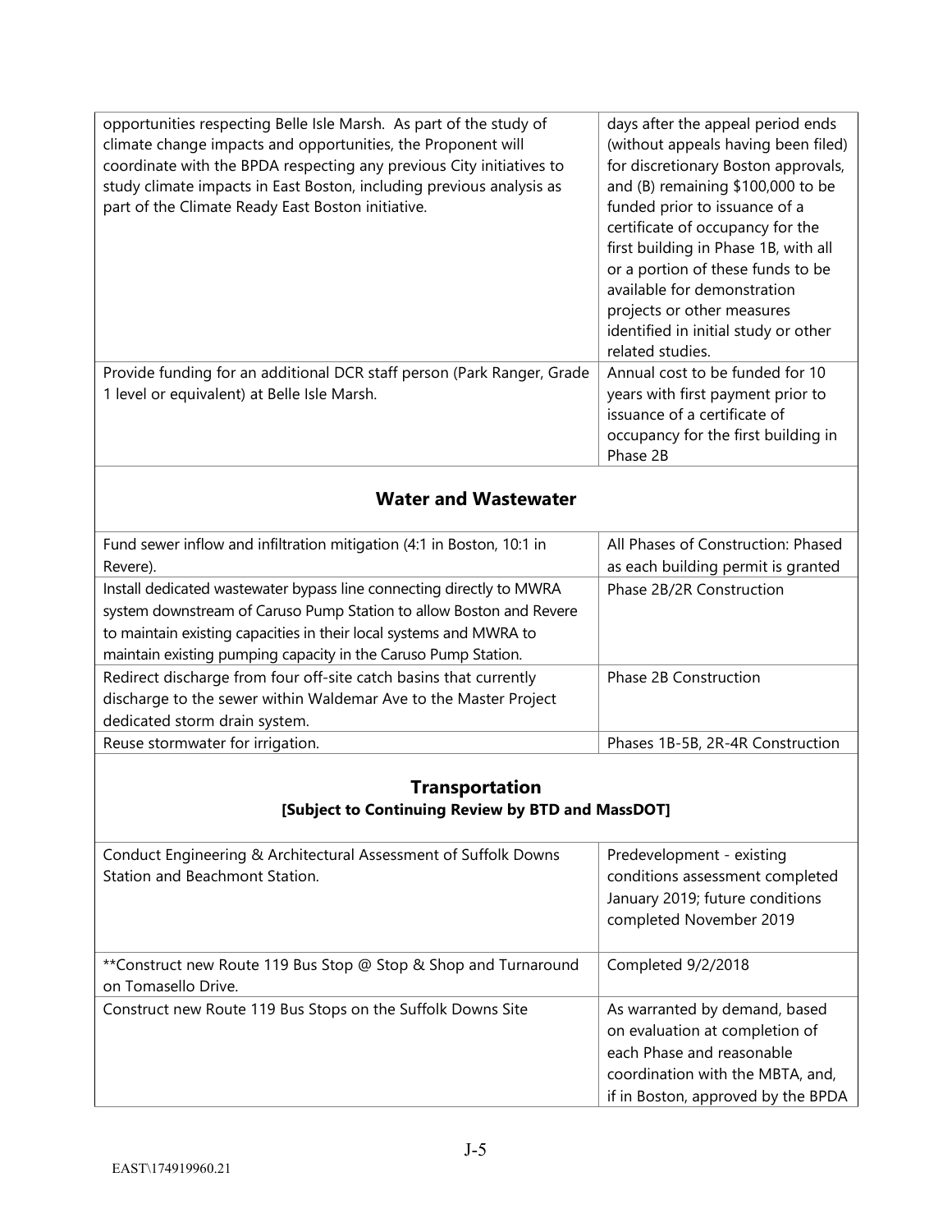| | |
|---|---|
| opportunities respecting Belle Isle Marsh. As part of the study of climate change impacts and opportunities, the Proponent will coordinate with the BPDA respecting any previous City initiatives to study climate impacts in East Boston, including previous analysis as part of the Climate Ready East Boston initiative. | days after the appeal period ends (without appeals having been filed) for discretionary Boston approvals, and (B) remaining $100,000 to be funded prior to issuance of a certificate of occupancy for the first building in Phase 1B, with all or a portion of these funds to be available for demonstration projects or other measures identified in initial study or other related studies. |
| Provide funding for an additional DCR staff person (Park Ranger, Grade 1 level or equivalent) at Belle Isle Marsh. | Annual cost to be funded for 10 years with first payment prior to issuance of a certificate of occupancy for the first building in Phase 2B |

## Water and Wastewater

| | |
|---|---|
| Fund sewer inflow and infiltration mitigation (4:1 in Boston, 10:1 in Revere). | All Phases of Construction: Phased as each building permit is granted |
| Install dedicated wastewater bypass line connecting directly to MWRA system downstream of Caruso Pump Station to allow Boston and Revere to maintain existing capacities in their local systems and MWRA to maintain existing pumping capacity in the Caruso Pump Station. | Phase 2B/2R Construction |
| Redirect discharge from four off-site catch basins that currently discharge to the sewer within Waldemar Ave to the Master Project dedicated storm drain system. | Phase 2B Construction |
| Reuse stormwater for irrigation. | Phases 1B-5B, 2R-4R Construction |

## Transportation

**[Subject to Continuing Review by BTD and MassDOT]**

| | |
|---|---|
| Conduct Engineering & Architectural Assessment of Suffolk Downs Station and Beachmont Station. | Predevelopment - existing conditions assessment completed January 2019; future conditions completed November 2019 |
| **Construct new Route 119 Bus Stop @ Stop & Shop and Turnaround on Tomasello Drive. | Completed 9/2/2018 |
| Construct new Route 119 Bus Stops on the Suffolk Downs Site | As warranted by demand, based on evaluation at completion of each Phase and reasonable coordination with the MBTA, and, if in Boston, approved by the BPDA |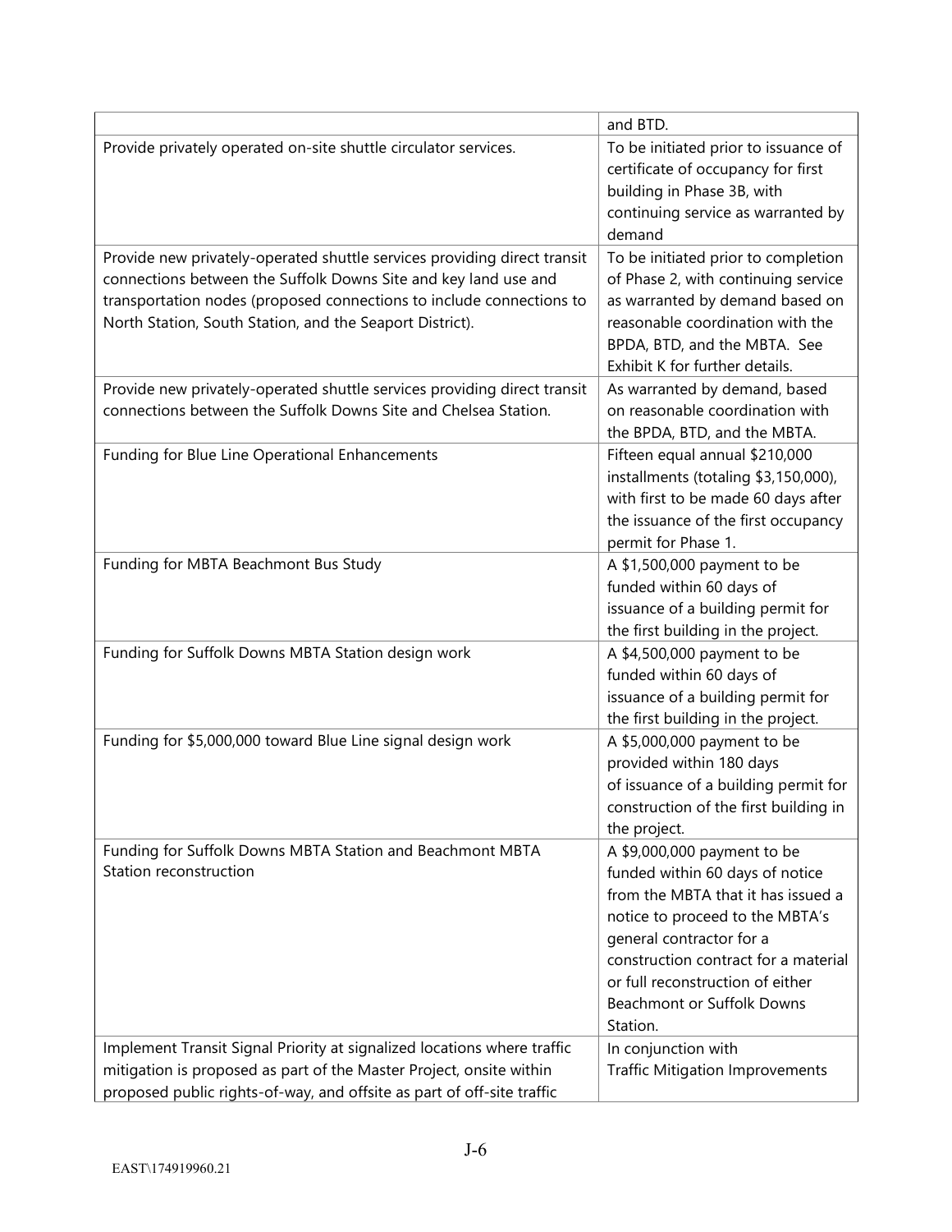| | |
|---|---|
| | and BTD. |
| Provide privately operated on-site shuttle circulator services. | To be initiated prior to issuance of certificate of occupancy for first building in Phase 3B, with continuing service as warranted by demand |
| Provide new privately-operated shuttle services providing direct transit connections between the Suffolk Downs Site and key land use and transportation nodes (proposed connections to include connections to North Station, South Station, and the Seaport District). | To be initiated prior to completion of Phase 2, with continuing service as warranted by demand based on reasonable coordination with the BPDA, BTD, and the MBTA. See Exhibit K for further details. |
| Provide new privately-operated shuttle services providing direct transit connections between the Suffolk Downs Site and Chelsea Station. | As warranted by demand, based on reasonable coordination with the BPDA, BTD, and the MBTA. |
| Funding for Blue Line Operational Enhancements | Fifteen equal annual $210,000 installments (totaling $3,150,000), with first to be made 60 days after the issuance of the first occupancy permit for Phase 1. |
| Funding for MBTA Beachmont Bus Study | A $1,500,000 payment to be funded within 60 days of issuance of a building permit for the first building in the project. |
| Funding for Suffolk Downs MBTA Station design work | A $4,500,000 payment to be funded within 60 days of issuance of a building permit for the first building in the project. |
| Funding for $5,000,000 toward Blue Line signal design work | A $5,000,000 payment to be provided within 180 days of issuance of a building permit for construction of the first building in the project. |
| Funding for Suffolk Downs MBTA Station and Beachmont MBTA Station reconstruction | A $9,000,000 payment to be funded within 60 days of notice from the MBTA that it has issued a notice to proceed to the MBTA's general contractor for a construction contract for a material or full reconstruction of either Beachmont or Suffolk Downs Station. |
| Implement Transit Signal Priority at signalized locations where traffic mitigation is proposed as part of the Master Project, onsite within proposed public rights-of-way, and offsite as part of off-site traffic | In conjunction with Traffic Mitigation Improvements |

EAST\174919960.21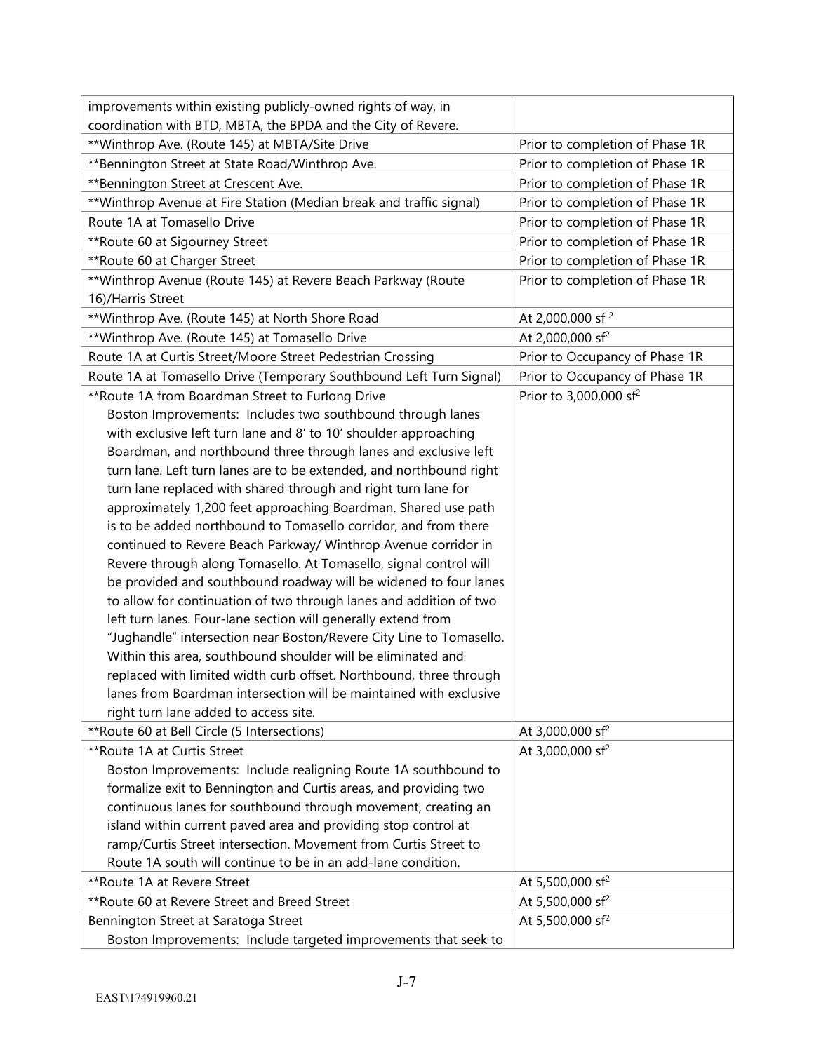| | |
|---|---|
| improvements within existing publicly-owned rights of way, in coordination with BTD, MBTA, the BPDA and the City of Revere. | |
| **Winthrop Ave. (Route 145) at MBTA/Site Drive | Prior to completion of Phase 1R |
| **Bennington Street at State Road/Winthrop Ave. | Prior to completion of Phase 1R |
| **Bennington Street at Crescent Ave. | Prior to completion of Phase 1R |
| **Winthrop Avenue at Fire Station (Median break and traffic signal) | Prior to completion of Phase 1R |
| Route 1A at Tomasello Drive | Prior to completion of Phase 1R |
| **Route 60 at Sigourney Street | Prior to completion of Phase 1R |
| **Route 60 at Charger Street | Prior to completion of Phase 1R |
| **Winthrop Avenue (Route 145) at Revere Beach Parkway (Route 16)/Harris Street | Prior to completion of Phase 1R |
| **Winthrop Ave. (Route 145) at North Shore Road | At 2,000,000 sf [2] |
| **Winthrop Ave. (Route 145) at Tomasello Drive | At 2,000,000 sf[2] |
| Route 1A at Curtis Street/Moore Street Pedestrian Crossing | Prior to Occupancy of Phase 1R |
| Route 1A at Tomasello Drive (Temporary Southbound Left Turn Signal) | Prior to Occupancy of Phase 1R |
| **Route 1A from Boardman Street to Furlong Drive<br>Boston Improvements: Includes two southbound through lanes with exclusive left turn lane and 8' to 10' shoulder approaching Boardman, and northbound three through lanes and exclusive left turn lane. Left turn lanes are to be extended, and northbound right turn lane replaced with shared through and right turn lane for approximately 1,200 feet approaching Boardman. Shared use path is to be added northbound to Tomasello corridor, and from there continued to Revere Beach Parkway/ Winthrop Avenue corridor in Revere through along Tomasello. At Tomasello, signal control will be provided and southbound roadway will be widened to four lanes to allow for continuation of two through lanes and addition of two left turn lanes. Four-lane section will generally extend from "Jughandle" intersection near Boston/Revere City Line to Tomasello. Within this area, southbound shoulder will be eliminated and replaced with limited width curb offset. Northbound, three through lanes from Boardman intersection will be maintained with exclusive right turn lane added to access site. | Prior to 3,000,000 sf[2] |
| **Route 60 at Bell Circle (5 Intersections) | At 3,000,000 sf[2] |
| **Route 1A at Curtis Street<br>Boston Improvements: Include realigning Route 1A southbound to formalize exit to Bennington and Curtis areas, and providing two continuous lanes for southbound through movement, creating an island within current paved area and providing stop control at ramp/Curtis Street intersection. Movement from Curtis Street to Route 1A south will continue to be in an add-lane condition. | At 3,000,000 sf[2] |
| **Route 1A at Revere Street | At 5,500,000 sf[2] |
| **Route 60 at Revere Street and Breed Street | At 5,500,000 sf[2] |
| Bennington Street at Saratoga Street<br>Boston Improvements: Include targeted improvements that seek to | At 5,500,000 sf[2] |

EAST\174919960.21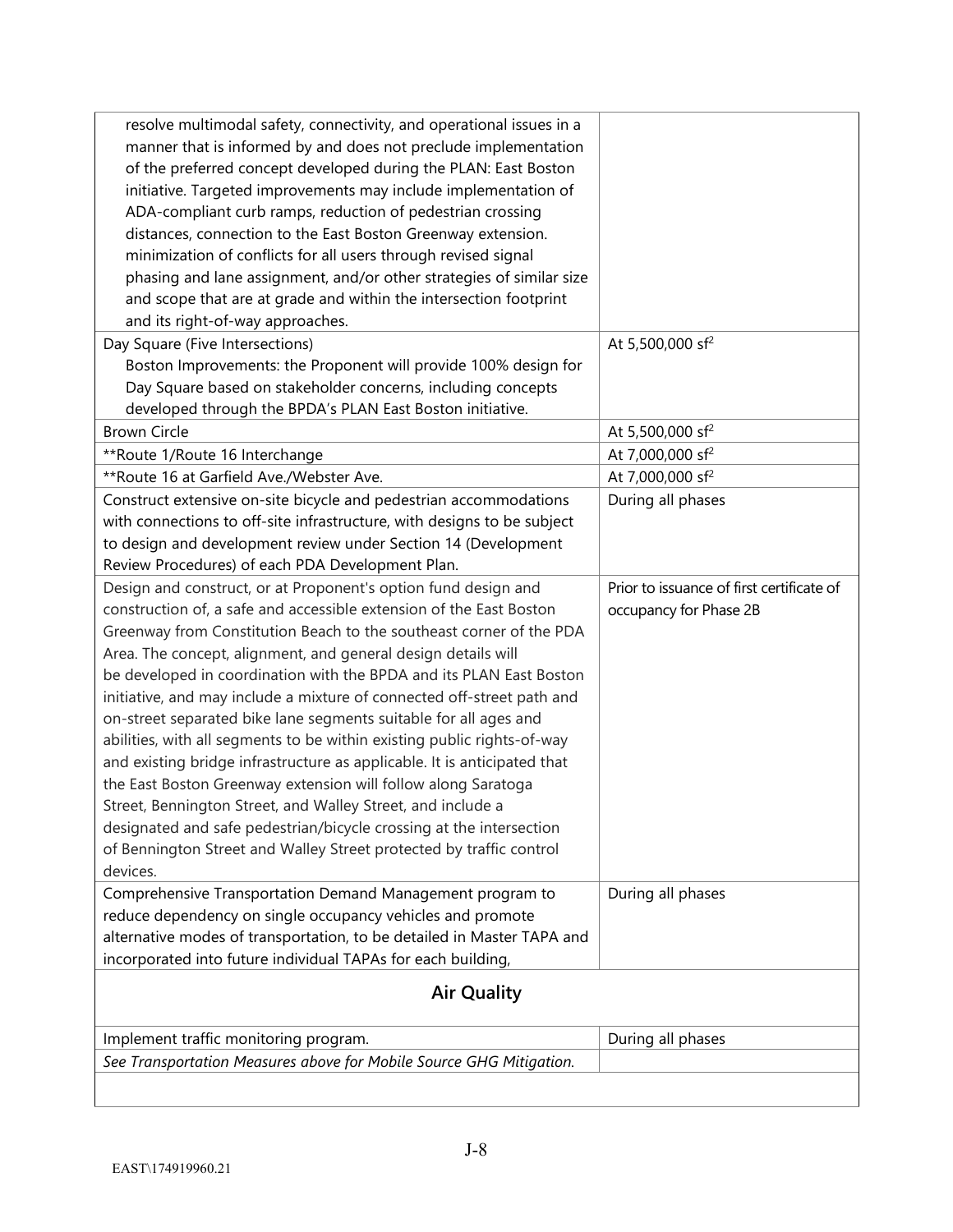| | |
|---|---|
| resolve multimodal safety, connectivity, and operational issues in a manner that is informed by and does not preclude implementation of the preferred concept developed during the PLAN: East Boston initiative. Targeted improvements may include implementation of ADA-compliant curb ramps, reduction of pedestrian crossing distances, connection to the East Boston Greenway extension. minimization of conflicts for all users through revised signal phasing and lane assignment, and/or other strategies of similar size and scope that are at grade and within the intersection footprint and its right-of-way approaches. | |
| Day Square (Five Intersections)<br>Boston Improvements: the Proponent will provide 100% design for Day Square based on stakeholder concerns, including concepts developed through the BPDA's PLAN East Boston initiative. | At 5,500,000 sf[2] |
| Brown Circle | At 5,500,000 sf[2] |
| **Route 1/Route 16 Interchange | At 7,000,000 sf[2] |
| **Route 16 at Garfield Ave./Webster Ave. | At 7,000,000 sf[2] |
| Construct extensive on-site bicycle and pedestrian accommodations with connections to off-site infrastructure, with designs to be subject to design and development review under Section 14 (Development Review Procedures) of each PDA Development Plan. | During all phases |
| Design and construct, or at Proponent's option fund design and construction of, a safe and accessible extension of the East Boston Greenway from Constitution Beach to the southeast corner of the PDA Area. The concept, alignment, and general design details will be developed in coordination with the BPDA and its PLAN East Boston initiative, and may include a mixture of connected off-street path and on-street separated bike lane segments suitable for all ages and abilities, with all segments to be within existing public rights-of-way and existing bridge infrastructure as applicable. It is anticipated that the East Boston Greenway extension will follow along Saratoga Street, Bennington Street, and Walley Street, and include a designated and safe pedestrian/bicycle crossing at the intersection of Bennington Street and Walley Street protected by traffic control devices. | Prior to issuance of first certificate of occupancy for Phase 2B |
| Comprehensive Transportation Demand Management program to reduce dependency on single occupancy vehicles and promote alternative modes of transportation, to be detailed in Master TAPA and incorporated into future individual TAPAs for each building, | During all phases |
| **Air Quality** | |
| Implement traffic monitoring program. | During all phases |
| *See Transportation Measures above for Mobile Source GHG Mitigation.* | |
| | |

EAST\174919960.21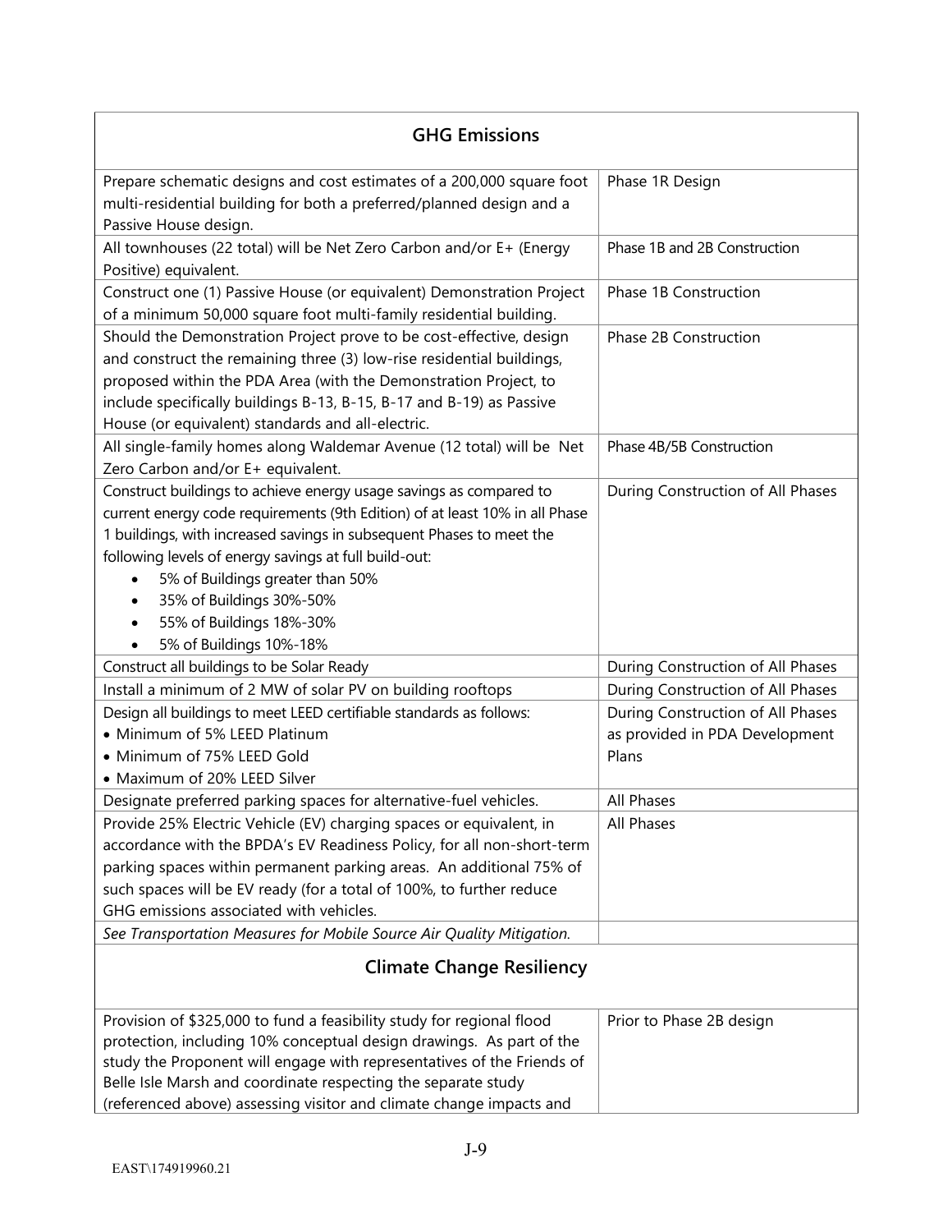| GHG Emissions | |
|---|---|
| Prepare schematic designs and cost estimates of a 200,000 square foot multi-residential building for both a preferred/planned design and a Passive House design. | Phase 1R Design |
| All townhouses (22 total) will be Net Zero Carbon and/or E+ (Energy Positive) equivalent. | Phase 1B and 2B Construction |
| Construct one (1) Passive House (or equivalent) Demonstration Project of a minimum 50,000 square foot multi-family residential building. | Phase 1B Construction |
| Should the Demonstration Project prove to be cost-effective, design and construct the remaining three (3) low-rise residential buildings, proposed within the PDA Area (with the Demonstration Project, to include specifically buildings B-13, B-15, B-17 and B-19) as Passive House (or equivalent) standards and all-electric. | Phase 2B Construction |
| All single-family homes along Waldemar Avenue (12 total) will be Net Zero Carbon and/or E+ equivalent. | Phase 4B/5B Construction |
| Construct buildings to achieve energy usage savings as compared to current energy code requirements (9th Edition) of at least 10% in all Phase 1 buildings, with increased savings in subsequent Phases to meet the following levels of energy savings at full build-out:<br>• 5% of Buildings greater than 50%<br>• 35% of Buildings 30%-50%<br>• 55% of Buildings 18%-30%<br>• 5% of Buildings 10%-18% | During Construction of All Phases |
| Construct all buildings to be Solar Ready | During Construction of All Phases |
| Install a minimum of 2 MW of solar PV on building rooftops | During Construction of All Phases |
| Design all buildings to meet LEED certifiable standards as follows:<br>• Minimum of 5% LEED Platinum<br>• Minimum of 75% LEED Gold<br>• Maximum of 20% LEED Silver | During Construction of All Phases as provided in PDA Development Plans |
| Designate preferred parking spaces for alternative-fuel vehicles. | All Phases |
| Provide 25% Electric Vehicle (EV) charging spaces or equivalent, in accordance with the BPDA's EV Readiness Policy, for all non-short-term parking spaces within permanent parking areas. An additional 75% of such spaces will be EV ready (for a total of 100%, to further reduce GHG emissions associated with vehicles. | All Phases |
| *See Transportation Measures for Mobile Source Air Quality Mitigation.* | |
| **Climate Change Resiliency** | |
| Provision of $325,000 to fund a feasibility study for regional flood protection, including 10% conceptual design drawings. As part of the study the Proponent will engage with representatives of the Friends of Belle Isle Marsh and coordinate respecting the separate study (referenced above) assessing visitor and climate change impacts and | Prior to Phase 2B design |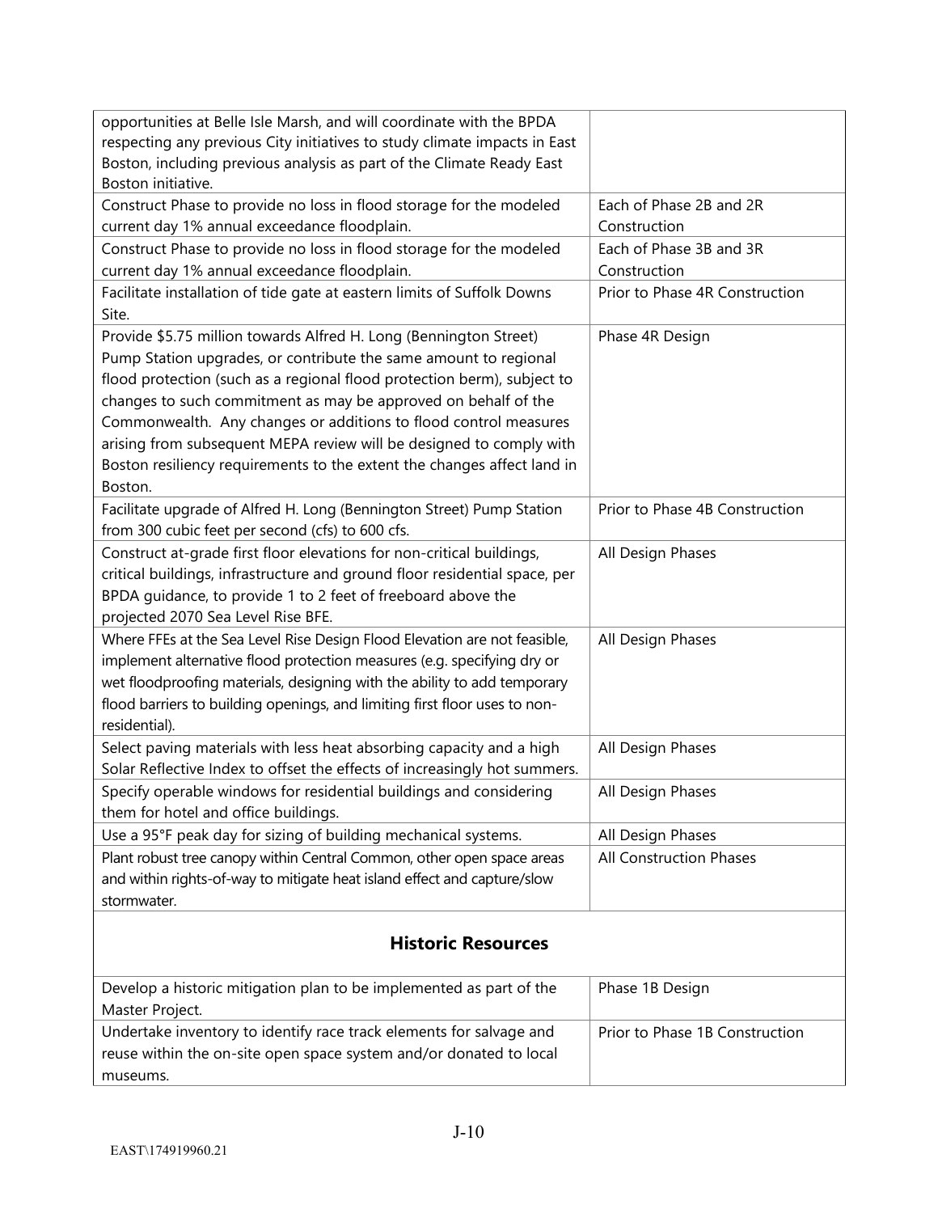| | |
|---|---|
| opportunities at Belle Isle Marsh, and will coordinate with the BPDA respecting any previous City initiatives to study climate impacts in East Boston, including previous analysis as part of the Climate Ready East Boston initiative. | |
| Construct Phase to provide no loss in flood storage for the modeled current day 1% annual exceedance floodplain. | Each of Phase 2B and 2R Construction |
| Construct Phase to provide no loss in flood storage for the modeled current day 1% annual exceedance floodplain. | Each of Phase 3B and 3R Construction |
| Facilitate installation of tide gate at eastern limits of Suffolk Downs Site. | Prior to Phase 4R Construction |
| Provide $5.75 million towards Alfred H. Long (Bennington Street) Pump Station upgrades, or contribute the same amount to regional flood protection (such as a regional flood protection berm), subject to changes to such commitment as may be approved on behalf of the Commonwealth. Any changes or additions to flood control measures arising from subsequent MEPA review will be designed to comply with Boston resiliency requirements to the extent the changes affect land in Boston. | Phase 4R Design |
| Facilitate upgrade of Alfred H. Long (Bennington Street) Pump Station from 300 cubic feet per second (cfs) to 600 cfs. | Prior to Phase 4B Construction |
| Construct at-grade first floor elevations for non-critical buildings, critical buildings, infrastructure and ground floor residential space, per BPDA guidance, to provide 1 to 2 feet of freeboard above the projected 2070 Sea Level Rise BFE. | All Design Phases |
| Where FFEs at the Sea Level Rise Design Flood Elevation are not feasible, implement alternative flood protection measures (e.g. specifying dry or wet floodproofing materials, designing with the ability to add temporary flood barriers to building openings, and limiting first floor uses to non-residential). | All Design Phases |
| Select paving materials with less heat absorbing capacity and a high Solar Reflective Index to offset the effects of increasingly hot summers. | All Design Phases |
| Specify operable windows for residential buildings and considering them for hotel and office buildings. | All Design Phases |
| Use a 95°F peak day for sizing of building mechanical systems. | All Design Phases |
| Plant robust tree canopy within Central Common, other open space areas and within rights-of-way to mitigate heat island effect and capture/slow stormwater. | All Construction Phases |
| **Historic Resources** | |
| Develop a historic mitigation plan to be implemented as part of the Master Project. | Phase 1B Design |
| Undertake inventory to identify race track elements for salvage and reuse within the on-site open space system and/or donated to local museums. | Prior to Phase 1B Construction |

EAST\174919960.21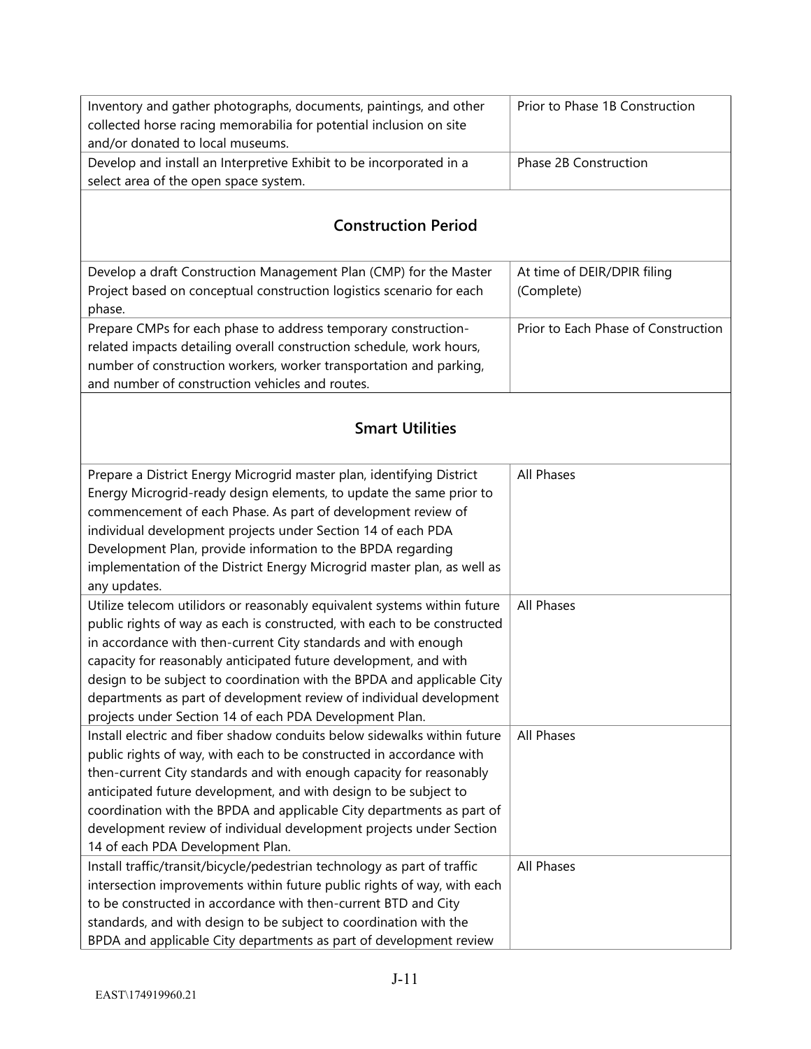| | |
|---|---|
| Inventory and gather photographs, documents, paintings, and other collected horse racing memorabilia for potential inclusion on site and/or donated to local museums. | Prior to Phase 1B Construction |
| Develop and install an Interpretive Exhibit to be incorporated in a select area of the open space system. | Phase 2B Construction |
| **Construction Period** | |
| Develop a draft Construction Management Plan (CMP) for the Master Project based on conceptual construction logistics scenario for each phase. | At time of DEIR/DPIR filing (Complete) |
| Prepare CMPs for each phase to address temporary construction-related impacts detailing overall construction schedule, work hours, number of construction workers, worker transportation and parking, and number of construction vehicles and routes. | Prior to Each Phase of Construction |
| **Smart Utilities** | |
| Prepare a District Energy Microgrid master plan, identifying District Energy Microgrid-ready design elements, to update the same prior to commencement of each Phase. As part of development review of individual development projects under Section 14 of each PDA Development Plan, provide information to the BPDA regarding implementation of the District Energy Microgrid master plan, as well as any updates. | All Phases |
| Utilize telecom utilidors or reasonably equivalent systems within future public rights of way as each is constructed, with each to be constructed in accordance with then-current City standards and with enough capacity for reasonably anticipated future development, and with design to be subject to coordination with the BPDA and applicable City departments as part of development review of individual development projects under Section 14 of each PDA Development Plan. | All Phases |
| Install electric and fiber shadow conduits below sidewalks within future public rights of way, with each to be constructed in accordance with then-current City standards and with enough capacity for reasonably anticipated future development, and with design to be subject to coordination with the BPDA and applicable City departments as part of development review of individual development projects under Section 14 of each PDA Development Plan. | All Phases |
| Install traffic/transit/bicycle/pedestrian technology as part of traffic intersection improvements within future public rights of way, with each to be constructed in accordance with then-current BTD and City standards, and with design to be subject to coordination with the BPDA and applicable City departments as part of development review | All Phases |

EAST\174919960.21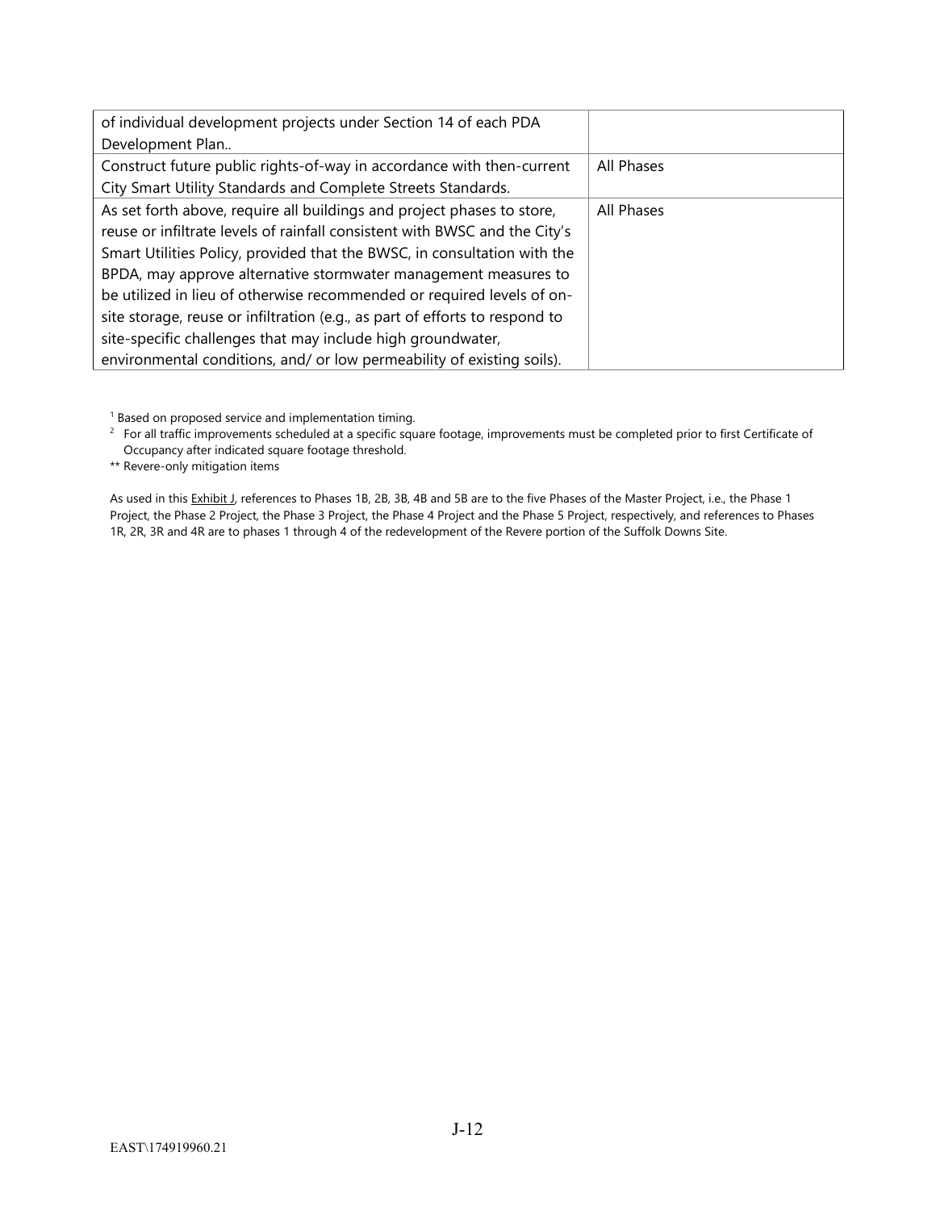| | |
|---|---|
| of individual development projects under Section 14 of each PDA Development Plan.. | |
| Construct future public rights-of-way in accordance with then-current City Smart Utility Standards and Complete Streets Standards. | All Phases |
| As set forth above, require all buildings and project phases to store, reuse or infiltrate levels of rainfall consistent with BWSC and the City's Smart Utilities Policy, provided that the BWSC, in consultation with the BPDA, may approve alternative stormwater management measures to be utilized in lieu of otherwise recommended or required levels of on-site storage, reuse or infiltration (e.g., as part of efforts to respond to site-specific challenges that may include high groundwater, environmental conditions, and/ or low permeability of existing soils). | All Phases |

[1] Based on proposed service and implementation timing.

[2] For all traffic improvements scheduled at a specific square footage, improvements must be completed prior to first Certificate of Occupancy after indicated square footage threshold.

** Revere-only mitigation items

As used in this Exhibit J, references to Phases 1B, 2B, 3B, 4B and 5B are to the five Phases of the Master Project, i.e., the Phase 1 Project, the Phase 2 Project, the Phase 3 Project, the Phase 4 Project and the Phase 5 Project, respectively, and references to Phases 1R, 2R, 3R and 4R are to phases 1 through 4 of the redevelopment of the Revere portion of the Suffolk Downs Site.

EAST\174919960.21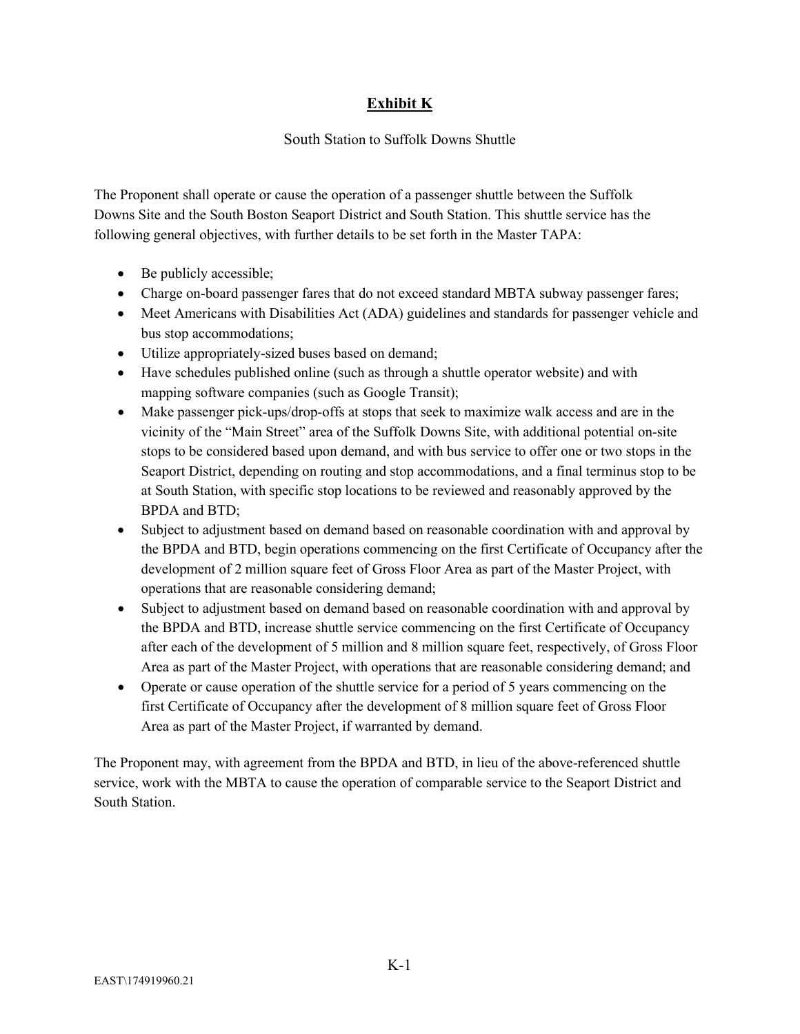## Exhibit K

South Station to Suffolk Downs Shuttle

The Proponent shall operate or cause the operation of a passenger shuttle between the Suffolk Downs Site and the South Boston Seaport District and South Station. This shuttle service has the following general objectives, with further details to be set forth in the Master TAPA:

- Be publicly accessible;
- Charge on-board passenger fares that do not exceed standard MBTA subway passenger fares;
- Meet Americans with Disabilities Act (ADA) guidelines and standards for passenger vehicle and bus stop accommodations;
- Utilize appropriately-sized buses based on demand;
- Have schedules published online (such as through a shuttle operator website) and with mapping software companies (such as Google Transit);
- Make passenger pick-ups/drop-offs at stops that seek to maximize walk access and are in the vicinity of the "Main Street" area of the Suffolk Downs Site, with additional potential on-site stops to be considered based upon demand, and with bus service to offer one or two stops in the Seaport District, depending on routing and stop accommodations, and a final terminus stop to be at South Station, with specific stop locations to be reviewed and reasonably approved by the BPDA and BTD;
- Subject to adjustment based on demand based on reasonable coordination with and approval by the BPDA and BTD, begin operations commencing on the first Certificate of Occupancy after the development of 2 million square feet of Gross Floor Area as part of the Master Project, with operations that are reasonable considering demand;
- Subject to adjustment based on demand based on reasonable coordination with and approval by the BPDA and BTD, increase shuttle service commencing on the first Certificate of Occupancy after each of the development of 5 million and 8 million square feet, respectively, of Gross Floor Area as part of the Master Project, with operations that are reasonable considering demand; and
- Operate or cause operation of the shuttle service for a period of 5 years commencing on the first Certificate of Occupancy after the development of 8 million square feet of Gross Floor Area as part of the Master Project, if warranted by demand.

The Proponent may, with agreement from the BPDA and BTD, in lieu of the above-referenced shuttle service, work with the MBTA to cause the operation of comparable service to the Seaport District and South Station.